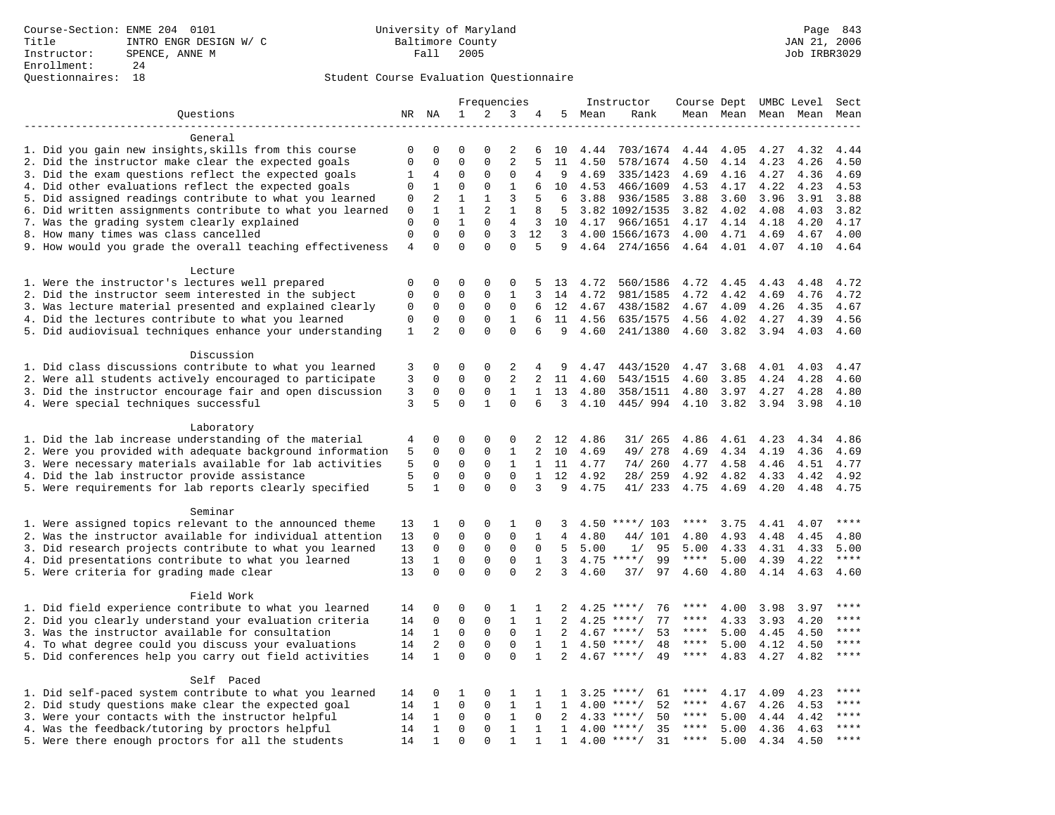Course-Section: ENME 204 0101
Title: INTRO ENGR DESIGN W/ C
Instructor: SPENCE, ANNE M
Enrollment: 24
Questionnaires: 18

University of Maryland
Baltimore County
Fall 2005

JAN 21, 2006
Job IRBR3029

## Student Course Evaluation Questionnaire

| Questions | NR | NA | 1 | 2 | 3 | 4 | 5 | Instructor Mean | Instructor Rank | Course Mean | Dept Mean | UMBC Mean | Level Mean | Sect Mean |
|---|---|---|---|---|---|---|---|---|---|---|---|---|---|---|
| **General** | | | | | | | | | | | | | | |
| 1. Did you gain new insights,skills from this course | 0 | 0 | 0 | 0 | 2 | 6 | 10 | 4.44 | 703/1674 | 4.44 | 4.05 | 4.27 | 4.32 | 4.44 |
| 2. Did the instructor make clear the expected goals | 0 | 0 | 0 | 0 | 2 | 5 | 11 | 4.50 | 578/1674 | 4.50 | 4.14 | 4.23 | 4.26 | 4.50 |
| 3. Did the exam questions reflect the expected goals | 1 | 4 | 0 | 0 | 0 | 4 | 9 | 4.69 | 335/1423 | 4.69 | 4.16 | 4.27 | 4.36 | 4.69 |
| 4. Did other evaluations reflect the expected goals | 0 | 1 | 0 | 0 | 1 | 6 | 10 | 4.53 | 466/1609 | 4.53 | 4.17 | 4.22 | 4.23 | 4.53 |
| 5. Did assigned readings contribute to what you learned | 0 | 2 | 1 | 1 | 3 | 5 | 6 | 3.88 | 936/1585 | 3.88 | 3.60 | 3.96 | 3.91 | 3.88 |
| 6. Did written assignments contribute to what you learned | 0 | 1 | 1 | 2 | 1 | 8 | 5 | 3.82 | 1092/1535 | 3.82 | 4.02 | 4.08 | 4.03 | 3.82 |
| 7. Was the grading system clearly explained | 0 | 0 | 1 | 0 | 4 | 3 | 10 | 4.17 | 966/1651 | 4.17 | 4.14 | 4.18 | 4.20 | 4.17 |
| 8. How many times was class cancelled | 0 | 0 | 0 | 0 | 3 | 12 | 3 | 4.00 | 1566/1673 | 4.00 | 4.71 | 4.69 | 4.67 | 4.00 |
| 9. How would you grade the overall teaching effectiveness | 4 | 0 | 0 | 0 | 0 | 5 | 9 | 4.64 | 274/1656 | 4.64 | 4.01 | 4.07 | 4.10 | 4.64 |
| **Lecture** | | | | | | | | | | | | | | |
| 1. Were the instructor's lectures well prepared | 0 | 0 | 0 | 0 | 0 | 5 | 13 | 4.72 | 560/1586 | 4.72 | 4.45 | 4.43 | 4.48 | 4.72 |
| 2. Did the instructor seem interested in the subject | 0 | 0 | 0 | 0 | 1 | 3 | 14 | 4.72 | 981/1585 | 4.72 | 4.42 | 4.69 | 4.76 | 4.72 |
| 3. Was lecture material presented and explained clearly | 0 | 0 | 0 | 0 | 0 | 6 | 12 | 4.67 | 438/1582 | 4.67 | 4.09 | 4.26 | 4.35 | 4.67 |
| 4. Did the lectures contribute to what you learned | 0 | 0 | 0 | 0 | 1 | 6 | 11 | 4.56 | 635/1575 | 4.56 | 4.02 | 4.27 | 4.39 | 4.56 |
| 5. Did audiovisual techniques enhance your understanding | 1 | 2 | 0 | 0 | 0 | 6 | 9 | 4.60 | 241/1380 | 4.60 | 3.82 | 3.94 | 4.03 | 4.60 |
| **Discussion** | | | | | | | | | | | | | | |
| 1. Did class discussions contribute to what you learned | 3 | 0 | 0 | 0 | 2 | 4 | 9 | 4.47 | 443/1520 | 4.47 | 3.68 | 4.01 | 4.03 | 4.47 |
| 2. Were all students actively encouraged to participate | 3 | 0 | 0 | 0 | 2 | 2 | 11 | 4.60 | 543/1515 | 4.60 | 3.85 | 4.24 | 4.28 | 4.60 |
| 3. Did the instructor encourage fair and open discussion | 3 | 0 | 0 | 0 | 1 | 1 | 13 | 4.80 | 358/1511 | 4.80 | 3.97 | 4.27 | 4.28 | 4.80 |
| 4. Were special techniques successful | 3 | 5 | 0 | 1 | 0 | 6 | 3 | 4.10 | 445/ 994 | 4.10 | 3.82 | 3.94 | 3.98 | 4.10 |
| **Laboratory** | | | | | | | | | | | | | | |
| 1. Did the lab increase understanding of the material | 4 | 0 | 0 | 0 | 0 | 2 | 12 | 4.86 | 31/ 265 | 4.86 | 4.61 | 4.23 | 4.34 | 4.86 |
| 2. Were you provided with adequate background information | 5 | 0 | 0 | 0 | 1 | 2 | 10 | 4.69 | 49/ 278 | 4.69 | 4.34 | 4.19 | 4.36 | 4.69 |
| 3. Were necessary materials available for lab activities | 5 | 0 | 0 | 0 | 1 | 1 | 11 | 4.77 | 74/ 260 | 4.77 | 4.58 | 4.46 | 4.51 | 4.77 |
| 4. Did the lab instructor provide assistance | 5 | 0 | 0 | 0 | 0 | 1 | 12 | 4.92 | 28/ 259 | 4.92 | 4.82 | 4.33 | 4.42 | 4.92 |
| 5. Were requirements for lab reports clearly specified | 5 | 1 | 0 | 0 | 0 | 3 | 9 | 4.75 | 41/ 233 | 4.75 | 4.69 | 4.20 | 4.48 | 4.75 |
| **Seminar** | | | | | | | | | | | | | | |
| 1. Were assigned topics relevant to the announced theme | 13 | 1 | 0 | 0 | 1 | 0 | 3 | 4.50 | ****/ 103 | **** | 3.75 | 4.41 | 4.07 | **** |
| 2. Was the instructor available for individual attention | 13 | 0 | 0 | 0 | 0 | 1 | 4 | 4.80 | 44/ 101 | 4.80 | 4.93 | 4.48 | 4.45 | 4.80 |
| 3. Did research projects contribute to what you learned | 13 | 0 | 0 | 0 | 0 | 0 | 5 | 5.00 | 1/ 95 | 5.00 | 4.33 | 4.31 | 4.33 | 5.00 |
| 4. Did presentations contribute to what you learned | 13 | 1 | 0 | 0 | 0 | 1 | 3 | 4.75 | ****/ 99 | **** | 5.00 | 4.39 | 4.22 | **** |
| 5. Were criteria for grading made clear | 13 | 0 | 0 | 0 | 0 | 2 | 3 | 4.60 | 37/ 97 | 4.60 | 4.80 | 4.14 | 4.63 | 4.60 |
| **Field Work** | | | | | | | | | | | | | | |
| 1. Did field experience contribute to what you learned | 14 | 0 | 0 | 0 | 1 | 1 | 2 | 4.25 | ****/ 76 | **** | 4.00 | 3.98 | 3.97 | **** |
| 2. Did you clearly understand your evaluation criteria | 14 | 0 | 0 | 0 | 1 | 1 | 2 | 4.25 | ****/ 77 | **** | 4.33 | 3.93 | 4.20 | **** |
| 3. Was the instructor available for consultation | 14 | 1 | 0 | 0 | 0 | 1 | 2 | 4.67 | ****/ 53 | **** | 5.00 | 4.45 | 4.50 | **** |
| 4. To what degree could you discuss your evaluations | 14 | 2 | 0 | 0 | 0 | 1 | 1 | 4.50 | ****/ 48 | **** | 5.00 | 4.12 | 4.50 | **** |
| 5. Did conferences help you carry out field activities | 14 | 1 | 0 | 0 | 0 | 1 | 2 | 4.67 | ****/ 49 | **** | 4.83 | 4.27 | 4.82 | **** |
| **Self Paced** | | | | | | | | | | | | | | |
| 1. Did self-paced system contribute to what you learned | 14 | 0 | 1 | 0 | 1 | 1 | 1 | 3.25 | ****/ 61 | **** | 4.17 | 4.09 | 4.23 | **** |
| 2. Did study questions make clear the expected goal | 14 | 1 | 0 | 0 | 1 | 1 | 1 | 4.00 | ****/ 52 | **** | 4.67 | 4.26 | 4.53 | **** |
| 3. Were your contacts with the instructor helpful | 14 | 1 | 0 | 0 | 1 | 0 | 2 | 4.33 | ****/ 50 | **** | 5.00 | 4.44 | 4.42 | **** |
| 4. Was the feedback/tutoring by proctors helpful | 14 | 1 | 0 | 0 | 1 | 1 | 1 | 4.00 | ****/ 35 | **** | 5.00 | 4.36 | 4.63 | **** |
| 5. Were there enough proctors for all the students | 14 | 1 | 0 | 0 | 1 | 1 | 1 | 4.00 | ****/ 31 | **** | 5.00 | 4.34 | 4.50 | **** |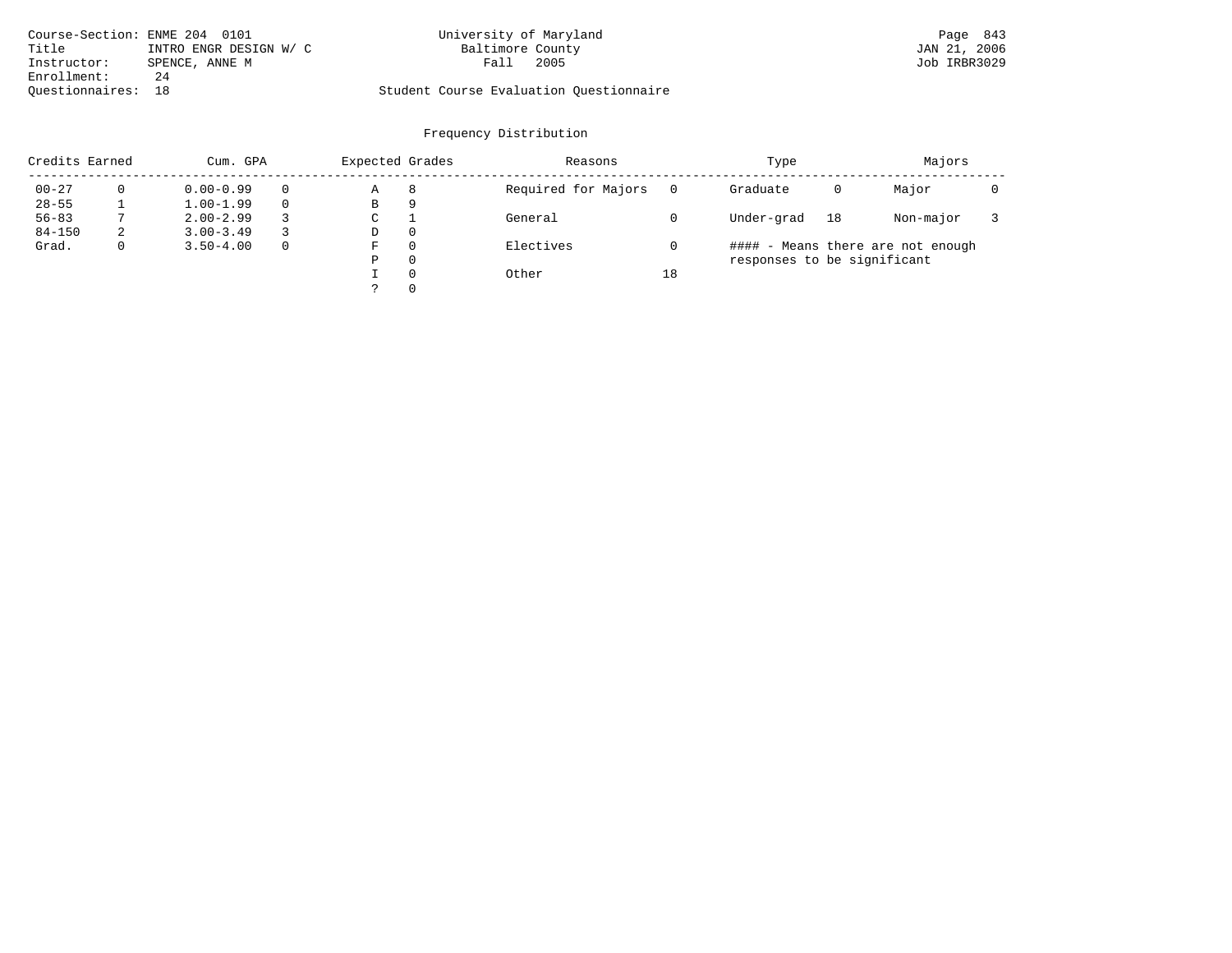Course-Section: ENME 204 0101
Title: INTRO ENGR DESIGN W/ C
Instructor: SPENCE, ANNE M
Enrollment: 24
Questionnaires: 18

University of Maryland
Baltimore County
Fall 2005

Student Course Evaluation Questionnaire

JAN 21, 2006
Job IRBR3029

## Frequency Distribution

| Credits Earned | | Cum. GPA | | Expected Grades | | Reasons | | Type | | Majors | |
|---|---|---|---|---|---|---|---|---|---|---|---|
| 00-27 | 0 | 0.00-0.99 | 0 | A | 8 | Required for Majors | 0 | Graduate | 0 | Major | 0 |
| 28-55 | 1 | 1.00-1.99 | 0 | B | 9 | | | | | | |
| 56-83 | 7 | 2.00-2.99 | 3 | C | 1 | General | 0 | Under-grad | 18 | Non-major | 3 |
| 84-150 | 2 | 3.00-3.49 | 3 | D | 0 | | | | | | |
| Grad. | 0 | 3.50-4.00 | 0 | F | 0 | Electives | 0 | | | | |
| | | | | P | 0 | | | | | | |
| | | | | I | 0 | Other | 18 | | | | |
| | | | | ? | 0 | | | | | | |

#### - Means there are not enough responses to be significant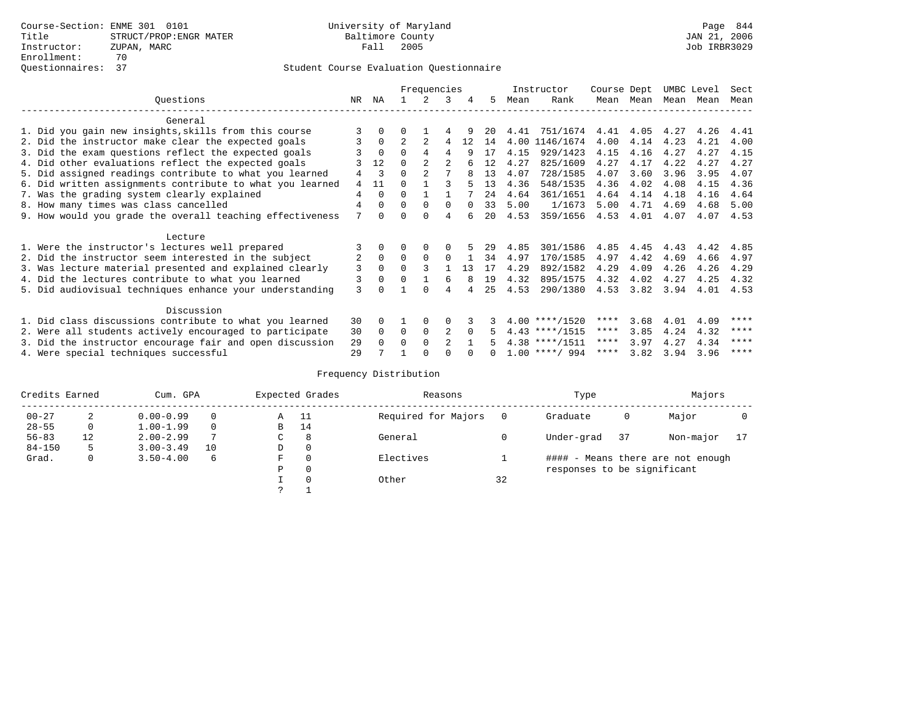Course-Section: ENME 301 0101
Title: STRUCT/PROP:ENGR MATER
Instructor: ZUPAN, MARC
Enrollment: 70
Questionnaires: 37

University of Maryland
Baltimore County
Fall 2005

JAN 21, 2006
Job IRBR3029

Student Course Evaluation Questionnaire

| Questions | NR | NA | 1 | 2 | 3 | 4 | 5 | Instructor Mean | Instructor Rank | Course Mean | Dept Mean | UMBC Mean | Level Mean | Sect Mean |
|---|---|---|---|---|---|---|---|---|---|---|---|---|---|---|
| **General** | | | | | | | | | | | | | | |
| 1. Did you gain new insights,skills from this course | 3 | 0 | 0 | 1 | 4 | 9 | 20 | 4.41 | 751/1674 | 4.41 | 4.05 | 4.27 | 4.26 | 4.41 |
| 2. Did the instructor make clear the expected goals | 3 | 0 | 2 | 2 | 4 | 12 | 14 | 4.00 | 1146/1674 | 4.00 | 4.14 | 4.23 | 4.21 | 4.00 |
| 3. Did the exam questions reflect the expected goals | 3 | 0 | 0 | 4 | 4 | 9 | 17 | 4.15 | 929/1423 | 4.15 | 4.16 | 4.27 | 4.27 | 4.15 |
| 4. Did other evaluations reflect the expected goals | 3 | 12 | 0 | 2 | 2 | 6 | 12 | 4.27 | 825/1609 | 4.27 | 4.17 | 4.22 | 4.27 | 4.27 |
| 5. Did assigned readings contribute to what you learned | 4 | 3 | 0 | 2 | 7 | 8 | 13 | 4.07 | 728/1585 | 4.07 | 3.60 | 3.96 | 3.95 | 4.07 |
| 6. Did written assignments contribute to what you learned | 4 | 11 | 0 | 1 | 3 | 5 | 13 | 4.36 | 548/1535 | 4.36 | 4.02 | 4.08 | 4.15 | 4.36 |
| 7. Was the grading system clearly explained | 4 | 0 | 0 | 1 | 1 | 7 | 24 | 4.64 | 361/1651 | 4.64 | 4.14 | 4.18 | 4.16 | 4.64 |
| 8. How many times was class cancelled | 4 | 0 | 0 | 0 | 0 | 0 | 33 | 5.00 | 1/1673 | 5.00 | 4.71 | 4.69 | 4.68 | 5.00 |
| 9. How would you grade the overall teaching effectiveness | 7 | 0 | 0 | 0 | 4 | 6 | 20 | 4.53 | 359/1656 | 4.53 | 4.01 | 4.07 | 4.07 | 4.53 |
| **Lecture** | | | | | | | | | | | | | | |
| 1. Were the instructor's lectures well prepared | 3 | 0 | 0 | 0 | 0 | 5 | 29 | 4.85 | 301/1586 | 4.85 | 4.45 | 4.43 | 4.42 | 4.85 |
| 2. Did the instructor seem interested in the subject | 2 | 0 | 0 | 0 | 0 | 1 | 34 | 4.97 | 170/1585 | 4.97 | 4.42 | 4.69 | 4.66 | 4.97 |
| 3. Was lecture material presented and explained clearly | 3 | 0 | 0 | 3 | 1 | 13 | 17 | 4.29 | 892/1582 | 4.29 | 4.09 | 4.26 | 4.26 | 4.29 |
| 4. Did the lectures contribute to what you learned | 3 | 0 | 0 | 1 | 6 | 8 | 19 | 4.32 | 895/1575 | 4.32 | 4.02 | 4.27 | 4.25 | 4.32 |
| 5. Did audiovisual techniques enhance your understanding | 3 | 0 | 1 | 0 | 4 | 4 | 25 | 4.53 | 290/1380 | 4.53 | 3.82 | 3.94 | 4.01 | 4.53 |
| **Discussion** | | | | | | | | | | | | | | |
| 1. Did class discussions contribute to what you learned | 30 | 0 | 1 | 0 | 0 | 3 | 3 | 4.00 | ****/1520 | **** | 3.68 | 4.01 | 4.09 | **** |
| 2. Were all students actively encouraged to participate | 30 | 0 | 0 | 0 | 2 | 0 | 5 | 4.43 | ****/1515 | **** | 3.85 | 4.24 | 4.32 | **** |
| 3. Did the instructor encourage fair and open discussion | 29 | 0 | 0 | 0 | 2 | 1 | 5 | 4.38 | ****/1511 | **** | 3.97 | 4.27 | 4.34 | **** |
| 4. Were special techniques successful | 29 | 7 | 1 | 0 | 0 | 0 | 0 | 1.00 | ****/ 994 | **** | 3.82 | 3.94 | 3.96 | **** |

Frequency Distribution

| Credits Earned | | Cum. GPA | | Expected Grades | | Reasons | | Type | | Majors | |
|---|---|---|---|---|---|---|---|---|---|---|---|
| 00-27 | 2 | 0.00-0.99 | 0 | A | 11 | Required for Majors | 0 | Graduate | 0 | Major | 0 |
| 28-55 | 0 | 1.00-1.99 | 0 | B | 14 | | | | | | |
| 56-83 | 12 | 2.00-2.99 | 7 | C | 8 | General | 0 | Under-grad | 37 | Non-major | 17 |
| 84-150 | 5 | 3.00-3.49 | 10 | D | 0 | | | | | | |
| Grad. | 0 | 3.50-4.00 | 6 | F | 0 | Electives | 1 | | | | |
| | | | | P | 0 | | | | | | |
| | | | | I | 0 | Other | 32 | | | | |
| | | | | ? | 1 | | | | | | |

#### - Means there are not enough responses to be significant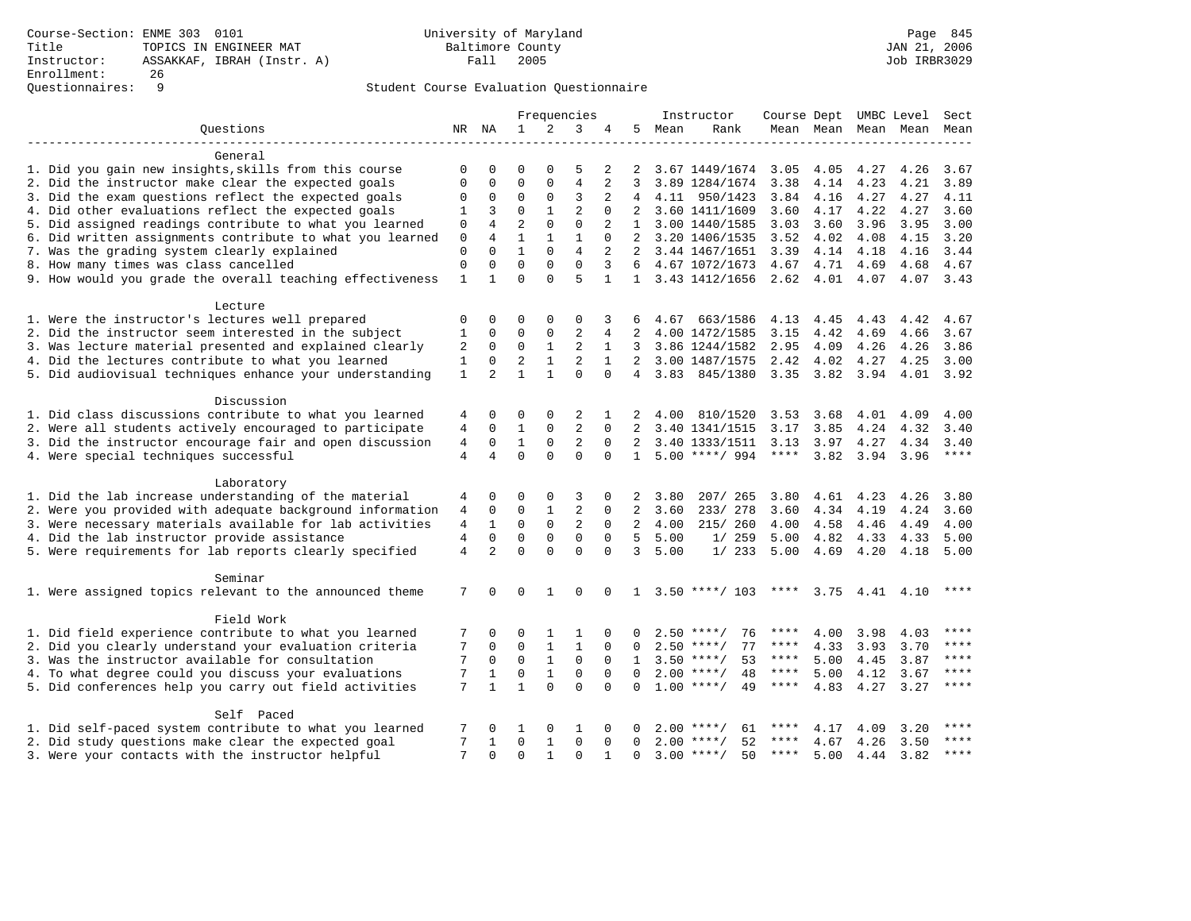Course-Section: ENME 303 0101 — University of Maryland Baltimore County
Title: TOPICS IN ENGINEER MAT — Fall 2005
Instructor: ASSAKKAF, IBRAH (Instr. A)
Enrollment: 26
Questionnaires: 9

JAN 21, 2006
Job IRBR3029

Student Course Evaluation Questionnaire

| Questions | NR | NA | 1 | 2 | 3 | 4 | 5 | Instructor Mean | Instructor Rank | Course Mean | Dept Mean | UMBC Level Mean | Level Mean | Sect Mean |
|---|---|---|---|---|---|---|---|---|---|---|---|---|---|---|
| **General** | | | | | | | | | | | | | | |
| 1. Did you gain new insights,skills from this course | 0 | 0 | 0 | 0 | 5 | 2 | 2 | 3.67 | 1449/1674 | 3.05 | 4.05 | 4.27 | 4.26 | 3.67 |
| 2. Did the instructor make clear the expected goals | 0 | 0 | 0 | 0 | 4 | 2 | 3 | 3.89 | 1284/1674 | 3.38 | 4.14 | 4.23 | 4.21 | 3.89 |
| 3. Did the exam questions reflect the expected goals | 0 | 0 | 0 | 0 | 3 | 2 | 4 | 4.11 | 950/1423 | 3.84 | 4.16 | 4.27 | 4.27 | 4.11 |
| 4. Did other evaluations reflect the expected goals | 1 | 3 | 0 | 1 | 2 | 0 | 2 | 3.60 | 1411/1609 | 3.60 | 4.17 | 4.22 | 4.27 | 3.60 |
| 5. Did assigned readings contribute to what you learned | 0 | 4 | 2 | 0 | 0 | 2 | 1 | 3.00 | 1440/1585 | 3.03 | 3.60 | 3.96 | 3.95 | 3.00 |
| 6. Did written assignments contribute to what you learned | 0 | 4 | 1 | 1 | 1 | 0 | 2 | 3.20 | 1406/1535 | 3.52 | 4.02 | 4.08 | 4.15 | 3.20 |
| 7. Was the grading system clearly explained | 0 | 0 | 1 | 0 | 4 | 2 | 2 | 3.44 | 1467/1651 | 3.39 | 4.14 | 4.18 | 4.16 | 3.44 |
| 8. How many times was class cancelled | 0 | 0 | 0 | 0 | 0 | 3 | 6 | 4.67 | 1072/1673 | 4.67 | 4.71 | 4.69 | 4.68 | 4.67 |
| 9. How would you grade the overall teaching effectiveness | 1 | 1 | 0 | 0 | 5 | 1 | 1 | 3.43 | 1412/1656 | 2.62 | 4.01 | 4.07 | 4.07 | 3.43 |
| **Lecture** | | | | | | | | | | | | | | |
| 1. Were the instructor's lectures well prepared | 0 | 0 | 0 | 0 | 0 | 3 | 6 | 4.67 | 663/1586 | 4.13 | 4.45 | 4.43 | 4.42 | 4.67 |
| 2. Did the instructor seem interested in the subject | 1 | 0 | 0 | 0 | 2 | 4 | 2 | 4.00 | 1472/1585 | 3.15 | 4.42 | 4.69 | 4.66 | 3.67 |
| 3. Was lecture material presented and explained clearly | 2 | 0 | 0 | 1 | 2 | 1 | 3 | 3.86 | 1244/1582 | 2.95 | 4.09 | 4.26 | 4.26 | 3.86 |
| 4. Did the lectures contribute to what you learned | 1 | 0 | 2 | 1 | 2 | 1 | 2 | 3.00 | 1487/1575 | 2.42 | 4.02 | 4.27 | 4.25 | 3.00 |
| 5. Did audiovisual techniques enhance your understanding | 1 | 2 | 1 | 1 | 0 | 0 | 4 | 3.83 | 845/1380 | 3.35 | 3.82 | 3.94 | 4.01 | 3.92 |
| **Discussion** | | | | | | | | | | | | | | |
| 1. Did class discussions contribute to what you learned | 4 | 0 | 0 | 0 | 2 | 1 | 2 | 4.00 | 810/1520 | 3.53 | 3.68 | 4.01 | 4.09 | 4.00 |
| 2. Were all students actively encouraged to participate | 4 | 0 | 1 | 0 | 2 | 0 | 2 | 3.40 | 1341/1515 | 3.17 | 3.85 | 4.24 | 4.32 | 3.40 |
| 3. Did the instructor encourage fair and open discussion | 4 | 0 | 1 | 0 | 2 | 0 | 2 | 3.40 | 1333/1511 | 3.13 | 3.97 | 4.27 | 4.34 | 3.40 |
| 4. Were special techniques successful | 4 | 4 | 0 | 0 | 0 | 0 | 1 | 5.00 | ****/ 994 | **** | 3.82 | 3.94 | 3.96 | **** |
| **Laboratory** | | | | | | | | | | | | | | |
| 1. Did the lab increase understanding of the material | 4 | 0 | 0 | 0 | 3 | 0 | 2 | 3.80 | 207/ 265 | 3.80 | 4.61 | 4.23 | 4.26 | 3.80 |
| 2. Were you provided with adequate background information | 4 | 0 | 0 | 1 | 2 | 0 | 2 | 3.60 | 233/ 278 | 3.60 | 4.34 | 4.19 | 4.24 | 3.60 |
| 3. Were necessary materials available for lab activities | 4 | 1 | 0 | 0 | 2 | 0 | 2 | 4.00 | 215/ 260 | 4.00 | 4.58 | 4.46 | 4.49 | 4.00 |
| 4. Did the lab instructor provide assistance | 4 | 0 | 0 | 0 | 0 | 0 | 5 | 5.00 | 1/ 259 | 5.00 | 4.82 | 4.33 | 4.33 | 5.00 |
| 5. Were requirements for lab reports clearly specified | 4 | 2 | 0 | 0 | 0 | 0 | 3 | 5.00 | 1/ 233 | 5.00 | 4.69 | 4.20 | 4.18 | 5.00 |
| **Seminar** | | | | | | | | | | | | | | |
| 1. Were assigned topics relevant to the announced theme | 7 | 0 | 0 | 1 | 0 | 0 | 1 | 3.50 | ****/ 103 | **** | 3.75 | 4.41 | 4.10 | **** |
| **Field Work** | | | | | | | | | | | | | | |
| 1. Did field experience contribute to what you learned | 7 | 0 | 0 | 1 | 1 | 0 | 0 | 2.50 | ****/ 76 | **** | 4.00 | 3.98 | 4.03 | **** |
| 2. Did you clearly understand your evaluation criteria | 7 | 0 | 0 | 1 | 1 | 0 | 0 | 2.50 | ****/ 77 | **** | 4.33 | 3.93 | 3.70 | **** |
| 3. Was the instructor available for consultation | 7 | 0 | 0 | 1 | 0 | 0 | 1 | 3.50 | ****/ 53 | **** | 5.00 | 4.45 | 3.87 | **** |
| 4. To what degree could you discuss your evaluations | 7 | 1 | 0 | 1 | 0 | 0 | 0 | 2.00 | ****/ 48 | **** | 5.00 | 4.12 | 3.67 | **** |
| 5. Did conferences help you carry out field activities | 7 | 1 | 1 | 0 | 0 | 0 | 0 | 1.00 | ****/ 49 | **** | 4.83 | 4.27 | 3.27 | **** |
| **Self Paced** | | | | | | | | | | | | | | |
| 1. Did self-paced system contribute to what you learned | 7 | 0 | 1 | 0 | 1 | 0 | 0 | 2.00 | ****/ 61 | **** | 4.17 | 4.09 | 3.20 | **** |
| 2. Did study questions make clear the expected goal | 7 | 1 | 0 | 1 | 0 | 0 | 0 | 2.00 | ****/ 52 | **** | 4.67 | 4.26 | 3.50 | **** |
| 3. Were your contacts with the instructor helpful | 7 | 0 | 0 | 1 | 0 | 1 | 0 | 3.00 | ****/ 50 | **** | 5.00 | 4.44 | 3.82 | **** |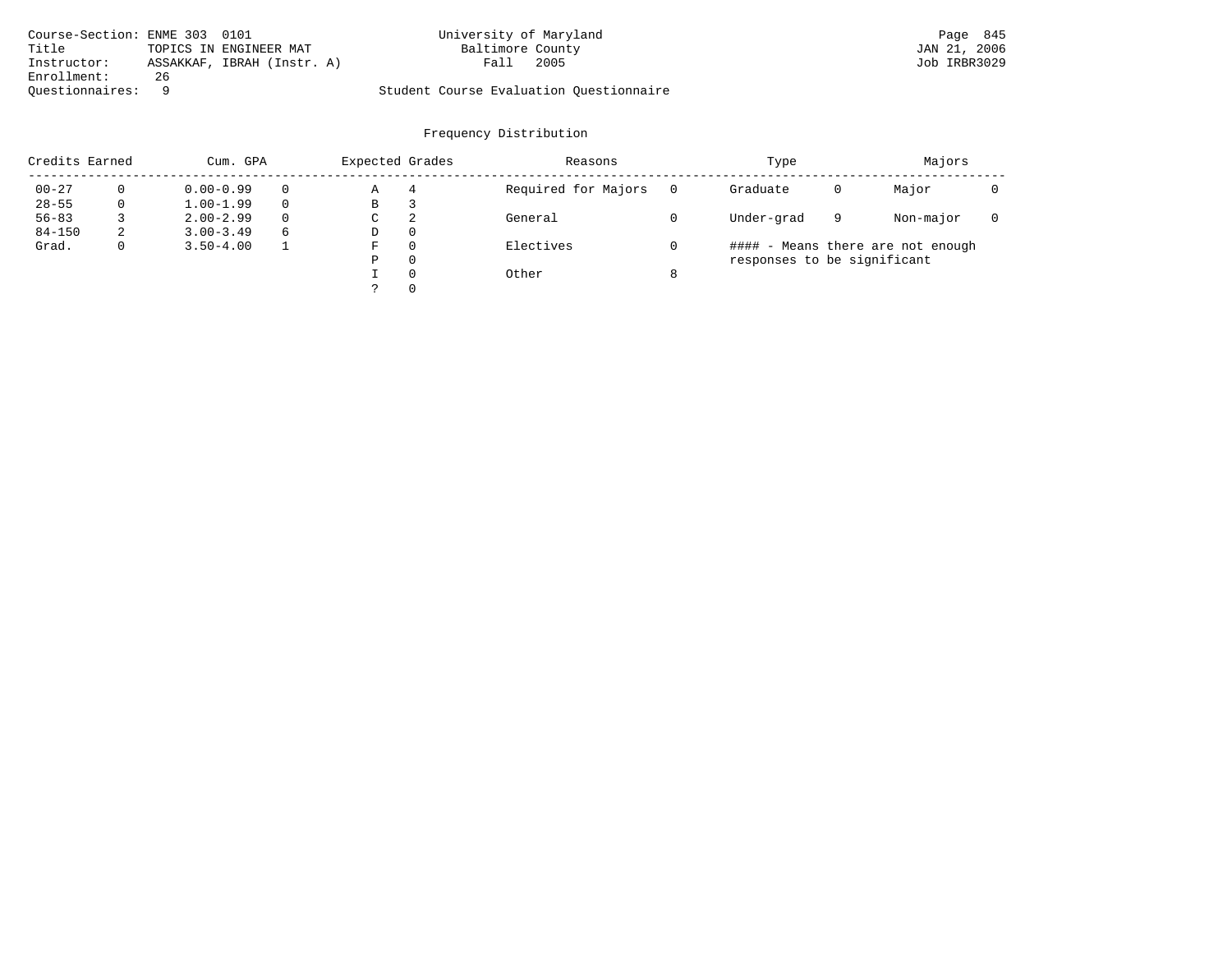Course-Section: ENME 303 0101
Title: TOPICS IN ENGINEER MAT
Instructor: ASSAKKAF, IBRAH (Instr. A)
Enrollment: 26
Questionnaires: 9

University of Maryland
Baltimore County
Fall 2005

Student Course Evaluation Questionnaire

Page 845
JAN 21, 2006
Job IRBR3029

## Frequency Distribution

| Credits Earned | | Cum. GPA | | Expected Grades | | Reasons | | Type | | Majors | |
|---|---|---|---|---|---|---|---|---|---|---|---|
| 00-27 | 0 | 0.00-0.99 | 0 | A | 4 | Required for Majors | 0 | Graduate | 0 | Major | 0 |
| 28-55 | 0 | 1.00-1.99 | 0 | B | 3 | | | | | | |
| 56-83 | 3 | 2.00-2.99 | 0 | C | 2 | General | 0 | Under-grad | 9 | Non-major | 0 |
| 84-150 | 2 | 3.00-3.49 | 6 | D | 0 | | | | | | |
| Grad. | 0 | 3.50-4.00 | 1 | F | 0 | Electives | 0 | | | | |
| | | | | P | 0 | | | | | | |
| | | | | I | 0 | Other | 8 | | | | |
| | | | | ? | 0 | | | | | | |

#### - Means there are not enough responses to be significant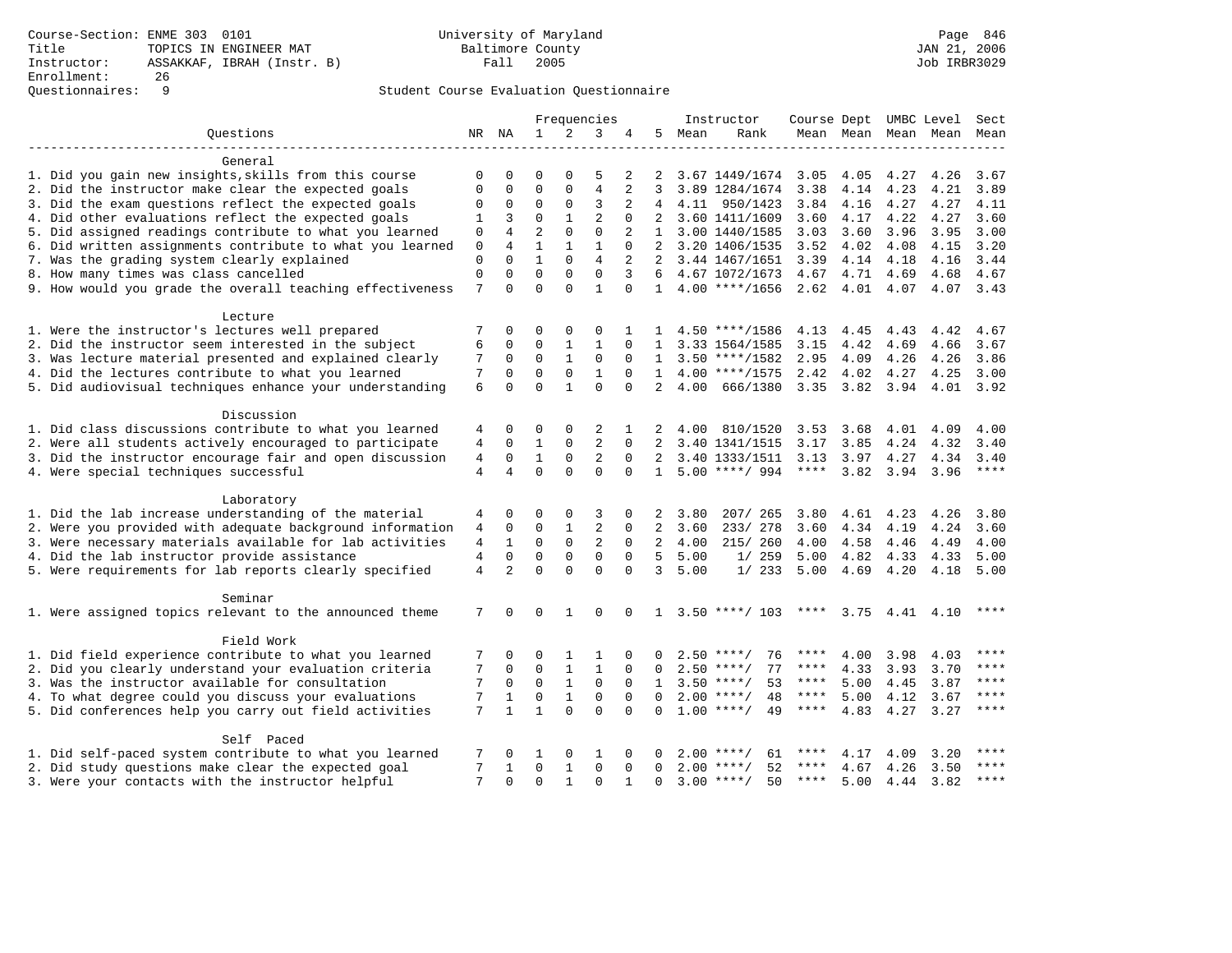Course-Section: ENME 303 0101
Title: TOPICS IN ENGINEER MAT
Instructor: ASSAKKAF, IBRAH (Instr. B)
Enrollment: 26
Questionnaires: 9

University of Maryland
Baltimore County
Fall 2005

JAN 21, 2006
Job IRBR3029

Student Course Evaluation Questionnaire

| Questions | NR | NA | 1 | 2 | 3 | 4 | 5 | Instructor Mean | Instructor Rank | Course Mean | Dept Mean | UMBC Mean | Level Mean | Sect Mean |
|---|---|---|---|---|---|---|---|---|---|---|---|---|---|---|
| **General** | | | | | | | | | | | | | | |
| 1. Did you gain new insights,skills from this course | 0 | 0 | 0 | 0 | 5 | 2 | 2 | 3.67 | 1449/1674 | 3.05 | 4.05 | 4.27 | 4.26 | 3.67 |
| 2. Did the instructor make clear the expected goals | 0 | 0 | 0 | 0 | 4 | 2 | 3 | 3.89 | 1284/1674 | 3.38 | 4.14 | 4.23 | 4.21 | 3.89 |
| 3. Did the exam questions reflect the expected goals | 0 | 0 | 0 | 0 | 3 | 2 | 4 | 4.11 | 950/1423 | 3.84 | 4.16 | 4.27 | 4.27 | 4.11 |
| 4. Did other evaluations reflect the expected goals | 1 | 3 | 0 | 1 | 2 | 0 | 2 | 3.60 | 1411/1609 | 3.60 | 4.17 | 4.22 | 4.27 | 3.60 |
| 5. Did assigned readings contribute to what you learned | 0 | 4 | 2 | 0 | 0 | 2 | 1 | 3.00 | 1440/1585 | 3.03 | 3.60 | 3.96 | 3.95 | 3.00 |
| 6. Did written assignments contribute to what you learned | 0 | 4 | 1 | 1 | 1 | 0 | 2 | 3.20 | 1406/1535 | 3.52 | 4.02 | 4.08 | 4.15 | 3.20 |
| 7. Was the grading system clearly explained | 0 | 0 | 1 | 0 | 4 | 2 | 2 | 3.44 | 1467/1651 | 3.39 | 4.14 | 4.18 | 4.16 | 3.44 |
| 8. How many times was class cancelled | 0 | 0 | 0 | 0 | 0 | 3 | 6 | 4.67 | 1072/1673 | 4.67 | 4.71 | 4.69 | 4.68 | 4.67 |
| 9. How would you grade the overall teaching effectiveness | 7 | 0 | 0 | 0 | 1 | 0 | 1 | 4.00 | \*\*\*\*/1656 | 2.62 | 4.01 | 4.07 | 4.07 | 3.43 |
| **Lecture** | | | | | | | | | | | | | | |
| 1. Were the instructor's lectures well prepared | 7 | 0 | 0 | 0 | 0 | 1 | 1 | 4.50 | ****/1586 | 4.13 | 4.45 | 4.43 | 4.42 | 4.67 |
| 2. Did the instructor seem interested in the subject | 6 | 0 | 0 | 1 | 1 | 0 | 1 | 3.33 | 1564/1585 | 3.15 | 4.42 | 4.69 | 4.66 | 3.67 |
| 3. Was lecture material presented and explained clearly | 7 | 0 | 0 | 1 | 0 | 0 | 1 | 3.50 | ****/1582 | 2.95 | 4.09 | 4.26 | 4.26 | 3.86 |
| 4. Did the lectures contribute to what you learned | 7 | 0 | 0 | 0 | 1 | 0 | 1 | 4.00 | ****/1575 | 2.42 | 4.02 | 4.27 | 4.25 | 3.00 |
| 5. Did audiovisual techniques enhance your understanding | 6 | 0 | 0 | 1 | 0 | 0 | 2 | 4.00 | 666/1380 | 3.35 | 3.82 | 3.94 | 4.01 | 3.92 |
| **Discussion** | | | | | | | | | | | | | | |
| 1. Did class discussions contribute to what you learned | 4 | 0 | 0 | 0 | 2 | 1 | 2 | 4.00 | 810/1520 | 3.53 | 3.68 | 4.01 | 4.09 | 4.00 |
| 2. Were all students actively encouraged to participate | 4 | 0 | 1 | 0 | 2 | 0 | 2 | 3.40 | 1341/1515 | 3.17 | 3.85 | 4.24 | 4.32 | 3.40 |
| 3. Did the instructor encourage fair and open discussion | 4 | 0 | 1 | 0 | 2 | 0 | 2 | 3.40 | 1333/1511 | 3.13 | 3.97 | 4.27 | 4.34 | 3.40 |
| 4. Were special techniques successful | 4 | 4 | 0 | 0 | 0 | 0 | 1 | 5.00 | ****/ 994 | **** | 3.82 | 3.94 | 3.96 | **** |
| **Laboratory** | | | | | | | | | | | | | | |
| 1. Did the lab increase understanding of the material | 4 | 0 | 0 | 0 | 3 | 0 | 2 | 3.80 | 207/ 265 | 3.80 | 4.61 | 4.23 | 4.26 | 3.80 |
| 2. Were you provided with adequate background information | 4 | 0 | 0 | 1 | 2 | 0 | 2 | 3.60 | 233/ 278 | 3.60 | 4.34 | 4.19 | 4.24 | 3.60 |
| 3. Were necessary materials available for lab activities | 4 | 1 | 0 | 0 | 2 | 0 | 2 | 4.00 | 215/ 260 | 4.00 | 4.58 | 4.46 | 4.49 | 4.00 |
| 4. Did the lab instructor provide assistance | 4 | 0 | 0 | 0 | 0 | 0 | 5 | 5.00 | 1/ 259 | 5.00 | 4.82 | 4.33 | 4.33 | 5.00 |
| 5. Were requirements for lab reports clearly specified | 4 | 2 | 0 | 0 | 0 | 0 | 3 | 5.00 | 1/ 233 | 5.00 | 4.69 | 4.20 | 4.18 | 5.00 |
| **Seminar** | | | | | | | | | | | | | | |
| 1. Were assigned topics relevant to the announced theme | 7 | 0 | 0 | 1 | 0 | 0 | 1 | 3.50 | ****/ 103 | **** | 3.75 | 4.41 | 4.10 | **** |
| **Field Work** | | | | | | | | | | | | | | |
| 1. Did field experience contribute to what you learned | 7 | 0 | 0 | 1 | 1 | 0 | 0 | 2.50 | ****/ 76 | **** | 4.00 | 3.98 | 4.03 | **** |
| 2. Did you clearly understand your evaluation criteria | 7 | 0 | 0 | 1 | 1 | 0 | 0 | 2.50 | ****/ 77 | **** | 4.33 | 3.93 | 3.70 | **** |
| 3. Was the instructor available for consultation | 7 | 0 | 0 | 1 | 0 | 0 | 1 | 3.50 | ****/ 53 | **** | 5.00 | 4.45 | 3.87 | **** |
| 4. To what degree could you discuss your evaluations | 7 | 1 | 0 | 1 | 0 | 0 | 0 | 2.00 | ****/ 48 | **** | 5.00 | 4.12 | 3.67 | **** |
| 5. Did conferences help you carry out field activities | 7 | 1 | 1 | 0 | 0 | 0 | 0 | 1.00 | ****/ 49 | **** | 4.83 | 4.27 | 3.27 | **** |
| **Self Paced** | | | | | | | | | | | | | | |
| 1. Did self-paced system contribute to what you learned | 7 | 0 | 1 | 0 | 1 | 0 | 0 | 2.00 | ****/ 61 | **** | 4.17 | 4.09 | 3.20 | **** |
| 2. Did study questions make clear the expected goal | 7 | 1 | 0 | 1 | 0 | 0 | 0 | 2.00 | ****/ 52 | **** | 4.67 | 4.26 | 3.50 | **** |
| 3. Were your contacts with the instructor helpful | 7 | 0 | 0 | 1 | 0 | 1 | 0 | 3.00 | ****/ 50 | **** | 5.00 | 4.44 | 3.82 | **** |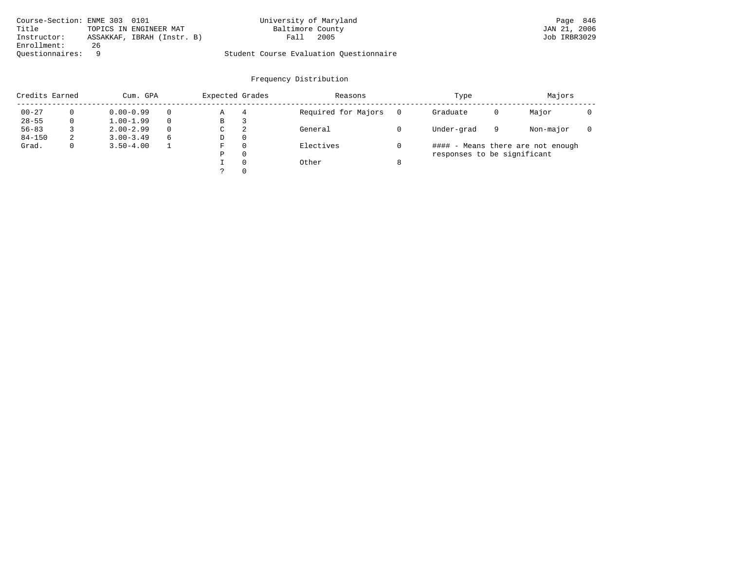Course-Section: ENME 303 0101
Title: TOPICS IN ENGINEER MAT
Instructor: ASSAKKAF, IBRAH (Instr. B)
Enrollment: 26
Questionnaires: 9

University of Maryland
Baltimore County
Fall 2005

Student Course Evaluation Questionnaire

JAN 21, 2006
Job IRBR3029

## Frequency Distribution

| Credits Earned | | Cum. GPA | | Expected Grades | | Reasons | | Type | | Majors | |
|---|---|---|---|---|---|---|---|---|---|---|---|
| 00-27 | 0 | 0.00-0.99 | 0 | A | 4 | Required for Majors | 0 | Graduate | 0 | Major | 0 |
| 28-55 | 0 | 1.00-1.99 | 0 | B | 3 | | | | | | |
| 56-83 | 3 | 2.00-2.99 | 0 | C | 2 | General | 0 | Under-grad | 9 | Non-major | 0 |
| 84-150 | 2 | 3.00-3.49 | 6 | D | 0 | | | | | | |
| Grad. | 0 | 3.50-4.00 | 1 | F | 0 | Electives | 0 | | | | |
| | | | | P | 0 | | | | | | |
| | | | | I | 0 | Other | 8 | | | | |
| | | | | ? | 0 | | | | | | |

#### - Means there are not enough responses to be significant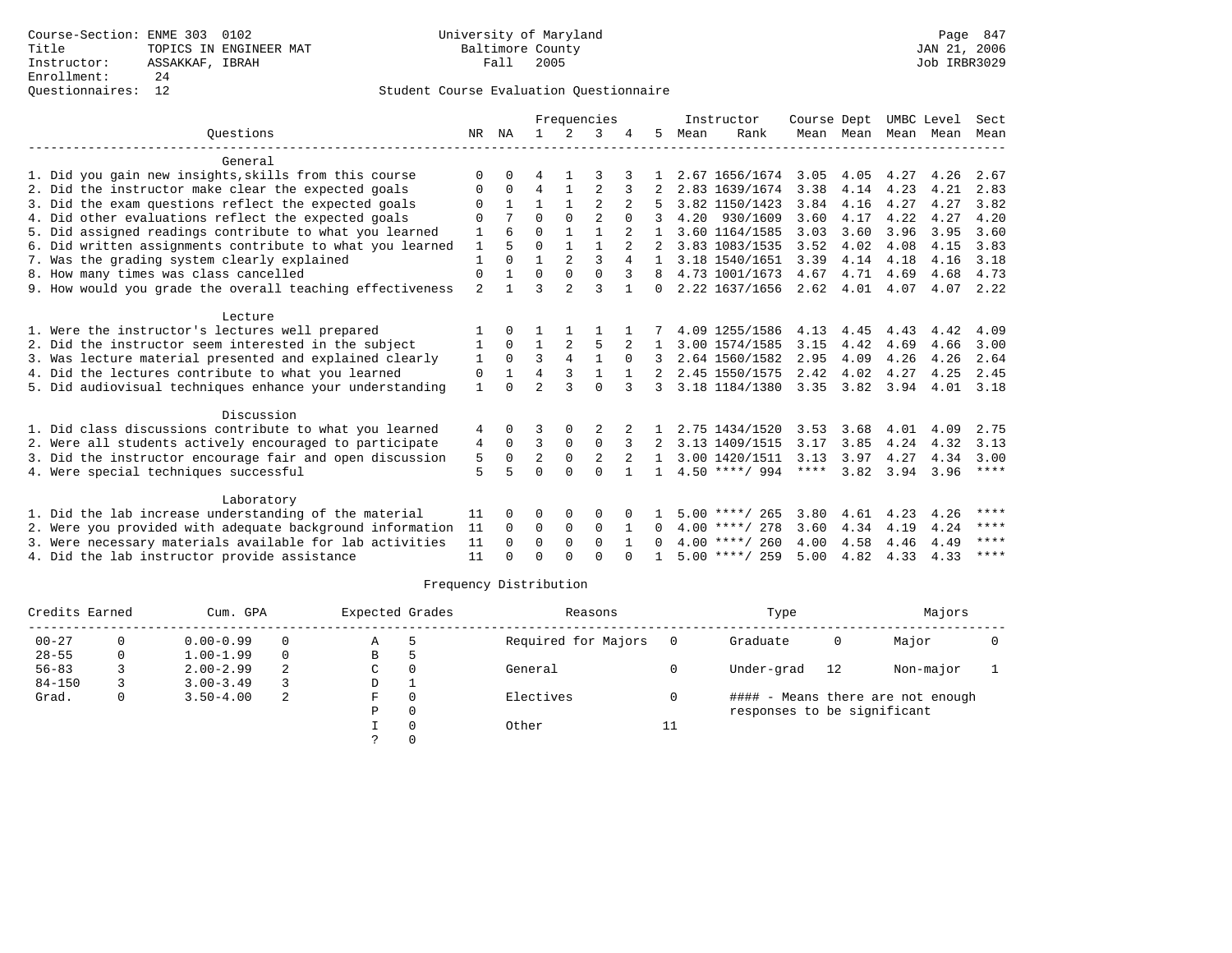Course-Section: ENME 303 0102
Title: TOPICS IN ENGINEER MAT
Instructor: ASSAKKAF, IBRAH
Enrollment: 24
Questionnaires: 12

University of Maryland
Baltimore County
Fall 2005

Page 847
JAN 21, 2006
Job IRBR3029

Student Course Evaluation Questionnaire

| Questions | NR | NA | 1 | 2 | 3 | 4 | 5 | Instructor Mean | Instructor Rank | Course Mean | Dept Mean | UMBC Mean | Level Mean | Sect Mean |
|---|---|---|---|---|---|---|---|---|---|---|---|---|---|---|
| **General** | | | | | | | | | | | | | | |
| 1. Did you gain new insights,skills from this course | 0 | 0 | 4 | 1 | 3 | 3 | 1 | 2.67 | 1656/1674 | 3.05 | 4.05 | 4.27 | 4.26 | 2.67 |
| 2. Did the instructor make clear the expected goals | 0 | 0 | 4 | 1 | 2 | 3 | 2 | 2.83 | 1639/1674 | 3.38 | 4.14 | 4.23 | 4.21 | 2.83 |
| 3. Did the exam questions reflect the expected goals | 0 | 1 | 1 | 1 | 2 | 2 | 5 | 3.82 | 1150/1423 | 3.84 | 4.16 | 4.27 | 4.27 | 3.82 |
| 4. Did other evaluations reflect the expected goals | 0 | 7 | 0 | 0 | 2 | 0 | 3 | 4.20 | 930/1609 | 3.60 | 4.17 | 4.22 | 4.27 | 4.20 |
| 5. Did assigned readings contribute to what you learned | 1 | 6 | 0 | 1 | 1 | 2 | 1 | 3.60 | 1164/1585 | 3.03 | 3.60 | 3.96 | 3.95 | 3.60 |
| 6. Did written assignments contribute to what you learned | 1 | 5 | 0 | 1 | 1 | 2 | 2 | 3.83 | 1083/1535 | 3.52 | 4.02 | 4.08 | 4.15 | 3.83 |
| 7. Was the grading system clearly explained | 1 | 0 | 1 | 2 | 3 | 4 | 1 | 3.18 | 1540/1651 | 3.39 | 4.14 | 4.18 | 4.16 | 3.18 |
| 8. How many times was class cancelled | 0 | 1 | 0 | 0 | 0 | 3 | 8 | 4.73 | 1001/1673 | 4.67 | 4.71 | 4.69 | 4.68 | 4.73 |
| 9. How would you grade the overall teaching effectiveness | 2 | 1 | 3 | 2 | 3 | 1 | 0 | 2.22 | 1637/1656 | 2.62 | 4.01 | 4.07 | 4.07 | 2.22 |
| **Lecture** | | | | | | | | | | | | | | |
| 1. Were the instructor's lectures well prepared | 1 | 0 | 1 | 1 | 1 | 1 | 7 | 4.09 | 1255/1586 | 4.13 | 4.45 | 4.43 | 4.42 | 4.09 |
| 2. Did the instructor seem interested in the subject | 1 | 0 | 1 | 2 | 5 | 2 | 1 | 3.00 | 1574/1585 | 3.15 | 4.42 | 4.69 | 4.66 | 3.00 |
| 3. Was lecture material presented and explained clearly | 1 | 0 | 3 | 4 | 1 | 0 | 3 | 2.64 | 1560/1582 | 2.95 | 4.09 | 4.26 | 4.26 | 2.64 |
| 4. Did the lectures contribute to what you learned | 0 | 1 | 4 | 3 | 1 | 1 | 2 | 2.45 | 1550/1575 | 2.42 | 4.02 | 4.27 | 4.25 | 2.45 |
| 5. Did audiovisual techniques enhance your understanding | 1 | 0 | 2 | 3 | 0 | 3 | 3 | 3.18 | 1184/1380 | 3.35 | 3.82 | 3.94 | 4.01 | 3.18 |
| **Discussion** | | | | | | | | | | | | | | |
| 1. Did class discussions contribute to what you learned | 4 | 0 | 3 | 0 | 2 | 2 | 1 | 2.75 | 1434/1520 | 3.53 | 3.68 | 4.01 | 4.09 | 2.75 |
| 2. Were all students actively encouraged to participate | 4 | 0 | 3 | 0 | 0 | 3 | 2 | 3.13 | 1409/1515 | 3.17 | 3.85 | 4.24 | 4.32 | 3.13 |
| 3. Did the instructor encourage fair and open discussion | 5 | 0 | 2 | 0 | 2 | 2 | 1 | 3.00 | 1420/1511 | 3.13 | 3.97 | 4.27 | 4.34 | 3.00 |
| 4. Were special techniques successful | 5 | 5 | 0 | 0 | 0 | 1 | 1 | 4.50 | ****/ 994 | **** | 3.82 | 3.94 | 3.96 | **** |
| **Laboratory** | | | | | | | | | | | | | | |
| 1. Did the lab increase understanding of the material | 11 | 0 | 0 | 0 | 0 | 0 | 1 | 5.00 | ****/ 265 | 3.80 | 4.61 | 4.23 | 4.26 | **** |
| 2. Were you provided with adequate background information | 11 | 0 | 0 | 0 | 0 | 1 | 0 | 4.00 | ****/ 278 | 3.60 | 4.34 | 4.19 | 4.24 | **** |
| 3. Were necessary materials available for lab activities | 11 | 0 | 0 | 0 | 0 | 1 | 0 | 4.00 | ****/ 260 | 4.00 | 4.58 | 4.46 | 4.49 | **** |
| 4. Did the lab instructor provide assistance | 11 | 0 | 0 | 0 | 0 | 0 | 1 | 5.00 | ****/ 259 | 5.00 | 4.82 | 4.33 | 4.33 | **** |

Frequency Distribution

| Credits Earned | | Cum. GPA | | Expected Grades | | Reasons | | Type | | Majors | |
|---|---|---|---|---|---|---|---|---|---|---|---|
| 00-27 | 0 | 0.00-0.99 | 0 | A | 5 | Required for Majors | 0 | Graduate | 0 | Major | 0 |
| 28-55 | 0 | 1.00-1.99 | 0 | B | 5 | | | | | | |
| 56-83 | 3 | 2.00-2.99 | 2 | C | 0 | General | 0 | Under-grad | 12 | Non-major | 1 |
| 84-150 | 3 | 3.00-3.49 | 3 | D | 1 | | | | | | |
| Grad. | 0 | 3.50-4.00 | 2 | F | 0 | Electives | 0 | #### - Means there are not enough responses to be significant | | | |
| | | | | P | 0 | | | | | | |
| | | | | I | 0 | Other | 11 | | | | |
| | | | | ? | 0 | | | | | | |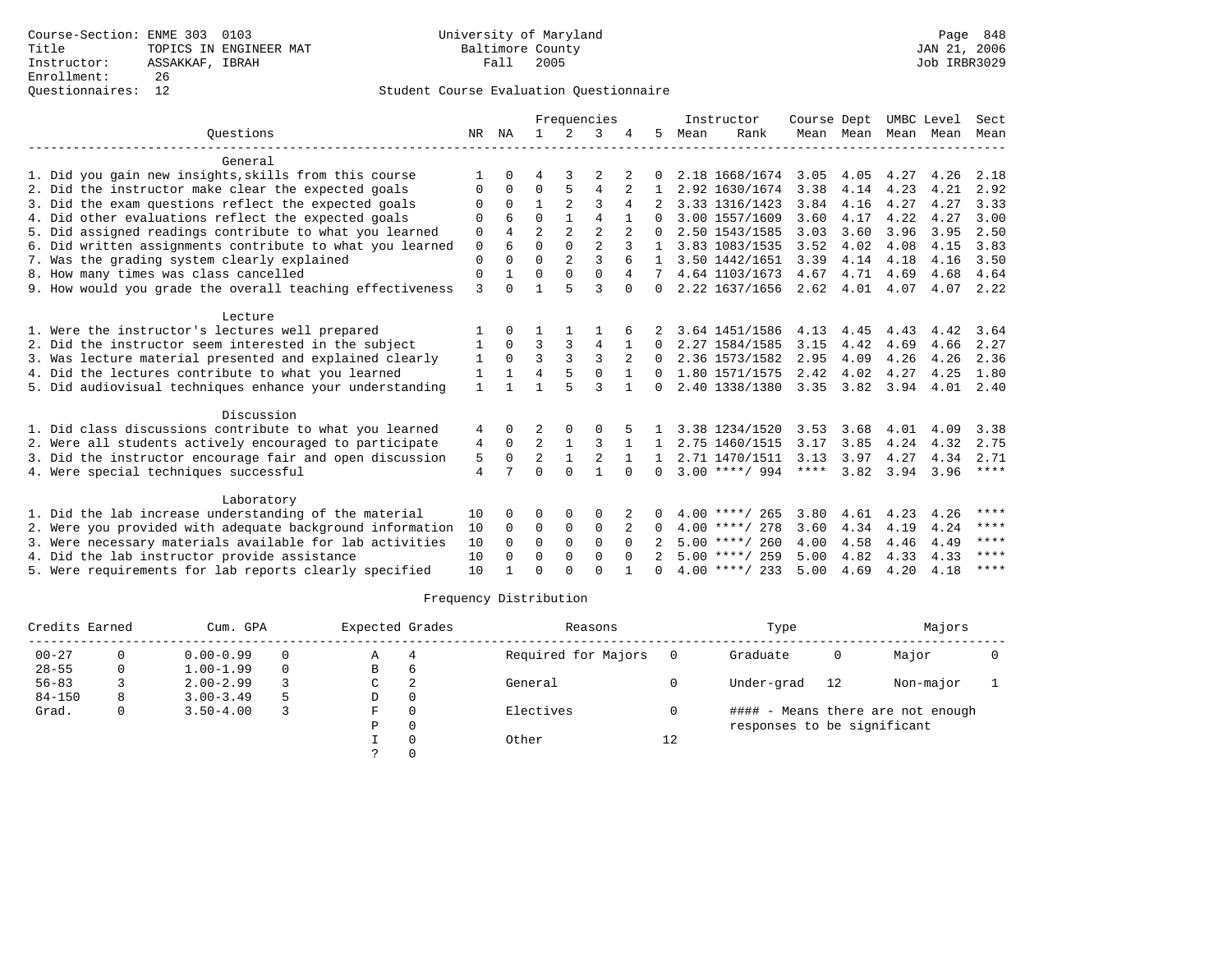Course-Section: ENME 303 0103
Title: TOPICS IN ENGINEER MAT
Instructor: ASSAKKAF, IBRAH
Enrollment: 26
Questionnaires: 12

University of Maryland
Baltimore County
Fall 2005

Page 848
JAN 21, 2006
Job IRBR3029

## Student Course Evaluation Questionnaire

| Questions | NR | NA | 1 | 2 | 3 | 4 | 5 | Instructor Mean | Instructor Rank | Course Mean | Dept Mean | UMBC Mean | Level Mean | Sect Mean |
|---|---|---|---|---|---|---|---|---|---|---|---|---|---|---|
| **General** | | | | | | | | | | | | | | |
| 1. Did you gain new insights,skills from this course | 1 | 0 | 4 | 3 | 2 | 2 | 0 | 2.18 | 1668/1674 | 3.05 | 4.05 | 4.27 | 4.26 | 2.18 |
| 2. Did the instructor make clear the expected goals | 0 | 0 | 0 | 5 | 4 | 2 | 1 | 2.92 | 1630/1674 | 3.38 | 4.14 | 4.23 | 4.21 | 2.92 |
| 3. Did the exam questions reflect the expected goals | 0 | 0 | 1 | 2 | 3 | 4 | 2 | 3.33 | 1316/1423 | 3.84 | 4.16 | 4.27 | 4.27 | 3.33 |
| 4. Did other evaluations reflect the expected goals | 0 | 6 | 0 | 1 | 4 | 1 | 0 | 3.00 | 1557/1609 | 3.60 | 4.17 | 4.22 | 4.27 | 3.00 |
| 5. Did assigned readings contribute to what you learned | 0 | 4 | 2 | 2 | 2 | 2 | 0 | 2.50 | 1543/1585 | 3.03 | 3.60 | 3.96 | 3.95 | 2.50 |
| 6. Did written assignments contribute to what you learned | 0 | 6 | 0 | 0 | 2 | 3 | 1 | 3.83 | 1083/1535 | 3.52 | 4.02 | 4.08 | 4.15 | 3.83 |
| 7. Was the grading system clearly explained | 0 | 0 | 0 | 2 | 3 | 6 | 1 | 3.50 | 1442/1651 | 3.39 | 4.14 | 4.18 | 4.16 | 3.50 |
| 8. How many times was class cancelled | 0 | 1 | 0 | 0 | 0 | 4 | 7 | 4.64 | 1103/1673 | 4.67 | 4.71 | 4.69 | 4.68 | 4.64 |
| 9. How would you grade the overall teaching effectiveness | 3 | 0 | 1 | 5 | 3 | 0 | 0 | 2.22 | 1637/1656 | 2.62 | 4.01 | 4.07 | 4.07 | 2.22 |
| **Lecture** | | | | | | | | | | | | | | |
| 1. Were the instructor's lectures well prepared | 1 | 0 | 1 | 1 | 1 | 6 | 2 | 3.64 | 1451/1586 | 4.13 | 4.45 | 4.43 | 4.42 | 3.64 |
| 2. Did the instructor seem interested in the subject | 1 | 0 | 3 | 3 | 4 | 1 | 0 | 2.27 | 1584/1585 | 3.15 | 4.42 | 4.69 | 4.66 | 2.27 |
| 3. Was lecture material presented and explained clearly | 1 | 0 | 3 | 3 | 3 | 2 | 0 | 2.36 | 1573/1582 | 2.95 | 4.09 | 4.26 | 4.26 | 2.36 |
| 4. Did the lectures contribute to what you learned | 1 | 1 | 4 | 5 | 0 | 1 | 0 | 1.80 | 1571/1575 | 2.42 | 4.02 | 4.27 | 4.25 | 1.80 |
| 5. Did audiovisual techniques enhance your understanding | 1 | 1 | 1 | 5 | 3 | 1 | 0 | 2.40 | 1338/1380 | 3.35 | 3.82 | 3.94 | 4.01 | 2.40 |
| **Discussion** | | | | | | | | | | | | | | |
| 1. Did class discussions contribute to what you learned | 4 | 0 | 2 | 0 | 0 | 5 | 1 | 3.38 | 1234/1520 | 3.53 | 3.68 | 4.01 | 4.09 | 3.38 |
| 2. Were all students actively encouraged to participate | 4 | 0 | 2 | 1 | 3 | 1 | 1 | 2.75 | 1460/1515 | 3.17 | 3.85 | 4.24 | 4.32 | 2.75 |
| 3. Did the instructor encourage fair and open discussion | 5 | 0 | 2 | 1 | 2 | 1 | 1 | 2.71 | 1470/1511 | 3.13 | 3.97 | 4.27 | 4.34 | 2.71 |
| 4. Were special techniques successful | 4 | 7 | 0 | 0 | 1 | 0 | 0 | 3.00 | ****/ 994 | **** | 3.82 | 3.94 | 3.96 | **** |
| **Laboratory** | | | | | | | | | | | | | | |
| 1. Did the lab increase understanding of the material | 10 | 0 | 0 | 0 | 0 | 2 | 0 | 4.00 | ****/ 265 | 3.80 | 4.61 | 4.23 | 4.26 | **** |
| 2. Were you provided with adequate background information | 10 | 0 | 0 | 0 | 0 | 2 | 0 | 4.00 | ****/ 278 | 3.60 | 4.34 | 4.19 | 4.24 | **** |
| 3. Were necessary materials available for lab activities | 10 | 0 | 0 | 0 | 0 | 0 | 2 | 5.00 | ****/ 260 | 4.00 | 4.58 | 4.46 | 4.49 | **** |
| 4. Did the lab instructor provide assistance | 10 | 0 | 0 | 0 | 0 | 0 | 2 | 5.00 | ****/ 259 | 5.00 | 4.82 | 4.33 | 4.33 | **** |
| 5. Were requirements for lab reports clearly specified | 10 | 1 | 0 | 0 | 0 | 1 | 0 | 4.00 | ****/ 233 | 5.00 | 4.69 | 4.20 | 4.18 | **** |

## Frequency Distribution

| Credits Earned | | Cum. GPA | | Expected Grades | | Reasons | | Type | | Majors | |
|---|---|---|---|---|---|---|---|---|---|---|---|
| 00-27 | 0 | 0.00-0.99 | 0 | A | 4 | Required for Majors | 0 | Graduate | 0 | Major | 0 |
| 28-55 | 0 | 1.00-1.99 | 0 | B | 6 | | | | | | |
| 56-83 | 3 | 2.00-2.99 | 3 | C | 2 | General | 0 | Under-grad | 12 | Non-major | 1 |
| 84-150 | 8 | 3.00-3.49 | 5 | D | 0 | | | | | | |
| Grad. | 0 | 3.50-4.00 | 3 | F | 0 | Electives | 0 | | | | |
| | | | | P | 0 | | | | | | |
| | | | | I | 0 | Other | 12 | | | | |
| | | | | ? | 0 | | | | | | |

#### - Means there are not enough responses to be significant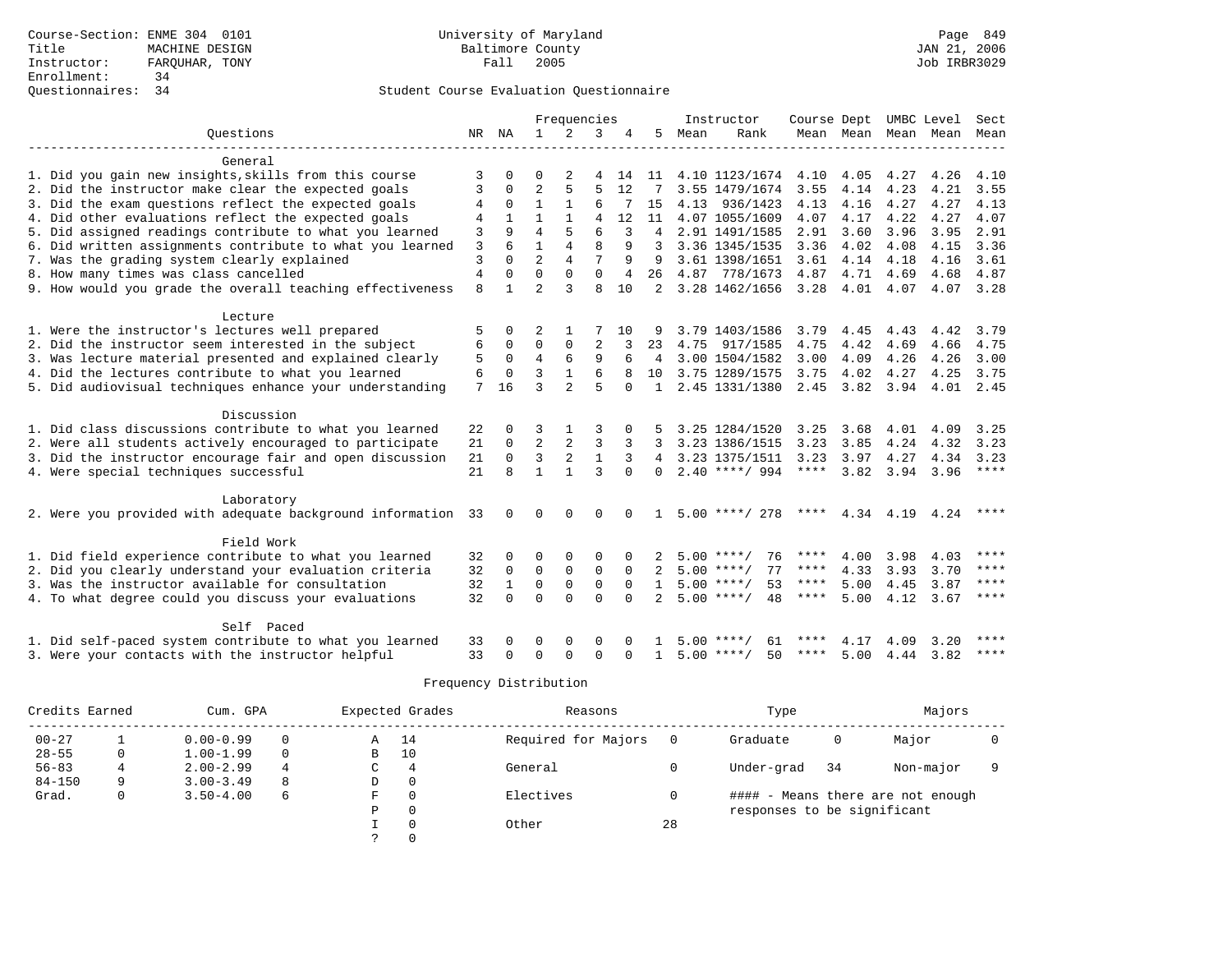Course-Section: ENME 304 0101
Title: MACHINE DESIGN
Instructor: FARQUHAR, TONY
Enrollment: 34
Questionnaires: 34

University of Maryland
Baltimore County
Fall 2005

JAN 21, 2006
Job IRBR3029

## Student Course Evaluation Questionnaire

| Questions | NR | NA | 1 | 2 | 3 | 4 | 5 | Instructor Mean | Instructor Rank | Course Mean | Dept Mean | UMBC Mean | Level Mean | Sect Mean |
|---|---|---|---|---|---|---|---|---|---|---|---|---|---|---|
| **General** | | | | | | | | | | | | | | |
| 1. Did you gain new insights,skills from this course | 3 | 0 | 0 | 2 | 4 | 14 | 11 | 4.10 | 1123/1674 | 4.10 | 4.05 | 4.27 | 4.26 | 4.10 |
| 2. Did the instructor make clear the expected goals | 3 | 0 | 2 | 5 | 5 | 12 | 7 | 3.55 | 1479/1674 | 3.55 | 4.14 | 4.23 | 4.21 | 3.55 |
| 3. Did the exam questions reflect the expected goals | 4 | 0 | 1 | 1 | 6 | 7 | 15 | 4.13 | 936/1423 | 4.13 | 4.16 | 4.27 | 4.27 | 4.13 |
| 4. Did other evaluations reflect the expected goals | 4 | 1 | 1 | 1 | 4 | 12 | 11 | 4.07 | 1055/1609 | 4.07 | 4.17 | 4.22 | 4.27 | 4.07 |
| 5. Did assigned readings contribute to what you learned | 3 | 9 | 4 | 5 | 6 | 3 | 4 | 2.91 | 1491/1585 | 2.91 | 3.60 | 3.96 | 3.95 | 2.91 |
| 6. Did written assignments contribute to what you learned | 3 | 6 | 1 | 4 | 8 | 9 | 3 | 3.36 | 1345/1535 | 3.36 | 4.02 | 4.08 | 4.15 | 3.36 |
| 7. Was the grading system clearly explained | 3 | 0 | 2 | 4 | 7 | 9 | 9 | 3.61 | 1398/1651 | 3.61 | 4.14 | 4.18 | 4.16 | 3.61 |
| 8. How many times was class cancelled | 4 | 0 | 0 | 0 | 0 | 4 | 26 | 4.87 | 778/1673 | 4.87 | 4.71 | 4.69 | 4.68 | 4.87 |
| 9. How would you grade the overall teaching effectiveness | 8 | 1 | 2 | 3 | 8 | 10 | 2 | 3.28 | 1462/1656 | 3.28 | 4.01 | 4.07 | 4.07 | 3.28 |
| **Lecture** | | | | | | | | | | | | | | |
| 1. Were the instructor's lectures well prepared | 5 | 0 | 2 | 1 | 7 | 10 | 9 | 3.79 | 1403/1586 | 3.79 | 4.45 | 4.43 | 4.42 | 3.79 |
| 2. Did the instructor seem interested in the subject | 6 | 0 | 0 | 0 | 2 | 3 | 23 | 4.75 | 917/1585 | 4.75 | 4.42 | 4.69 | 4.66 | 4.75 |
| 3. Was lecture material presented and explained clearly | 5 | 0 | 4 | 6 | 9 | 6 | 4 | 3.00 | 1504/1582 | 3.00 | 4.09 | 4.26 | 4.26 | 3.00 |
| 4. Did the lectures contribute to what you learned | 6 | 0 | 3 | 1 | 6 | 8 | 10 | 3.75 | 1289/1575 | 3.75 | 4.02 | 4.27 | 4.25 | 3.75 |
| 5. Did audiovisual techniques enhance your understanding | 7 | 16 | 3 | 2 | 5 | 0 | 1 | 2.45 | 1331/1380 | 2.45 | 3.82 | 3.94 | 4.01 | 2.45 |
| **Discussion** | | | | | | | | | | | | | | |
| 1. Did class discussions contribute to what you learned | 22 | 0 | 3 | 1 | 3 | 0 | 5 | 3.25 | 1284/1520 | 3.25 | 3.68 | 4.01 | 4.09 | 3.25 |
| 2. Were all students actively encouraged to participate | 21 | 0 | 2 | 2 | 3 | 3 | 3 | 3.23 | 1386/1515 | 3.23 | 3.85 | 4.24 | 4.32 | 3.23 |
| 3. Did the instructor encourage fair and open discussion | 21 | 0 | 3 | 2 | 1 | 3 | 4 | 3.23 | 1375/1511 | 3.23 | 3.97 | 4.27 | 4.34 | 3.23 |
| 4. Were special techniques successful | 21 | 8 | 1 | 1 | 3 | 0 | 0 | 2.40 | ****/ 994 | **** | 3.82 | 3.94 | 3.96 | **** |
| **Laboratory** | | | | | | | | | | | | | | |
| 2. Were you provided with adequate background information | 33 | 0 | 0 | 0 | 0 | 0 | 1 | 5.00 | ****/ 278 | **** | 4.34 | 4.19 | 4.24 | **** |
| **Field Work** | | | | | | | | | | | | | | |
| 1. Did field experience contribute to what you learned | 32 | 0 | 0 | 0 | 0 | 0 | 2 | 5.00 | ****/ 76 | **** | 4.00 | 3.98 | 4.03 | **** |
| 2. Did you clearly understand your evaluation criteria | 32 | 0 | 0 | 0 | 0 | 0 | 2 | 5.00 | ****/ 77 | **** | 4.33 | 3.93 | 3.70 | **** |
| 3. Was the instructor available for consultation | 32 | 1 | 0 | 0 | 0 | 0 | 1 | 5.00 | ****/ 53 | **** | 5.00 | 4.45 | 3.87 | **** |
| 4. To what degree could you discuss your evaluations | 32 | 0 | 0 | 0 | 0 | 0 | 2 | 5.00 | ****/ 48 | **** | 5.00 | 4.12 | 3.67 | **** |
| **Self Paced** | | | | | | | | | | | | | | |
| 1. Did self-paced system contribute to what you learned | 33 | 0 | 0 | 0 | 0 | 0 | 1 | 5.00 | ****/ 61 | **** | 4.17 | 4.09 | 3.20 | **** |
| 3. Were your contacts with the instructor helpful | 33 | 0 | 0 | 0 | 0 | 0 | 1 | 5.00 | ****/ 50 | **** | 5.00 | 4.44 | 3.82 | **** |

## Frequency Distribution

| Credits Earned | | Cum. GPA | | Expected Grades | | Reasons | | Type | | Majors | |
|---|---|---|---|---|---|---|---|---|---|---|---|
| 00-27 | 1 | 0.00-0.99 | 0 | A | 14 | Required for Majors | 0 | Graduate | 0 | Major | 0 |
| 28-55 | 0 | 1.00-1.99 | 0 | B | 10 | | | | | | |
| 56-83 | 4 | 2.00-2.99 | 4 | C | 4 | General | 0 | Under-grad | 34 | Non-major | 9 |
| 84-150 | 9 | 3.00-3.49 | 8 | D | 0 | | | | | | |
| Grad. | 0 | 3.50-4.00 | 6 | F | 0 | Electives | 0 | | | | |
| | | | | P | 0 | | | | | | |
| | | | | I | 0 | Other | 28 | | | | |
| | | | | ? | 0 | | | | | | |

#### - Means there are not enough responses to be significant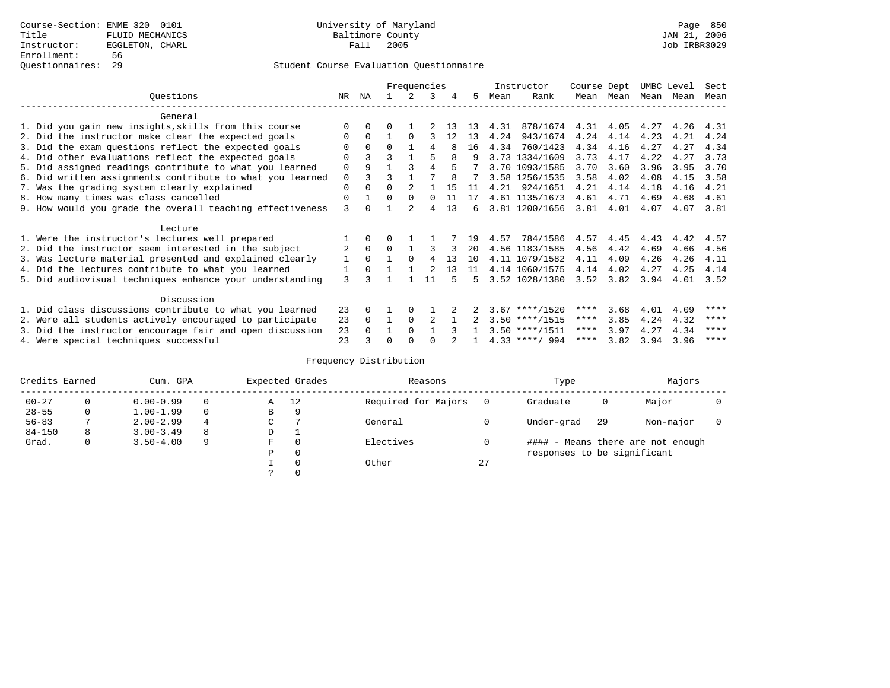Course-Section: ENME 320 0101
Title: FLUID MECHANICS
Instructor: EGGLETON, CHARL
Enrollment: 56
Questionnaires: 29

University of Maryland
Baltimore County
Fall 2005

Page 850
JAN 21, 2006
Job IRBR3029

Student Course Evaluation Questionnaire

| Questions | NR | NA | 1 | 2 | 3 | 4 | 5 | Instructor Mean | Rank | Course Mean | Dept Mean | UMBC Mean | Level Mean | Sect Mean |
|---|---|---|---|---|---|---|---|---|---|---|---|---|---|---|
| **General** | | | | | | | | | | | | | | |
| 1. Did you gain new insights,skills from this course | 0 | 0 | 0 | 1 | 2 | 13 | 13 | 4.31 | 878/1674 | 4.31 | 4.05 | 4.27 | 4.26 | 4.31 |
| 2. Did the instructor make clear the expected goals | 0 | 0 | 1 | 0 | 3 | 12 | 13 | 4.24 | 943/1674 | 4.24 | 4.14 | 4.23 | 4.21 | 4.24 |
| 3. Did the exam questions reflect the expected goals | 0 | 0 | 0 | 1 | 4 | 8 | 16 | 4.34 | 760/1423 | 4.34 | 4.16 | 4.27 | 4.27 | 4.34 |
| 4. Did other evaluations reflect the expected goals | 0 | 3 | 3 | 1 | 5 | 8 | 9 | 3.73 | 1334/1609 | 3.73 | 4.17 | 4.22 | 4.27 | 3.73 |
| 5. Did assigned readings contribute to what you learned | 0 | 9 | 1 | 3 | 4 | 5 | 7 | 3.70 | 1093/1585 | 3.70 | 3.60 | 3.96 | 3.95 | 3.70 |
| 6. Did written assignments contribute to what you learned | 0 | 3 | 3 | 1 | 7 | 8 | 7 | 3.58 | 1256/1535 | 3.58 | 4.02 | 4.08 | 4.15 | 3.58 |
| 7. Was the grading system clearly explained | 0 | 0 | 0 | 2 | 1 | 15 | 11 | 4.21 | 924/1651 | 4.21 | 4.14 | 4.18 | 4.16 | 4.21 |
| 8. How many times was class cancelled | 0 | 1 | 0 | 0 | 0 | 11 | 17 | 4.61 | 1135/1673 | 4.61 | 4.71 | 4.69 | 4.68 | 4.61 |
| 9. How would you grade the overall teaching effectiveness | 3 | 0 | 1 | 2 | 4 | 13 | 6 | 3.81 | 1200/1656 | 3.81 | 4.01 | 4.07 | 4.07 | 3.81 |
| **Lecture** | | | | | | | | | | | | | | |
| 1. Were the instructor's lectures well prepared | 1 | 0 | 0 | 1 | 1 | 7 | 19 | 4.57 | 784/1586 | 4.57 | 4.45 | 4.43 | 4.42 | 4.57 |
| 2. Did the instructor seem interested in the subject | 2 | 0 | 0 | 1 | 3 | 3 | 20 | 4.56 | 1183/1585 | 4.56 | 4.42 | 4.69 | 4.66 | 4.56 |
| 3. Was lecture material presented and explained clearly | 1 | 0 | 1 | 0 | 4 | 13 | 10 | 4.11 | 1079/1582 | 4.11 | 4.09 | 4.26 | 4.26 | 4.11 |
| 4. Did the lectures contribute to what you learned | 1 | 0 | 1 | 1 | 2 | 13 | 11 | 4.14 | 1060/1575 | 4.14 | 4.02 | 4.27 | 4.25 | 4.14 |
| 5. Did audiovisual techniques enhance your understanding | 3 | 3 | 1 | 1 | 11 | 5 | 5 | 3.52 | 1028/1380 | 3.52 | 3.82 | 3.94 | 4.01 | 3.52 |
| **Discussion** | | | | | | | | | | | | | | |
| 1. Did class discussions contribute to what you learned | 23 | 0 | 1 | 0 | 1 | 2 | 2 | 3.67 | ****/1520 | **** | 3.68 | 4.01 | 4.09 | **** |
| 2. Were all students actively encouraged to participate | 23 | 0 | 1 | 0 | 2 | 1 | 2 | 3.50 | ****/1515 | **** | 3.85 | 4.24 | 4.32 | **** |
| 3. Did the instructor encourage fair and open discussion | 23 | 0 | 1 | 0 | 1 | 3 | 1 | 3.50 | ****/1511 | **** | 3.97 | 4.27 | 4.34 | **** |
| 4. Were special techniques successful | 23 | 3 | 0 | 0 | 0 | 2 | 1 | 4.33 | ****/ 994 | **** | 3.82 | 3.94 | 3.96 | **** |

Frequency Distribution

| Credits Earned | | Cum. GPA | | Expected Grades | | Reasons | | Type | | Majors | |
|---|---|---|---|---|---|---|---|---|---|---|---|
| 00-27 | 0 | 0.00-0.99 | 0 | A | 12 | Required for Majors | 0 | Graduate | 0 | Major | 0 |
| 28-55 | 0 | 1.00-1.99 | 0 | B | 9 | | | | | | |
| 56-83 | 7 | 2.00-2.99 | 4 | C | 7 | General | 0 | Under-grad | 29 | Non-major | 0 |
| 84-150 | 8 | 3.00-3.49 | 8 | D | 1 | | | | | | |
| Grad. | 0 | 3.50-4.00 | 9 | F | 0 | Electives | 0 | | | | |
| | | | | P | 0 | | | | | | |
| | | | | I | 0 | Other | 27 | | | | |
| | | | | ? | 0 | | | | | | |

#### - Means there are not enough responses to be significant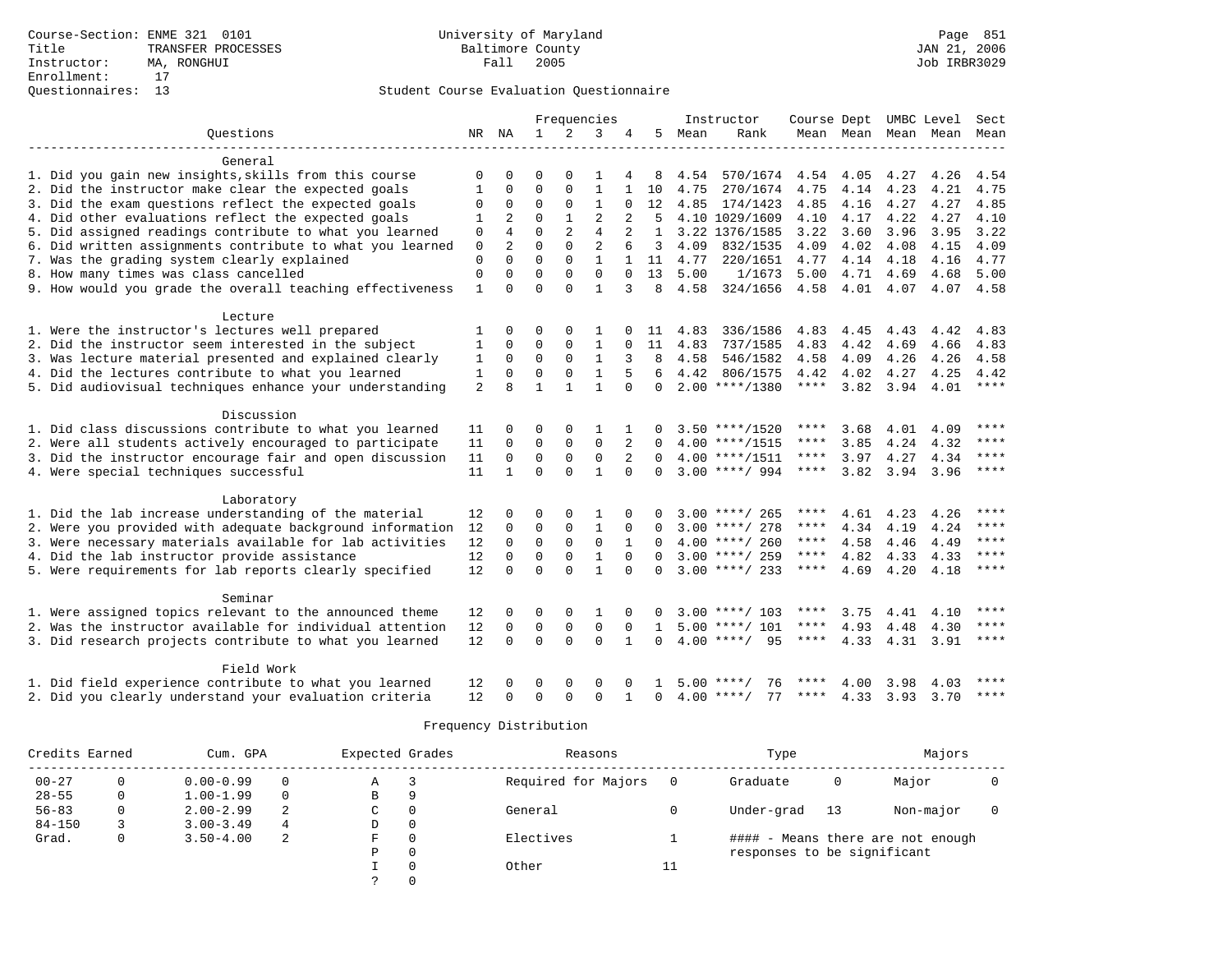Course-Section: ENME 321 0101
Title: TRANSFER PROCESSES
Instructor: MA, RONGHUI
Enrollment: 17
Questionnaires: 13

University of Maryland
Baltimore County
Fall 2005

Student Course Evaluation Questionnaire

| Questions | NR | NA | 1 | 2 | 3 | 4 | 5 | Instructor Mean | Rank | Course Mean | Dept Mean | UMBC Mean | Level Mean | Sect Mean |
|---|---|---|---|---|---|---|---|---|---|---|---|---|---|---|
| **General** | | | | | | | | | | | | | | |
| 1. Did you gain new insights,skills from this course | 0 | 0 | 0 | 0 | 1 | 4 | 8 | 4.54 | 570/1674 | 4.54 | 4.05 | 4.27 | 4.26 | 4.54 |
| 2. Did the instructor make clear the expected goals | 1 | 0 | 0 | 0 | 1 | 1 | 10 | 4.75 | 270/1674 | 4.75 | 4.14 | 4.23 | 4.21 | 4.75 |
| 3. Did the exam questions reflect the expected goals | 0 | 0 | 0 | 0 | 1 | 0 | 12 | 4.85 | 174/1423 | 4.85 | 4.16 | 4.27 | 4.27 | 4.85 |
| 4. Did other evaluations reflect the expected goals | 1 | 2 | 0 | 1 | 2 | 2 | 5 | 4.10 | 1029/1609 | 4.10 | 4.17 | 4.22 | 4.27 | 4.10 |
| 5. Did assigned readings contribute to what you learned | 0 | 4 | 0 | 2 | 4 | 2 | 1 | 3.22 | 1376/1585 | 3.22 | 3.60 | 3.96 | 3.95 | 3.22 |
| 6. Did written assignments contribute to what you learned | 0 | 2 | 0 | 0 | 2 | 6 | 3 | 4.09 | 832/1535 | 4.09 | 4.02 | 4.08 | 4.15 | 4.09 |
| 7. Was the grading system clearly explained | 0 | 0 | 0 | 0 | 1 | 1 | 11 | 4.77 | 220/1651 | 4.77 | 4.14 | 4.18 | 4.16 | 4.77 |
| 8. How many times was class cancelled | 0 | 0 | 0 | 0 | 0 | 0 | 13 | 5.00 | 1/1673 | 5.00 | 4.71 | 4.69 | 4.68 | 5.00 |
| 9. How would you grade the overall teaching effectiveness | 1 | 0 | 0 | 0 | 1 | 3 | 8 | 4.58 | 324/1656 | 4.58 | 4.01 | 4.07 | 4.07 | 4.58 |
| **Lecture** | | | | | | | | | | | | | | |
| 1. Were the instructor's lectures well prepared | 1 | 0 | 0 | 0 | 1 | 0 | 11 | 4.83 | 336/1586 | 4.83 | 4.45 | 4.43 | 4.42 | 4.83 |
| 2. Did the instructor seem interested in the subject | 1 | 0 | 0 | 0 | 1 | 0 | 11 | 4.83 | 737/1585 | 4.83 | 4.42 | 4.69 | 4.66 | 4.83 |
| 3. Was lecture material presented and explained clearly | 1 | 0 | 0 | 0 | 1 | 3 | 8 | 4.58 | 546/1582 | 4.58 | 4.09 | 4.26 | 4.26 | 4.58 |
| 4. Did the lectures contribute to what you learned | 1 | 0 | 0 | 0 | 1 | 5 | 6 | 4.42 | 806/1575 | 4.42 | 4.02 | 4.27 | 4.25 | 4.42 |
| 5. Did audiovisual techniques enhance your understanding | 2 | 8 | 1 | 1 | 1 | 0 | 0 | 2.00 | ****/1380 | **** | 3.82 | 3.94 | 4.01 | **** |
| **Discussion** | | | | | | | | | | | | | | |
| 1. Did class discussions contribute to what you learned | 11 | 0 | 0 | 0 | 1 | 1 | 0 | 3.50 | ****/1520 | **** | 3.68 | 4.01 | 4.09 | **** |
| 2. Were all students actively encouraged to participate | 11 | 0 | 0 | 0 | 0 | 2 | 0 | 4.00 | ****/1515 | **** | 3.85 | 4.24 | 4.32 | **** |
| 3. Did the instructor encourage fair and open discussion | 11 | 0 | 0 | 0 | 0 | 2 | 0 | 4.00 | ****/1511 | **** | 3.97 | 4.27 | 4.34 | **** |
| 4. Were special techniques successful | 11 | 1 | 0 | 0 | 1 | 0 | 0 | 3.00 | ****/ 994 | **** | 3.82 | 3.94 | 3.96 | **** |
| **Laboratory** | | | | | | | | | | | | | | |
| 1. Did the lab increase understanding of the material | 12 | 0 | 0 | 0 | 1 | 0 | 0 | 3.00 | ****/ 265 | **** | 4.61 | 4.23 | 4.26 | **** |
| 2. Were you provided with adequate background information | 12 | 0 | 0 | 0 | 1 | 0 | 0 | 3.00 | ****/ 278 | **** | 4.34 | 4.19 | 4.24 | **** |
| 3. Were necessary materials available for lab activities | 12 | 0 | 0 | 0 | 0 | 1 | 0 | 4.00 | ****/ 260 | **** | 4.58 | 4.46 | 4.49 | **** |
| 4. Did the lab instructor provide assistance | 12 | 0 | 0 | 0 | 1 | 0 | 0 | 3.00 | ****/ 259 | **** | 4.82 | 4.33 | 4.33 | **** |
| 5. Were requirements for lab reports clearly specified | 12 | 0 | 0 | 0 | 1 | 0 | 0 | 3.00 | ****/ 233 | **** | 4.69 | 4.20 | 4.18 | **** |
| **Seminar** | | | | | | | | | | | | | | |
| 1. Were assigned topics relevant to the announced theme | 12 | 0 | 0 | 0 | 1 | 0 | 0 | 3.00 | ****/ 103 | **** | 3.75 | 4.41 | 4.10 | **** |
| 2. Was the instructor available for individual attention | 12 | 0 | 0 | 0 | 0 | 0 | 1 | 5.00 | ****/ 101 | **** | 4.93 | 4.48 | 4.30 | **** |
| 3. Did research projects contribute to what you learned | 12 | 0 | 0 | 0 | 0 | 1 | 0 | 4.00 | ****/ 95 | **** | 4.33 | 4.31 | 3.91 | **** |
| **Field Work** | | | | | | | | | | | | | | |
| 1. Did field experience contribute to what you learned | 12 | 0 | 0 | 0 | 0 | 0 | 1 | 5.00 | ****/ 76 | **** | 4.00 | 3.98 | 4.03 | **** |
| 2. Did you clearly understand your evaluation criteria | 12 | 0 | 0 | 0 | 0 | 1 | 0 | 4.00 | ****/ 77 | **** | 4.33 | 3.93 | 3.70 | **** |

## Frequency Distribution

| Credits Earned | | Cum. GPA | | Expected Grades | | Reasons | | Type | | Majors | |
|---|---|---|---|---|---|---|---|---|---|---|---|
| 00-27 | 0 | 0.00-0.99 | 0 | A | 3 | Required for Majors | 0 | Graduate | 0 | Major | 0 |
| 28-55 | 0 | 1.00-1.99 | 0 | B | 9 | | | | | | |
| 56-83 | 0 | 2.00-2.99 | 2 | C | 0 | General | 0 | Under-grad | 13 | Non-major | 0 |
| 84-150 | 3 | 3.00-3.49 | 4 | D | 0 | | | | | | |
| Grad. | 0 | 3.50-4.00 | 2 | F | 0 | Electives | 1 | #### - Means there are not enough responses to be significant | | | |
| | | | | P | 0 | | | | | | |
| | | | | I | 0 | Other | 11 | | | | |
| | | | | ? | 0 | | | | | | |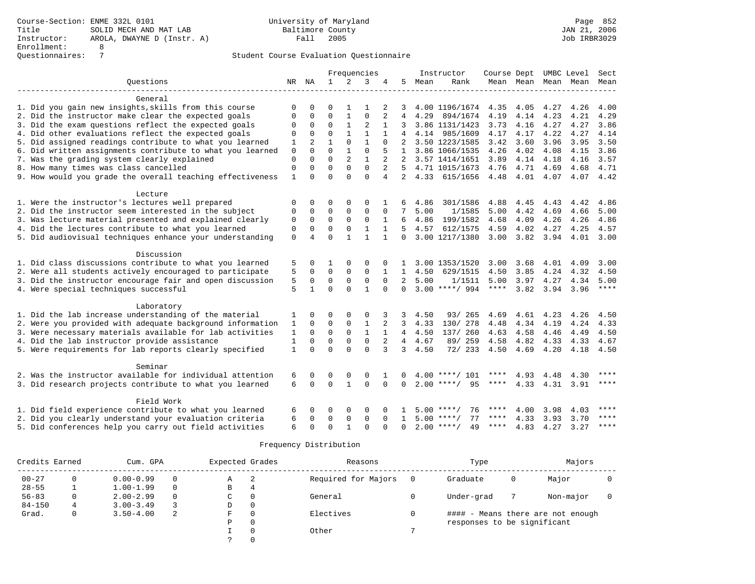Course-Section: ENME 332L 0101
Title: SOLID MECH AND MAT LAB
Instructor: AROLA, DWAYNE D (Instr. A)
Enrollment: 8
Questionnaires: 7

University of Maryland Baltimore County
Fall 2005

Page 852
JAN 21, 2006
Job IRBR3029

## Student Course Evaluation Questionnaire

| Questions | NR | NA | 1 | 2 | 3 | 4 | 5 | Instructor Mean | Instructor Rank | Course Mean | Dept Mean | UMBC Mean | Level Mean | Sect Mean |
|---|---|---|---|---|---|---|---|---|---|---|---|---|---|---|
| **General** | | | | | | | | | | | | | | |
| 1. Did you gain new insights,skills from this course | 0 | 0 | 0 | 1 | 1 | 2 | 3 | 4.00 | 1196/1674 | 4.35 | 4.05 | 4.27 | 4.26 | 4.00 |
| 2. Did the instructor make clear the expected goals | 0 | 0 | 0 | 1 | 0 | 2 | 4 | 4.29 | 894/1674 | 4.19 | 4.14 | 4.23 | 4.21 | 4.29 |
| 3. Did the exam questions reflect the expected goals | 0 | 0 | 0 | 1 | 2 | 1 | 3 | 3.86 | 1131/1423 | 3.73 | 4.16 | 4.27 | 4.27 | 3.86 |
| 4. Did other evaluations reflect the expected goals | 0 | 0 | 0 | 1 | 1 | 1 | 4 | 4.14 | 985/1609 | 4.17 | 4.17 | 4.22 | 4.27 | 4.14 |
| 5. Did assigned readings contribute to what you learned | 1 | 2 | 1 | 0 | 1 | 0 | 2 | 3.50 | 1223/1585 | 3.42 | 3.60 | 3.96 | 3.95 | 3.50 |
| 6. Did written assignments contribute to what you learned | 0 | 0 | 0 | 1 | 0 | 5 | 1 | 3.86 | 1066/1535 | 4.26 | 4.02 | 4.08 | 4.15 | 3.86 |
| 7. Was the grading system clearly explained | 0 | 0 | 0 | 2 | 1 | 2 | 2 | 3.57 | 1414/1651 | 3.89 | 4.14 | 4.18 | 4.16 | 3.57 |
| 8. How many times was class cancelled | 0 | 0 | 0 | 0 | 0 | 2 | 5 | 4.71 | 1015/1673 | 4.76 | 4.71 | 4.69 | 4.68 | 4.71 |
| 9. How would you grade the overall teaching effectiveness | 1 | 0 | 0 | 0 | 0 | 4 | 2 | 4.33 | 615/1656 | 4.48 | 4.01 | 4.07 | 4.07 | 4.42 |
| **Lecture** | | | | | | | | | | | | | | |
| 1. Were the instructor's lectures well prepared | 0 | 0 | 0 | 0 | 0 | 1 | 6 | 4.86 | 301/1586 | 4.88 | 4.45 | 4.43 | 4.42 | 4.86 |
| 2. Did the instructor seem interested in the subject | 0 | 0 | 0 | 0 | 0 | 0 | 7 | 5.00 | 1/1585 | 5.00 | 4.42 | 4.69 | 4.66 | 5.00 |
| 3. Was lecture material presented and explained clearly | 0 | 0 | 0 | 0 | 0 | 1 | 6 | 4.86 | 199/1582 | 4.68 | 4.09 | 4.26 | 4.26 | 4.86 |
| 4. Did the lectures contribute to what you learned | 0 | 0 | 0 | 0 | 1 | 1 | 5 | 4.57 | 612/1575 | 4.59 | 4.02 | 4.27 | 4.25 | 4.57 |
| 5. Did audiovisual techniques enhance your understanding | 0 | 4 | 0 | 1 | 1 | 1 | 0 | 3.00 | 1217/1380 | 3.00 | 3.82 | 3.94 | 4.01 | 3.00 |
| **Discussion** | | | | | | | | | | | | | | |
| 1. Did class discussions contribute to what you learned | 5 | 0 | 1 | 0 | 0 | 0 | 1 | 3.00 | 1353/1520 | 3.00 | 3.68 | 4.01 | 4.09 | 3.00 |
| 2. Were all students actively encouraged to participate | 5 | 0 | 0 | 0 | 0 | 1 | 1 | 4.50 | 629/1515 | 4.50 | 3.85 | 4.24 | 4.32 | 4.50 |
| 3. Did the instructor encourage fair and open discussion | 5 | 0 | 0 | 0 | 0 | 0 | 2 | 5.00 | 1/1511 | 5.00 | 3.97 | 4.27 | 4.34 | 5.00 |
| 4. Were special techniques successful | 5 | 1 | 0 | 0 | 1 | 0 | 0 | 3.00 | ****/ 994 | **** | 3.82 | 3.94 | 3.96 | **** |
| **Laboratory** | | | | | | | | | | | | | | |
| 1. Did the lab increase understanding of the material | 1 | 0 | 0 | 0 | 0 | 3 | 3 | 4.50 | 93/ 265 | 4.69 | 4.61 | 4.23 | 4.26 | 4.50 |
| 2. Were you provided with adequate background information | 1 | 0 | 0 | 0 | 1 | 2 | 3 | 4.33 | 130/ 278 | 4.48 | 4.34 | 4.19 | 4.24 | 4.33 |
| 3. Were necessary materials available for lab activities | 1 | 0 | 0 | 0 | 1 | 1 | 4 | 4.50 | 137/ 260 | 4.63 | 4.58 | 4.46 | 4.49 | 4.50 |
| 4. Did the lab instructor provide assistance | 1 | 0 | 0 | 0 | 0 | 2 | 4 | 4.67 | 89/ 259 | 4.58 | 4.82 | 4.33 | 4.33 | 4.67 |
| 5. Were requirements for lab reports clearly specified | 1 | 0 | 0 | 0 | 0 | 3 | 3 | 4.50 | 72/ 233 | 4.50 | 4.69 | 4.20 | 4.18 | 4.50 |
| **Seminar** | | | | | | | | | | | | | | |
| 2. Was the instructor available for individual attention | 6 | 0 | 0 | 0 | 0 | 1 | 0 | 4.00 | ****/ 101 | **** | 4.93 | 4.48 | 4.30 | **** |
| 3. Did research projects contribute to what you learned | 6 | 0 | 0 | 1 | 0 | 0 | 0 | 2.00 | ****/ 95 | **** | 4.33 | 4.31 | 3.91 | **** |
| **Field Work** | | | | | | | | | | | | | | |
| 1. Did field experience contribute to what you learned | 6 | 0 | 0 | 0 | 0 | 0 | 1 | 5.00 | ****/ 76 | **** | 4.00 | 3.98 | 4.03 | **** |
| 2. Did you clearly understand your evaluation criteria | 6 | 0 | 0 | 0 | 0 | 0 | 1 | 5.00 | ****/ 77 | **** | 4.33 | 3.93 | 3.70 | **** |
| 5. Did conferences help you carry out field activities | 6 | 0 | 0 | 1 | 0 | 0 | 0 | 2.00 | ****/ 49 | **** | 4.83 | 4.27 | 3.27 | **** |

### Frequency Distribution

| Credits Earned | | Cum. GPA | | Expected Grades | | Reasons | | Type | | Majors | |
|---|---|---|---|---|---|---|---|---|---|---|---|
| 00-27 | 0 | 0.00-0.99 | 0 | A | 2 | Required for Majors | 0 | Graduate | 0 | Major | 0 |
| 28-55 | 1 | 1.00-1.99 | 0 | B | 4 | | | | | | |
| 56-83 | 0 | 2.00-2.99 | 0 | C | 0 | General | 0 | Under-grad | 7 | Non-major | 0 |
| 84-150 | 4 | 3.00-3.49 | 3 | D | 0 | | | | | | |
| Grad. | 0 | 3.50-4.00 | 2 | F | 0 | Electives | 0 | | | | |
| | | | | P | 0 | | | | | | |
| | | | | I | 0 | Other | 7 | | | | |
| | | | | ? | 0 | | | | | | |

#### - Means there are not enough responses to be significant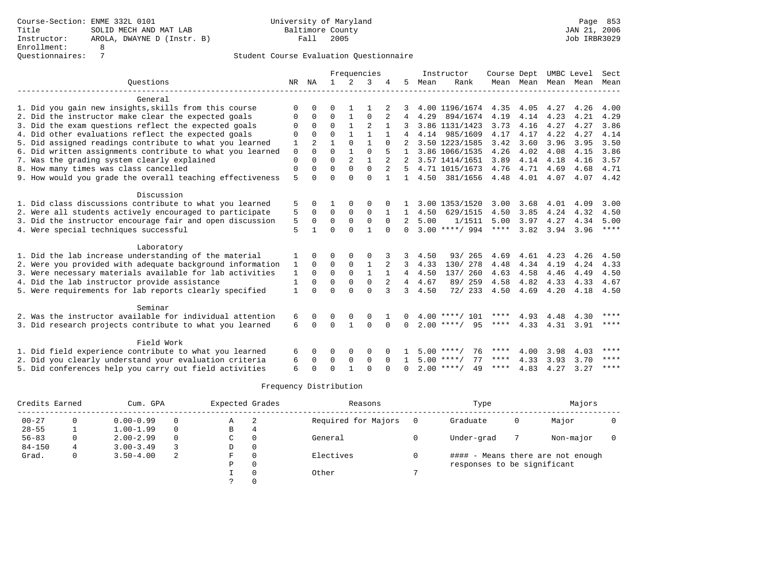Course-Section: ENME 332L 0101
Title: SOLID MECH AND MAT LAB
Instructor: AROLA, DWAYNE D (Instr. B)
Enrollment: 8
Questionnaires: 7

University of Maryland
Baltimore County
Fall 2005

Student Course Evaluation Questionnaire

| Questions | NR | NA | 1 | 2 | 3 | 4 | 5 | Instructor Mean | Instructor Rank | Course Mean | Dept Mean | UMBC Mean | Level Mean | Sect Mean |
|---|---|---|---|---|---|---|---|---|---|---|---|---|---|---|
| **General** | | | | | | | | | | | | | | |
| 1. Did you gain new insights,skills from this course | 0 | 0 | 0 | 1 | 1 | 2 | 3 | 4.00 | 1196/1674 | 4.35 | 4.05 | 4.27 | 4.26 | 4.00 |
| 2. Did the instructor make clear the expected goals | 0 | 0 | 0 | 1 | 0 | 2 | 4 | 4.29 | 894/1674 | 4.19 | 4.14 | 4.23 | 4.21 | 4.29 |
| 3. Did the exam questions reflect the expected goals | 0 | 0 | 0 | 1 | 2 | 1 | 3 | 3.86 | 1131/1423 | 3.73 | 4.16 | 4.27 | 4.27 | 3.86 |
| 4. Did other evaluations reflect the expected goals | 0 | 0 | 0 | 1 | 1 | 1 | 4 | 4.14 | 985/1609 | 4.17 | 4.17 | 4.22 | 4.27 | 4.14 |
| 5. Did assigned readings contribute to what you learned | 1 | 2 | 1 | 0 | 1 | 0 | 2 | 3.50 | 1223/1585 | 3.42 | 3.60 | 3.96 | 3.95 | 3.50 |
| 6. Did written assignments contribute to what you learned | 0 | 0 | 0 | 1 | 0 | 5 | 1 | 3.86 | 1066/1535 | 4.26 | 4.02 | 4.08 | 4.15 | 3.86 |
| 7. Was the grading system clearly explained | 0 | 0 | 0 | 2 | 1 | 2 | 2 | 3.57 | 1414/1651 | 3.89 | 4.14 | 4.18 | 4.16 | 3.57 |
| 8. How many times was class cancelled | 0 | 0 | 0 | 0 | 0 | 2 | 5 | 4.71 | 1015/1673 | 4.76 | 4.71 | 4.69 | 4.68 | 4.71 |
| 9. How would you grade the overall teaching effectiveness | 5 | 0 | 0 | 0 | 0 | 1 | 1 | 4.50 | 381/1656 | 4.48 | 4.01 | 4.07 | 4.07 | 4.42 |
| **Discussion** | | | | | | | | | | | | | | |
| 1. Did class discussions contribute to what you learned | 5 | 0 | 1 | 0 | 0 | 0 | 1 | 3.00 | 1353/1520 | 3.00 | 3.68 | 4.01 | 4.09 | 3.00 |
| 2. Were all students actively encouraged to participate | 5 | 0 | 0 | 0 | 0 | 1 | 1 | 4.50 | 629/1515 | 4.50 | 3.85 | 4.24 | 4.32 | 4.50 |
| 3. Did the instructor encourage fair and open discussion | 5 | 0 | 0 | 0 | 0 | 0 | 2 | 5.00 | 1/1511 | 5.00 | 3.97 | 4.27 | 4.34 | 5.00 |
| 4. Were special techniques successful | 5 | 1 | 0 | 0 | 1 | 0 | 0 | 3.00 | ****/ 994 | **** | 3.82 | 3.94 | 3.96 | **** |
| **Laboratory** | | | | | | | | | | | | | | |
| 1. Did the lab increase understanding of the material | 1 | 0 | 0 | 0 | 0 | 3 | 3 | 4.50 | 93/ 265 | 4.69 | 4.61 | 4.23 | 4.26 | 4.50 |
| 2. Were you provided with adequate background information | 1 | 0 | 0 | 0 | 1 | 2 | 3 | 4.33 | 130/ 278 | 4.48 | 4.34 | 4.19 | 4.24 | 4.33 |
| 3. Were necessary materials available for lab activities | 1 | 0 | 0 | 0 | 1 | 1 | 4 | 4.50 | 137/ 260 | 4.63 | 4.58 | 4.46 | 4.49 | 4.50 |
| 4. Did the lab instructor provide assistance | 1 | 0 | 0 | 0 | 0 | 2 | 4 | 4.67 | 89/ 259 | 4.58 | 4.82 | 4.33 | 4.33 | 4.67 |
| 5. Were requirements for lab reports clearly specified | 1 | 0 | 0 | 0 | 0 | 3 | 3 | 4.50 | 72/ 233 | 4.50 | 4.69 | 4.20 | 4.18 | 4.50 |
| **Seminar** | | | | | | | | | | | | | | |
| 2. Was the instructor available for individual attention | 6 | 0 | 0 | 0 | 0 | 1 | 0 | 4.00 | ****/ 101 | **** | 4.93 | 4.48 | 4.30 | **** |
| 3. Did research projects contribute to what you learned | 6 | 0 | 0 | 1 | 0 | 0 | 0 | 2.00 | ****/ 95 | **** | 4.33 | 4.31 | 3.91 | **** |
| **Field Work** | | | | | | | | | | | | | | |
| 1. Did field experience contribute to what you learned | 6 | 0 | 0 | 0 | 0 | 0 | 1 | 5.00 | ****/ 76 | **** | 4.00 | 3.98 | 4.03 | **** |
| 2. Did you clearly understand your evaluation criteria | 6 | 0 | 0 | 0 | 0 | 0 | 1 | 5.00 | ****/ 77 | **** | 4.33 | 3.93 | 3.70 | **** |
| 5. Did conferences help you carry out field activities | 6 | 0 | 0 | 1 | 0 | 0 | 0 | 2.00 | ****/ 49 | **** | 4.83 | 4.27 | 3.27 | **** |

## Frequency Distribution

| Credits Earned | | Cum. GPA | | Expected Grades | | Reasons | | Type | | Majors | |
|---|---|---|---|---|---|---|---|---|---|---|---|
| 00-27 | 0 | 0.00-0.99 | 0 | A | 2 | Required for Majors | 0 | Graduate | 0 | Major | 0 |
| 28-55 | 1 | 1.00-1.99 | 0 | B | 4 | | | | | | |
| 56-83 | 0 | 2.00-2.99 | 0 | C | 0 | General | 0 | Under-grad | 7 | Non-major | 0 |
| 84-150 | 4 | 3.00-3.49 | 3 | D | 0 | | | | | | |
| Grad. | 0 | 3.50-4.00 | 2 | F | 0 | Electives | 0 | #### - Means there are not enough responses to be significant | | | |
| | | | | P | 0 | | | | | | |
| | | | | I | 0 | Other | 7 | | | | |
| | | | | ? | 0 | | | | | | |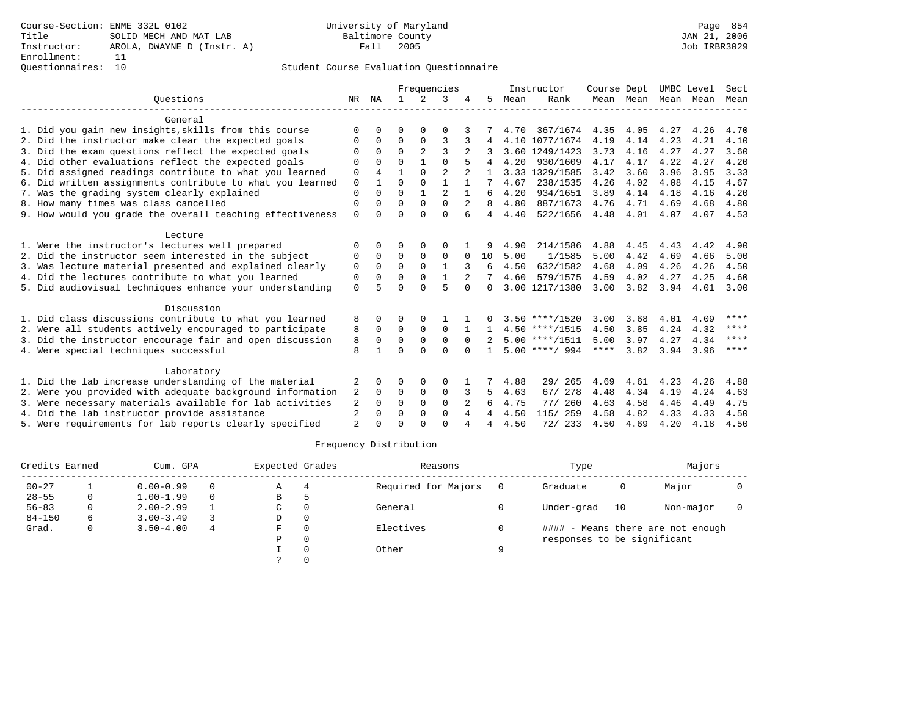Course-Section: ENME 332L 0102
Title: SOLID MECH AND MAT LAB
Instructor: AROLA, DWAYNE D (Instr. A)
Enrollment: 11
Questionnaires: 10

University of Maryland
Baltimore County
Fall 2005

JAN 21, 2006
Job IRBR3029

Student Course Evaluation Questionnaire

| Questions | NR | NA | 1 | 2 | 3 | 4 | 5 | Instructor Mean | Instructor Rank | Course Mean | Dept Mean | UMBC Mean | Level Mean | Sect Mean |
|---|---|---|---|---|---|---|---|---|---|---|---|---|---|---|
| **General** | | | | | | | | | | | | | | |
| 1. Did you gain new insights,skills from this course | 0 | 0 | 0 | 0 | 0 | 3 | 7 | 4.70 | 367/1674 | 4.35 | 4.05 | 4.27 | 4.26 | 4.70 |
| 2. Did the instructor make clear the expected goals | 0 | 0 | 0 | 0 | 3 | 3 | 4 | 4.10 | 1077/1674 | 4.19 | 4.14 | 4.23 | 4.21 | 4.10 |
| 3. Did the exam questions reflect the expected goals | 0 | 0 | 0 | 2 | 3 | 2 | 3 | 3.60 | 1249/1423 | 3.73 | 4.16 | 4.27 | 4.27 | 3.60 |
| 4. Did other evaluations reflect the expected goals | 0 | 0 | 0 | 1 | 0 | 5 | 4 | 4.20 | 930/1609 | 4.17 | 4.17 | 4.22 | 4.27 | 4.20 |
| 5. Did assigned readings contribute to what you learned | 0 | 4 | 1 | 0 | 2 | 2 | 1 | 3.33 | 1329/1585 | 3.42 | 3.60 | 3.96 | 3.95 | 3.33 |
| 6. Did written assignments contribute to what you learned | 0 | 1 | 0 | 0 | 1 | 1 | 7 | 4.67 | 238/1535 | 4.26 | 4.02 | 4.08 | 4.15 | 4.67 |
| 7. Was the grading system clearly explained | 0 | 0 | 0 | 1 | 2 | 1 | 6 | 4.20 | 934/1651 | 3.89 | 4.14 | 4.18 | 4.16 | 4.20 |
| 8. How many times was class cancelled | 0 | 0 | 0 | 0 | 0 | 2 | 8 | 4.80 | 887/1673 | 4.76 | 4.71 | 4.69 | 4.68 | 4.80 |
| 9. How would you grade the overall teaching effectiveness | 0 | 0 | 0 | 0 | 0 | 6 | 4 | 4.40 | 522/1656 | 4.48 | 4.01 | 4.07 | 4.07 | 4.53 |
| **Lecture** | | | | | | | | | | | | | | |
| 1. Were the instructor's lectures well prepared | 0 | 0 | 0 | 0 | 0 | 1 | 9 | 4.90 | 214/1586 | 4.88 | 4.45 | 4.43 | 4.42 | 4.90 |
| 2. Did the instructor seem interested in the subject | 0 | 0 | 0 | 0 | 0 | 0 | 10 | 5.00 | 1/1585 | 5.00 | 4.42 | 4.69 | 4.66 | 5.00 |
| 3. Was lecture material presented and explained clearly | 0 | 0 | 0 | 0 | 1 | 3 | 6 | 4.50 | 632/1582 | 4.68 | 4.09 | 4.26 | 4.26 | 4.50 |
| 4. Did the lectures contribute to what you learned | 0 | 0 | 0 | 0 | 1 | 2 | 7 | 4.60 | 579/1575 | 4.59 | 4.02 | 4.27 | 4.25 | 4.60 |
| 5. Did audiovisual techniques enhance your understanding | 0 | 5 | 0 | 0 | 5 | 0 | 0 | 3.00 | 1217/1380 | 3.00 | 3.82 | 3.94 | 4.01 | 3.00 |
| **Discussion** | | | | | | | | | | | | | | |
| 1. Did class discussions contribute to what you learned | 8 | 0 | 0 | 0 | 1 | 1 | 0 | 3.50 | \*\*\*\*/1520 | 3.00 | 3.68 | 4.01 | 4.09 | \*\*\*\* |
| 2. Were all students actively encouraged to participate | 8 | 0 | 0 | 0 | 0 | 1 | 1 | 4.50 | \*\*\*\*/1515 | 4.50 | 3.85 | 4.24 | 4.32 | \*\*\*\* |
| 3. Did the instructor encourage fair and open discussion | 8 | 0 | 0 | 0 | 0 | 0 | 2 | 5.00 | \*\*\*\*/1511 | 5.00 | 3.97 | 4.27 | 4.34 | \*\*\*\* |
| 4. Were special techniques successful | 8 | 1 | 0 | 0 | 0 | 0 | 1 | 5.00 | \*\*\*\*/ 994 | \*\*\*\* | 3.82 | 3.94 | 3.96 | \*\*\*\* |
| **Laboratory** | | | | | | | | | | | | | | |
| 1. Did the lab increase understanding of the material | 2 | 0 | 0 | 0 | 0 | 1 | 7 | 4.88 | 29/ 265 | 4.69 | 4.61 | 4.23 | 4.26 | 4.88 |
| 2. Were you provided with adequate background information | 2 | 0 | 0 | 0 | 0 | 3 | 5 | 4.63 | 67/ 278 | 4.48 | 4.34 | 4.19 | 4.24 | 4.63 |
| 3. Were necessary materials available for lab activities | 2 | 0 | 0 | 0 | 0 | 2 | 6 | 4.75 | 77/ 260 | 4.63 | 4.58 | 4.46 | 4.49 | 4.75 |
| 4. Did the lab instructor provide assistance | 2 | 0 | 0 | 0 | 0 | 4 | 4 | 4.50 | 115/ 259 | 4.58 | 4.82 | 4.33 | 4.33 | 4.50 |
| 5. Were requirements for lab reports clearly specified | 2 | 0 | 0 | 0 | 0 | 4 | 4 | 4.50 | 72/ 233 | 4.50 | 4.69 | 4.20 | 4.18 | 4.50 |

Frequency Distribution

| Credits Earned | | Cum. GPA | | Expected Grades | | Reasons | | Type | | Majors | |
|---|---|---|---|---|---|---|---|---|---|---|---|
| 00-27 | 1 | 0.00-0.99 | 0 | A | 4 | Required for Majors | 0 | Graduate | 0 | Major | 0 |
| 28-55 | 0 | 1.00-1.99 | 0 | B | 5 | | | | | | |
| 56-83 | 0 | 2.00-2.99 | 1 | C | 0 | General | 0 | Under-grad | 10 | Non-major | 0 |
| 84-150 | 6 | 3.00-3.49 | 3 | D | 0 | | | | | | |
| Grad. | 0 | 3.50-4.00 | 4 | F | 0 | Electives | 0 | #### - Means there are not enough responses to be significant | | | |
| | | | | P | 0 | | | | | | |
| | | | | I | 0 | Other | 9 | | | | |
| | | | | ? | 0 | | | | | | |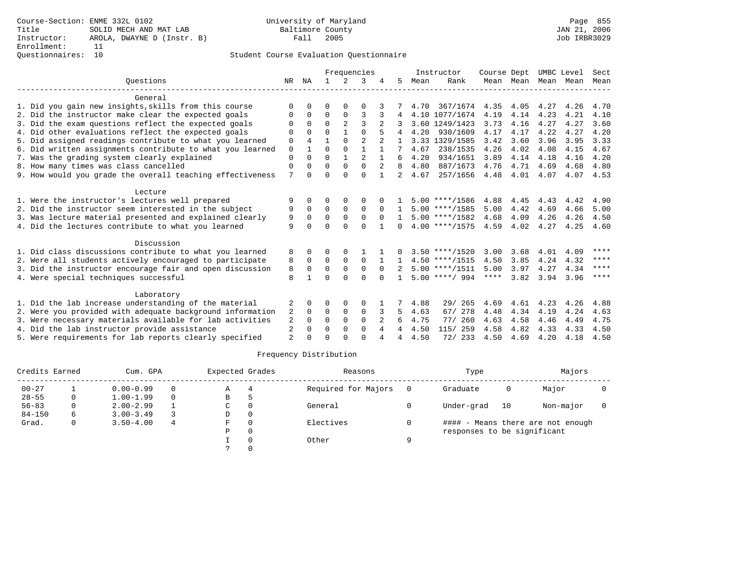Course-Section: ENME 332L 0102
Title: SOLID MECH AND MAT LAB
Instructor: AROLA, DWAYNE D (Instr. B)
Enrollment: 11
Questionnaires: 10

University of Maryland
Baltimore County
Fall 2005

JAN 21, 2006
Job IRBR3029

Student Course Evaluation Questionnaire

| Questions | NR | NA | 1 | 2 | 3 | 4 | 5 | Instructor Mean | Instructor Rank | Course Mean | Dept Mean | UMBC Mean | Level Mean | Sect Mean |
|---|---|---|---|---|---|---|---|---|---|---|---|---|---|---|
| **General** | | | | | | | | | | | | | | |
| 1. Did you gain new insights,skills from this course | 0 | 0 | 0 | 0 | 0 | 3 | 7 | 4.70 | 367/1674 | 4.35 | 4.05 | 4.27 | 4.26 | 4.70 |
| 2. Did the instructor make clear the expected goals | 0 | 0 | 0 | 0 | 3 | 3 | 4 | 4.10 | 1077/1674 | 4.19 | 4.14 | 4.23 | 4.21 | 4.10 |
| 3. Did the exam questions reflect the expected goals | 0 | 0 | 0 | 2 | 3 | 2 | 3 | 3.60 | 1249/1423 | 3.73 | 4.16 | 4.27 | 4.27 | 3.60 |
| 4. Did other evaluations reflect the expected goals | 0 | 0 | 0 | 1 | 0 | 5 | 4 | 4.20 | 930/1609 | 4.17 | 4.17 | 4.22 | 4.27 | 4.20 |
| 5. Did assigned readings contribute to what you learned | 0 | 4 | 1 | 0 | 2 | 2 | 1 | 3.33 | 1329/1585 | 3.42 | 3.60 | 3.96 | 3.95 | 3.33 |
| 6. Did written assignments contribute to what you learned | 0 | 1 | 0 | 0 | 1 | 1 | 7 | 4.67 | 238/1535 | 4.26 | 4.02 | 4.08 | 4.15 | 4.67 |
| 7. Was the grading system clearly explained | 0 | 0 | 0 | 1 | 2 | 1 | 6 | 4.20 | 934/1651 | 3.89 | 4.14 | 4.18 | 4.16 | 4.20 |
| 8. How many times was class cancelled | 0 | 0 | 0 | 0 | 0 | 2 | 8 | 4.80 | 887/1673 | 4.76 | 4.71 | 4.69 | 4.68 | 4.80 |
| 9. How would you grade the overall teaching effectiveness | 7 | 0 | 0 | 0 | 0 | 1 | 2 | 4.67 | 257/1656 | 4.48 | 4.01 | 4.07 | 4.07 | 4.53 |
| **Lecture** | | | | | | | | | | | | | | |
| 1. Were the instructor's lectures well prepared | 9 | 0 | 0 | 0 | 0 | 0 | 1 | 5.00 | ****/1586 | 4.88 | 4.45 | 4.43 | 4.42 | 4.90 |
| 2. Did the instructor seem interested in the subject | 9 | 0 | 0 | 0 | 0 | 0 | 1 | 5.00 | ****/1585 | 5.00 | 4.42 | 4.69 | 4.66 | 5.00 |
| 3. Was lecture material presented and explained clearly | 9 | 0 | 0 | 0 | 0 | 0 | 1 | 5.00 | ****/1582 | 4.68 | 4.09 | 4.26 | 4.26 | 4.50 |
| 4. Did the lectures contribute to what you learned | 9 | 0 | 0 | 0 | 0 | 1 | 0 | 4.00 | ****/1575 | 4.59 | 4.02 | 4.27 | 4.25 | 4.60 |
| **Discussion** | | | | | | | | | | | | | | |
| 1. Did class discussions contribute to what you learned | 8 | 0 | 0 | 0 | 1 | 1 | 0 | 3.50 | ****/1520 | 3.00 | 3.68 | 4.01 | 4.09 | **** |
| 2. Were all students actively encouraged to participate | 8 | 0 | 0 | 0 | 0 | 1 | 1 | 4.50 | ****/1515 | 4.50 | 3.85 | 4.24 | 4.32 | **** |
| 3. Did the instructor encourage fair and open discussion | 8 | 0 | 0 | 0 | 0 | 0 | 2 | 5.00 | ****/1511 | 5.00 | 3.97 | 4.27 | 4.34 | **** |
| 4. Were special techniques successful | 8 | 1 | 0 | 0 | 0 | 0 | 1 | 5.00 | ****/ 994 | **** | 3.82 | 3.94 | 3.96 | **** |
| **Laboratory** | | | | | | | | | | | | | | |
| 1. Did the lab increase understanding of the material | 2 | 0 | 0 | 0 | 0 | 1 | 7 | 4.88 | 29/ 265 | 4.69 | 4.61 | 4.23 | 4.26 | 4.88 |
| 2. Were you provided with adequate background information | 2 | 0 | 0 | 0 | 0 | 3 | 5 | 4.63 | 67/ 278 | 4.48 | 4.34 | 4.19 | 4.24 | 4.63 |
| 3. Were necessary materials available for lab activities | 2 | 0 | 0 | 0 | 0 | 2 | 6 | 4.75 | 77/ 260 | 4.63 | 4.58 | 4.46 | 4.49 | 4.75 |
| 4. Did the lab instructor provide assistance | 2 | 0 | 0 | 0 | 0 | 4 | 4 | 4.50 | 115/ 259 | 4.58 | 4.82 | 4.33 | 4.33 | 4.50 |
| 5. Were requirements for lab reports clearly specified | 2 | 0 | 0 | 0 | 0 | 4 | 4 | 4.50 | 72/ 233 | 4.50 | 4.69 | 4.20 | 4.18 | 4.50 |

Frequency Distribution

| Credits Earned | | Cum. GPA | | Expected Grades | | Reasons | | Type | | Majors | |
|---|---|---|---|---|---|---|---|---|---|---|---|
| 00-27 | 1 | 0.00-0.99 | 0 | A | 4 | Required for Majors | 0 | Graduate | 0 | Major | 0 |
| 28-55 | 0 | 1.00-1.99 | 0 | B | 5 | | | | | | |
| 56-83 | 0 | 2.00-2.99 | 1 | C | 0 | General | 0 | Under-grad | 10 | Non-major | 0 |
| 84-150 | 6 | 3.00-3.49 | 3 | D | 0 | | | | | | |
| Grad. | 0 | 3.50-4.00 | 4 | F | 0 | Electives | 0 | | | | |
| | | | | P | 0 | | | | | | |
| | | | | I | 0 | Other | 9 | | | | |
| | | | | ? | 0 | | | | | | |

#### - Means there are not enough responses to be significant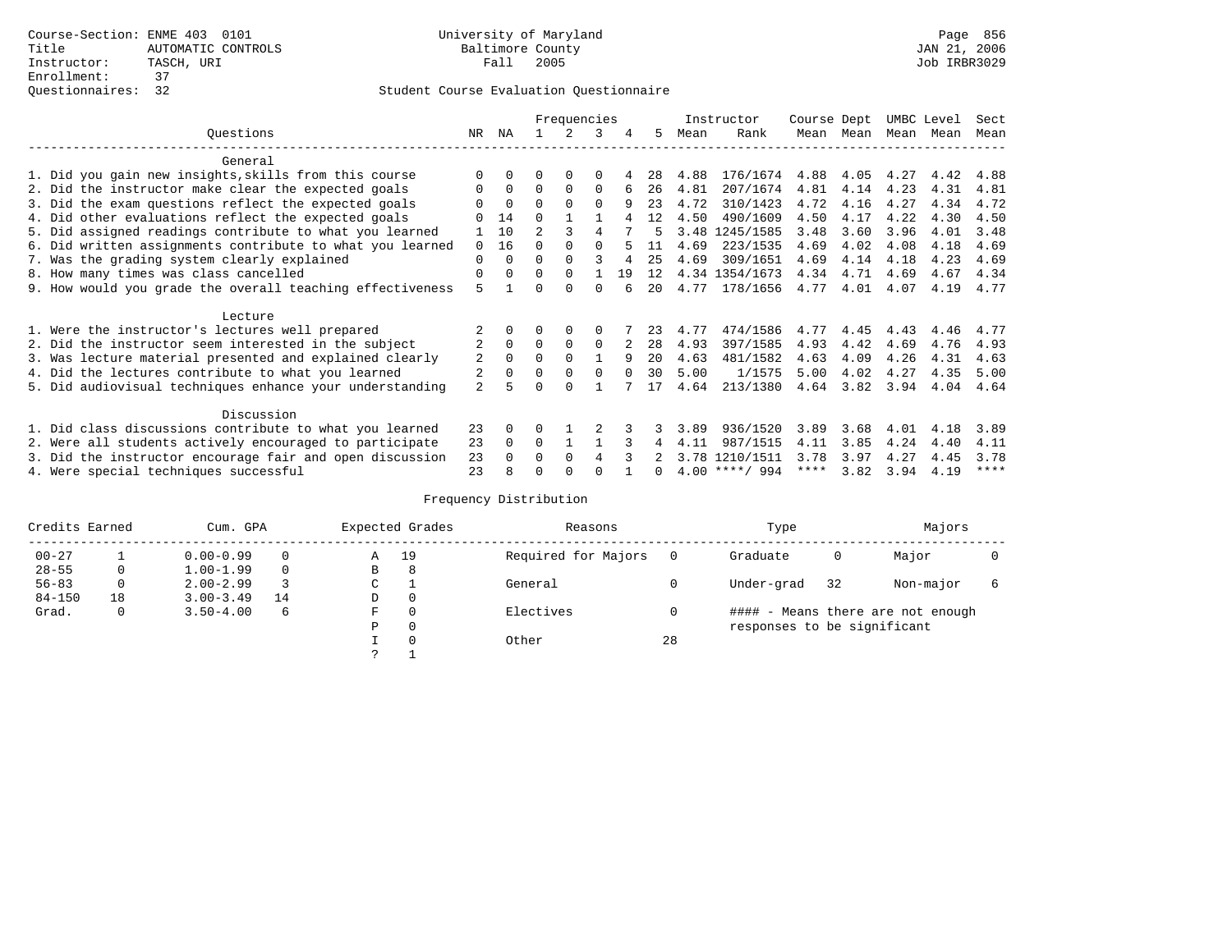Course-Section: ENME 403 0101
Title: AUTOMATIC CONTROLS
Instructor: TASCH, URI
Enrollment: 37
Questionnaires: 32

University of Maryland
Baltimore County
Fall 2005

JAN 21, 2006
Job IRBR3029

## Student Course Evaluation Questionnaire

| Questions | NR | NA | 1 | 2 | 3 | 4 | 5 | Instructor Mean | Instructor Rank | Course Mean | Dept Mean | UMBC Mean | Level Mean | Sect Mean |
|---|---|---|---|---|---|---|---|---|---|---|---|---|---|---|
| **General** | | | | | | | | | | | | | | |
| 1. Did you gain new insights,skills from this course | 0 | 0 | 0 | 0 | 0 | 4 | 28 | 4.88 | 176/1674 | 4.88 | 4.05 | 4.27 | 4.42 | 4.88 |
| 2. Did the instructor make clear the expected goals | 0 | 0 | 0 | 0 | 0 | 6 | 26 | 4.81 | 207/1674 | 4.81 | 4.14 | 4.23 | 4.31 | 4.81 |
| 3. Did the exam questions reflect the expected goals | 0 | 0 | 0 | 0 | 0 | 9 | 23 | 4.72 | 310/1423 | 4.72 | 4.16 | 4.27 | 4.34 | 4.72 |
| 4. Did other evaluations reflect the expected goals | 0 | 14 | 0 | 1 | 1 | 4 | 12 | 4.50 | 490/1609 | 4.50 | 4.17 | 4.22 | 4.30 | 4.50 |
| 5. Did assigned readings contribute to what you learned | 1 | 10 | 2 | 3 | 4 | 7 | 5 | 3.48 | 1245/1585 | 3.48 | 3.60 | 3.96 | 4.01 | 3.48 |
| 6. Did written assignments contribute to what you learned | 0 | 16 | 0 | 0 | 0 | 5 | 11 | 4.69 | 223/1535 | 4.69 | 4.02 | 4.08 | 4.18 | 4.69 |
| 7. Was the grading system clearly explained | 0 | 0 | 0 | 0 | 3 | 4 | 25 | 4.69 | 309/1651 | 4.69 | 4.14 | 4.18 | 4.23 | 4.69 |
| 8. How many times was class cancelled | 0 | 0 | 0 | 0 | 1 | 19 | 12 | 4.34 | 1354/1673 | 4.34 | 4.71 | 4.69 | 4.67 | 4.34 |
| 9. How would you grade the overall teaching effectiveness | 5 | 1 | 0 | 0 | 0 | 6 | 20 | 4.77 | 178/1656 | 4.77 | 4.01 | 4.07 | 4.19 | 4.77 |
| **Lecture** | | | | | | | | | | | | | | |
| 1. Were the instructor's lectures well prepared | 2 | 0 | 0 | 0 | 0 | 7 | 23 | 4.77 | 474/1586 | 4.77 | 4.45 | 4.43 | 4.46 | 4.77 |
| 2. Did the instructor seem interested in the subject | 2 | 0 | 0 | 0 | 0 | 2 | 28 | 4.93 | 397/1585 | 4.93 | 4.42 | 4.69 | 4.76 | 4.93 |
| 3. Was lecture material presented and explained clearly | 2 | 0 | 0 | 0 | 1 | 9 | 20 | 4.63 | 481/1582 | 4.63 | 4.09 | 4.26 | 4.31 | 4.63 |
| 4. Did the lectures contribute to what you learned | 2 | 0 | 0 | 0 | 0 | 0 | 30 | 5.00 | 1/1575 | 5.00 | 4.02 | 4.27 | 4.35 | 5.00 |
| 5. Did audiovisual techniques enhance your understanding | 2 | 5 | 0 | 0 | 1 | 7 | 17 | 4.64 | 213/1380 | 4.64 | 3.82 | 3.94 | 4.04 | 4.64 |
| **Discussion** | | | | | | | | | | | | | | |
| 1. Did class discussions contribute to what you learned | 23 | 0 | 0 | 1 | 2 | 3 | 3 | 3.89 | 936/1520 | 3.89 | 3.68 | 4.01 | 4.18 | 3.89 |
| 2. Were all students actively encouraged to participate | 23 | 0 | 0 | 1 | 1 | 3 | 4 | 4.11 | 987/1515 | 4.11 | 3.85 | 4.24 | 4.40 | 4.11 |
| 3. Did the instructor encourage fair and open discussion | 23 | 0 | 0 | 0 | 4 | 3 | 2 | 3.78 | 1210/1511 | 3.78 | 3.97 | 4.27 | 4.45 | 3.78 |
| 4. Were special techniques successful | 23 | 8 | 0 | 0 | 0 | 1 | 0 | 4.00 | ****/ 994 | **** | 3.82 | 3.94 | 4.19 | **** |

## Frequency Distribution

| Credits Earned | | Cum. GPA | | Expected Grades | | Reasons | | Type | | Majors | |
|---|---|---|---|---|---|---|---|---|---|---|---|
| 00-27 | 1 | 0.00-0.99 | 0 | A | 19 | Required for Majors | 0 | Graduate | 0 | Major | 0 |
| 28-55 | 0 | 1.00-1.99 | 0 | B | 8 | | | | | | |
| 56-83 | 0 | 2.00-2.99 | 3 | C | 1 | General | 0 | Under-grad | 32 | Non-major | 6 |
| 84-150 | 18 | 3.00-3.49 | 14 | D | 0 | | | | | | |
| Grad. | 0 | 3.50-4.00 | 6 | F | 0 | Electives | 0 | | | | |
| | | | | P | 0 | | | | | | |
| | | | | I | 0 | Other | 28 | | | | |
| | | | | ? | 1 | | | | | | |

#### - Means there are not enough responses to be significant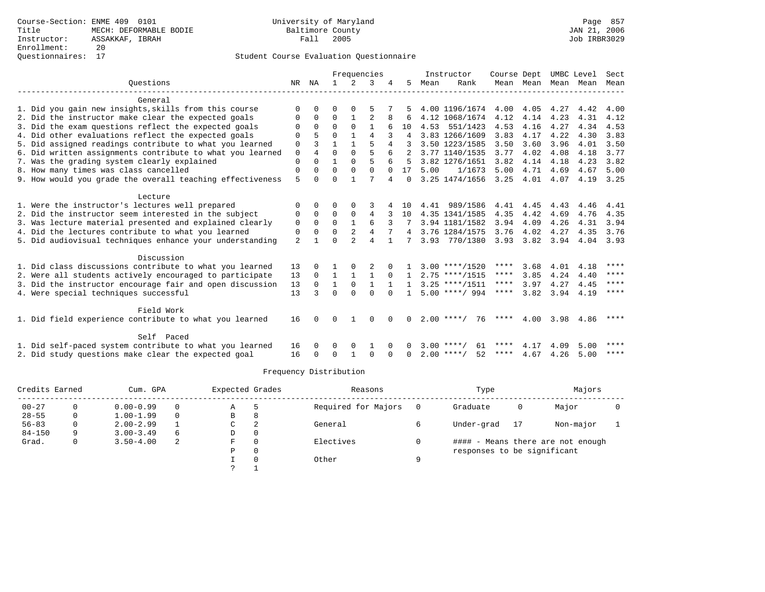Course-Section: ENME 409 0101
Title: MECH: DEFORMABLE BODIE
Instructor: ASSAKKAF, IBRAH
Enrollment: 20
Questionnaires: 17

University of Maryland
Baltimore County
Fall 2005

JAN 21, 2006
Job IRBR3029

## Student Course Evaluation Questionnaire

| Questions | NR | NA | 1 | 2 | 3 | 4 | 5 | Instructor Mean | Instructor Rank | Course Mean | Dept Mean | UMBC Mean | Level Mean | Sect Mean |
|---|---|---|---|---|---|---|---|---|---|---|---|---|---|---|
| **General** | | | | | | | | | | | | | | |
| 1. Did you gain new insights,skills from this course | 0 | 0 | 0 | 0 | 5 | 7 | 5 | 4.00 | 1196/1674 | 4.00 | 4.05 | 4.27 | 4.42 | 4.00 |
| 2. Did the instructor make clear the expected goals | 0 | 0 | 0 | 1 | 2 | 8 | 6 | 4.12 | 1068/1674 | 4.12 | 4.14 | 4.23 | 4.31 | 4.12 |
| 3. Did the exam questions reflect the expected goals | 0 | 0 | 0 | 0 | 1 | 6 | 10 | 4.53 | 551/1423 | 4.53 | 4.16 | 4.27 | 4.34 | 4.53 |
| 4. Did other evaluations reflect the expected goals | 0 | 5 | 0 | 1 | 4 | 3 | 4 | 3.83 | 1266/1609 | 3.83 | 4.17 | 4.22 | 4.30 | 3.83 |
| 5. Did assigned readings contribute to what you learned | 0 | 3 | 1 | 1 | 5 | 4 | 3 | 3.50 | 1223/1585 | 3.50 | 3.60 | 3.96 | 4.01 | 3.50 |
| 6. Did written assignments contribute to what you learned | 0 | 4 | 0 | 0 | 5 | 6 | 2 | 3.77 | 1140/1535 | 3.77 | 4.02 | 4.08 | 4.18 | 3.77 |
| 7. Was the grading system clearly explained | 0 | 0 | 1 | 0 | 5 | 6 | 5 | 3.82 | 1276/1651 | 3.82 | 4.14 | 4.18 | 4.23 | 3.82 |
| 8. How many times was class cancelled | 0 | 0 | 0 | 0 | 0 | 0 | 17 | 5.00 | 1/1673 | 5.00 | 4.71 | 4.69 | 4.67 | 5.00 |
| 9. How would you grade the overall teaching effectiveness | 5 | 0 | 0 | 1 | 7 | 4 | 0 | 3.25 | 1474/1656 | 3.25 | 4.01 | 4.07 | 4.19 | 3.25 |
| **Lecture** | | | | | | | | | | | | | | |
| 1. Were the instructor's lectures well prepared | 0 | 0 | 0 | 0 | 3 | 4 | 10 | 4.41 | 989/1586 | 4.41 | 4.45 | 4.43 | 4.46 | 4.41 |
| 2. Did the instructor seem interested in the subject | 0 | 0 | 0 | 0 | 4 | 3 | 10 | 4.35 | 1341/1585 | 4.35 | 4.42 | 4.69 | 4.76 | 4.35 |
| 3. Was lecture material presented and explained clearly | 0 | 0 | 0 | 1 | 6 | 3 | 7 | 3.94 | 1181/1582 | 3.94 | 4.09 | 4.26 | 4.31 | 3.94 |
| 4. Did the lectures contribute to what you learned | 0 | 0 | 0 | 2 | 4 | 7 | 4 | 3.76 | 1284/1575 | 3.76 | 4.02 | 4.27 | 4.35 | 3.76 |
| 5. Did audiovisual techniques enhance your understanding | 2 | 1 | 0 | 2 | 4 | 1 | 7 | 3.93 | 770/1380 | 3.93 | 3.82 | 3.94 | 4.04 | 3.93 |
| **Discussion** | | | | | | | | | | | | | | |
| 1. Did class discussions contribute to what you learned | 13 | 0 | 1 | 0 | 2 | 0 | 1 | 3.00 | ****/1520 | **** | 3.68 | 4.01 | 4.18 | **** |
| 2. Were all students actively encouraged to participate | 13 | 0 | 1 | 1 | 1 | 0 | 1 | 2.75 | ****/1515 | **** | 3.85 | 4.24 | 4.40 | **** |
| 3. Did the instructor encourage fair and open discussion | 13 | 0 | 1 | 0 | 1 | 1 | 1 | 3.25 | ****/1511 | **** | 3.97 | 4.27 | 4.45 | **** |
| 4. Were special techniques successful | 13 | 3 | 0 | 0 | 0 | 0 | 1 | 5.00 | ****/ 994 | **** | 3.82 | 3.94 | 4.19 | **** |
| **Field Work** | | | | | | | | | | | | | | |
| 1. Did field experience contribute to what you learned | 16 | 0 | 0 | 1 | 0 | 0 | 0 | 2.00 | ****/ 76 | **** | 4.00 | 3.98 | 4.86 | **** |
| **Self Paced** | | | | | | | | | | | | | | |
| 1. Did self-paced system contribute to what you learned | 16 | 0 | 0 | 0 | 1 | 0 | 0 | 3.00 | ****/ 61 | **** | 4.17 | 4.09 | 5.00 | **** |
| 2. Did study questions make clear the expected goal | 16 | 0 | 0 | 1 | 0 | 0 | 0 | 2.00 | ****/ 52 | **** | 4.67 | 4.26 | 5.00 | **** |

## Frequency Distribution

| Credits Earned | | Cum. GPA | | Expected Grades | | Reasons | | Type | | Majors | |
|---|---|---|---|---|---|---|---|---|---|---|---|
| 00-27 | 0 | 0.00-0.99 | 0 | A | 5 | Required for Majors | 0 | Graduate | 0 | Major | 0 |
| 28-55 | 0 | 1.00-1.99 | 0 | B | 8 | | | | | | |
| 56-83 | 0 | 2.00-2.99 | 1 | C | 2 | General | 6 | Under-grad | 17 | Non-major | 1 |
| 84-150 | 9 | 3.00-3.49 | 6 | D | 0 | | | | | | |
| Grad. | 0 | 3.50-4.00 | 2 | F | 0 | Electives | 0 | #### - Means there are not enough responses to be significant | | | |
| | | | | P | 0 | | | | | | |
| | | | | I | 0 | Other | 9 | | | | |
| | | | | ? | 1 | | | | | | |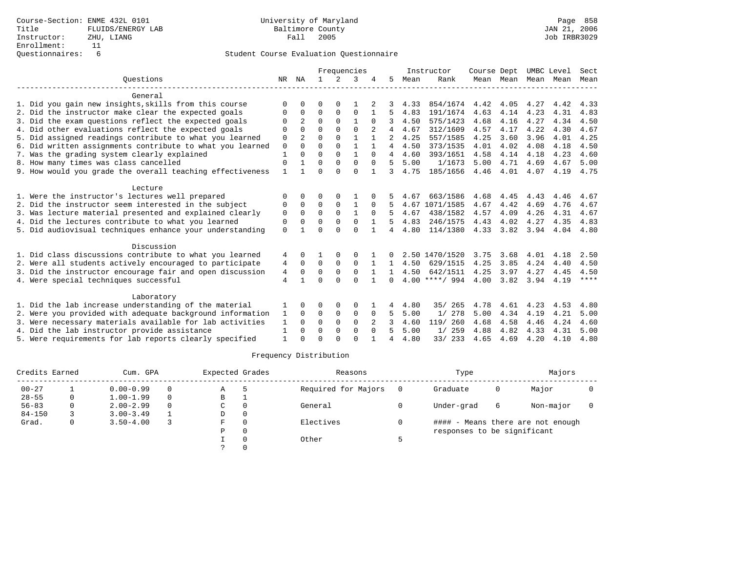Course-Section: ENME 432L 0101
Title: FLUIDS/ENERGY LAB
Instructor: ZHU, LIANG
Enrollment: 11
Questionnaires: 6

University of Maryland
Baltimore County
Fall 2005

JAN 21, 2006
Job IRBR3029

## Student Course Evaluation Questionnaire

| Questions | NR | NA | 1 | 2 | 3 | 4 | 5 | Instructor Mean | Instructor Rank | Course Mean | Dept Mean | UMBC Mean | Level Mean | Sect Mean |
|---|---|---|---|---|---|---|---|---|---|---|---|---|---|---|
| **General** | | | | | | | | | | | | | | |
| 1. Did you gain new insights,skills from this course | 0 | 0 | 0 | 0 | 1 | 2 | 3 | 4.33 | 854/1674 | 4.42 | 4.05 | 4.27 | 4.42 | 4.33 |
| 2. Did the instructor make clear the expected goals | 0 | 0 | 0 | 0 | 0 | 1 | 5 | 4.83 | 191/1674 | 4.63 | 4.14 | 4.23 | 4.31 | 4.83 |
| 3. Did the exam questions reflect the expected goals | 0 | 2 | 0 | 0 | 1 | 0 | 3 | 4.50 | 575/1423 | 4.68 | 4.16 | 4.27 | 4.34 | 4.50 |
| 4. Did other evaluations reflect the expected goals | 0 | 0 | 0 | 0 | 0 | 2 | 4 | 4.67 | 312/1609 | 4.57 | 4.17 | 4.22 | 4.30 | 4.67 |
| 5. Did assigned readings contribute to what you learned | 0 | 2 | 0 | 0 | 1 | 1 | 2 | 4.25 | 557/1585 | 4.25 | 3.60 | 3.96 | 4.01 | 4.25 |
| 6. Did written assignments contribute to what you learned | 0 | 0 | 0 | 0 | 1 | 1 | 4 | 4.50 | 373/1535 | 4.01 | 4.02 | 4.08 | 4.18 | 4.50 |
| 7. Was the grading system clearly explained | 1 | 0 | 0 | 0 | 1 | 0 | 4 | 4.60 | 393/1651 | 4.58 | 4.14 | 4.18 | 4.23 | 4.60 |
| 8. How many times was class cancelled | 0 | 1 | 0 | 0 | 0 | 0 | 5 | 5.00 | 1/1673 | 5.00 | 4.71 | 4.69 | 4.67 | 5.00 |
| 9. How would you grade the overall teaching effectiveness | 1 | 1 | 0 | 0 | 0 | 1 | 3 | 4.75 | 185/1656 | 4.46 | 4.01 | 4.07 | 4.19 | 4.75 |
| **Lecture** | | | | | | | | | | | | | | |
| 1. Were the instructor's lectures well prepared | 0 | 0 | 0 | 0 | 1 | 0 | 5 | 4.67 | 663/1586 | 4.68 | 4.45 | 4.43 | 4.46 | 4.67 |
| 2. Did the instructor seem interested in the subject | 0 | 0 | 0 | 0 | 1 | 0 | 5 | 4.67 | 1071/1585 | 4.67 | 4.42 | 4.69 | 4.76 | 4.67 |
| 3. Was lecture material presented and explained clearly | 0 | 0 | 0 | 0 | 1 | 0 | 5 | 4.67 | 438/1582 | 4.57 | 4.09 | 4.26 | 4.31 | 4.67 |
| 4. Did the lectures contribute to what you learned | 0 | 0 | 0 | 0 | 0 | 1 | 5 | 4.83 | 246/1575 | 4.43 | 4.02 | 4.27 | 4.35 | 4.83 |
| 5. Did audiovisual techniques enhance your understanding | 0 | 1 | 0 | 0 | 0 | 1 | 4 | 4.80 | 114/1380 | 4.33 | 3.82 | 3.94 | 4.04 | 4.80 |
| **Discussion** | | | | | | | | | | | | | | |
| 1. Did class discussions contribute to what you learned | 4 | 0 | 1 | 0 | 0 | 1 | 0 | 2.50 | 1470/1520 | 3.75 | 3.68 | 4.01 | 4.18 | 2.50 |
| 2. Were all students actively encouraged to participate | 4 | 0 | 0 | 0 | 0 | 1 | 1 | 4.50 | 629/1515 | 4.25 | 3.85 | 4.24 | 4.40 | 4.50 |
| 3. Did the instructor encourage fair and open discussion | 4 | 0 | 0 | 0 | 0 | 1 | 1 | 4.50 | 642/1511 | 4.25 | 3.97 | 4.27 | 4.45 | 4.50 |
| 4. Were special techniques successful | 4 | 1 | 0 | 0 | 0 | 1 | 0 | 4.00 | ****/ 994 | 4.00 | 3.82 | 3.94 | 4.19 | **** |
| **Laboratory** | | | | | | | | | | | | | | |
| 1. Did the lab increase understanding of the material | 1 | 0 | 0 | 0 | 0 | 1 | 4 | 4.80 | 35/ 265 | 4.78 | 4.61 | 4.23 | 4.53 | 4.80 |
| 2. Were you provided with adequate background information | 1 | 0 | 0 | 0 | 0 | 0 | 5 | 5.00 | 1/ 278 | 5.00 | 4.34 | 4.19 | 4.21 | 5.00 |
| 3. Were necessary materials available for lab activities | 1 | 0 | 0 | 0 | 0 | 2 | 3 | 4.60 | 119/ 260 | 4.68 | 4.58 | 4.46 | 4.24 | 4.60 |
| 4. Did the lab instructor provide assistance | 1 | 0 | 0 | 0 | 0 | 0 | 5 | 5.00 | 1/ 259 | 4.88 | 4.82 | 4.33 | 4.31 | 5.00 |
| 5. Were requirements for lab reports clearly specified | 1 | 0 | 0 | 0 | 0 | 1 | 4 | 4.80 | 33/ 233 | 4.65 | 4.69 | 4.20 | 4.10 | 4.80 |

## Frequency Distribution

| Credits Earned | | Cum. GPA | | Expected Grades | | Reasons | | Type | | Majors | |
|---|---|---|---|---|---|---|---|---|---|---|---|
| 00-27 | 1 | 0.00-0.99 | 0 | A | 5 | Required for Majors | 0 | Graduate | 0 | Major | 0 |
| 28-55 | 0 | 1.00-1.99 | 0 | B | 1 | | | | | | |
| 56-83 | 0 | 2.00-2.99 | 0 | C | 0 | General | 0 | Under-grad | 6 | Non-major | 0 |
| 84-150 | 3 | 3.00-3.49 | 1 | D | 0 | | | | | | |
| Grad. | 0 | 3.50-4.00 | 3 | F | 0 | Electives | 0 | #### - Means there are not enough responses to be significant | | | |
| | | | | P | 0 | | | | | | |
| | | | | I | 0 | Other | 5 | | | | |
| | | | | ? | 0 | | | | | | |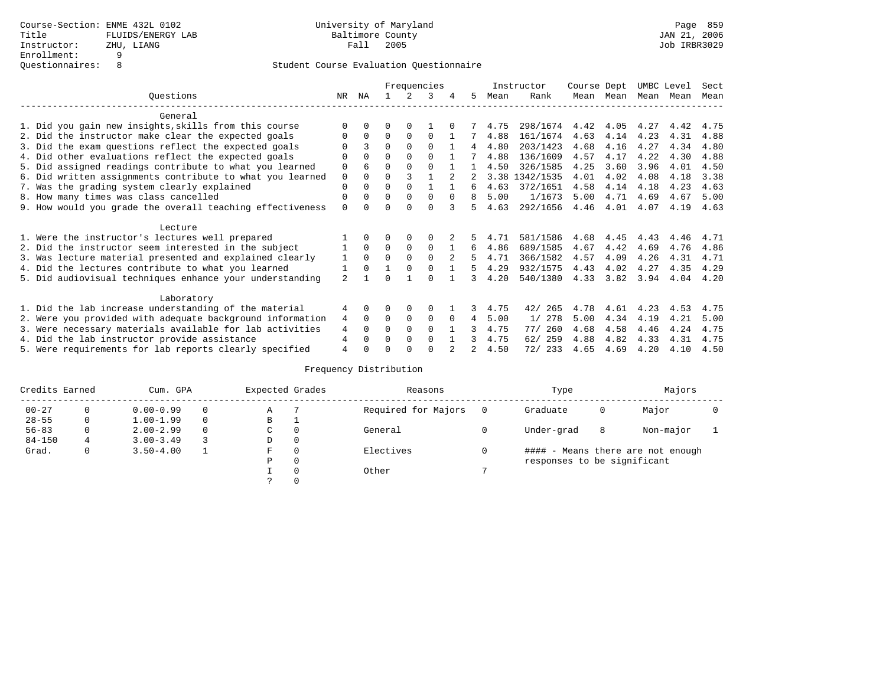Course-Section: ENME 432L 0102
Title: FLUIDS/ENERGY LAB
Instructor: ZHU, LIANG
Enrollment: 9
Questionnaires: 8

University of Maryland
Baltimore County
Fall 2005

JAN 21, 2006
Job IRBR3029

## Student Course Evaluation Questionnaire

| Questions | NR | NA | 1 | 2 | 3 | 4 | 5 | Instructor Mean | Instructor Rank | Course Mean | Dept Mean | UMBC Mean | Level Mean | Sect Mean |
|---|---|---|---|---|---|---|---|---|---|---|---|---|---|---|
| **General** | | | | | | | | | | | | | | |
| 1. Did you gain new insights,skills from this course | 0 | 0 | 0 | 0 | 1 | 0 | 7 | 4.75 | 298/1674 | 4.42 | 4.05 | 4.27 | 4.42 | 4.75 |
| 2. Did the instructor make clear the expected goals | 0 | 0 | 0 | 0 | 0 | 1 | 7 | 4.88 | 161/1674 | 4.63 | 4.14 | 4.23 | 4.31 | 4.88 |
| 3. Did the exam questions reflect the expected goals | 0 | 3 | 0 | 0 | 0 | 1 | 4 | 4.80 | 203/1423 | 4.68 | 4.16 | 4.27 | 4.34 | 4.80 |
| 4. Did other evaluations reflect the expected goals | 0 | 0 | 0 | 0 | 0 | 1 | 7 | 4.88 | 136/1609 | 4.57 | 4.17 | 4.22 | 4.30 | 4.88 |
| 5. Did assigned readings contribute to what you learned | 0 | 6 | 0 | 0 | 0 | 1 | 1 | 4.50 | 326/1585 | 4.25 | 3.60 | 3.96 | 4.01 | 4.50 |
| 6. Did written assignments contribute to what you learned | 0 | 0 | 0 | 3 | 1 | 2 | 2 | 3.38 | 1342/1535 | 4.01 | 4.02 | 4.08 | 4.18 | 3.38 |
| 7. Was the grading system clearly explained | 0 | 0 | 0 | 0 | 1 | 1 | 6 | 4.63 | 372/1651 | 4.58 | 4.14 | 4.18 | 4.23 | 4.63 |
| 8. How many times was class cancelled | 0 | 0 | 0 | 0 | 0 | 0 | 8 | 5.00 | 1/1673 | 5.00 | 4.71 | 4.69 | 4.67 | 5.00 |
| 9. How would you grade the overall teaching effectiveness | 0 | 0 | 0 | 0 | 0 | 3 | 5 | 4.63 | 292/1656 | 4.46 | 4.01 | 4.07 | 4.19 | 4.63 |
| **Lecture** | | | | | | | | | | | | | | |
| 1. Were the instructor's lectures well prepared | 1 | 0 | 0 | 0 | 0 | 2 | 5 | 4.71 | 581/1586 | 4.68 | 4.45 | 4.43 | 4.46 | 4.71 |
| 2. Did the instructor seem interested in the subject | 1 | 0 | 0 | 0 | 0 | 1 | 6 | 4.86 | 689/1585 | 4.67 | 4.42 | 4.69 | 4.76 | 4.86 |
| 3. Was lecture material presented and explained clearly | 1 | 0 | 0 | 0 | 0 | 2 | 5 | 4.71 | 366/1582 | 4.57 | 4.09 | 4.26 | 4.31 | 4.71 |
| 4. Did the lectures contribute to what you learned | 1 | 0 | 1 | 0 | 0 | 1 | 5 | 4.29 | 932/1575 | 4.43 | 4.02 | 4.27 | 4.35 | 4.29 |
| 5. Did audiovisual techniques enhance your understanding | 2 | 1 | 0 | 1 | 0 | 1 | 3 | 4.20 | 540/1380 | 4.33 | 3.82 | 3.94 | 4.04 | 4.20 |
| **Laboratory** | | | | | | | | | | | | | | |
| 1. Did the lab increase understanding of the material | 4 | 0 | 0 | 0 | 0 | 1 | 3 | 4.75 | 42/ 265 | 4.78 | 4.61 | 4.23 | 4.53 | 4.75 |
| 2. Were you provided with adequate background information | 4 | 0 | 0 | 0 | 0 | 0 | 4 | 5.00 | 1/ 278 | 5.00 | 4.34 | 4.19 | 4.21 | 5.00 |
| 3. Were necessary materials available for lab activities | 4 | 0 | 0 | 0 | 0 | 1 | 3 | 4.75 | 77/ 260 | 4.68 | 4.58 | 4.46 | 4.24 | 4.75 |
| 4. Did the lab instructor provide assistance | 4 | 0 | 0 | 0 | 0 | 1 | 3 | 4.75 | 62/ 259 | 4.88 | 4.82 | 4.33 | 4.31 | 4.75 |
| 5. Were requirements for lab reports clearly specified | 4 | 0 | 0 | 0 | 0 | 2 | 2 | 4.50 | 72/ 233 | 4.65 | 4.69 | 4.20 | 4.10 | 4.50 |

## Frequency Distribution

| Credits Earned | | Cum. GPA | | Expected Grades | | Reasons | | Type | | Majors | |
|---|---|---|---|---|---|---|---|---|---|---|---|
| 00-27 | 0 | 0.00-0.99 | 0 | A | 7 | Required for Majors | 0 | Graduate | 0 | Major | 0 |
| 28-55 | 0 | 1.00-1.99 | 0 | B | 1 | | | | | | |
| 56-83 | 0 | 2.00-2.99 | 0 | C | 0 | General | 0 | Under-grad | 8 | Non-major | 1 |
| 84-150 | 4 | 3.00-3.49 | 3 | D | 0 | | | | | | |
| Grad. | 0 | 3.50-4.00 | 1 | F | 0 | Electives | 0 | #### - Means there are not enough responses to be significant | | | |
| | | | | P | 0 | | | | | | |
| | | | | I | 0 | Other | 7 | | | | |
| | | | | ? | 0 | | | | | | |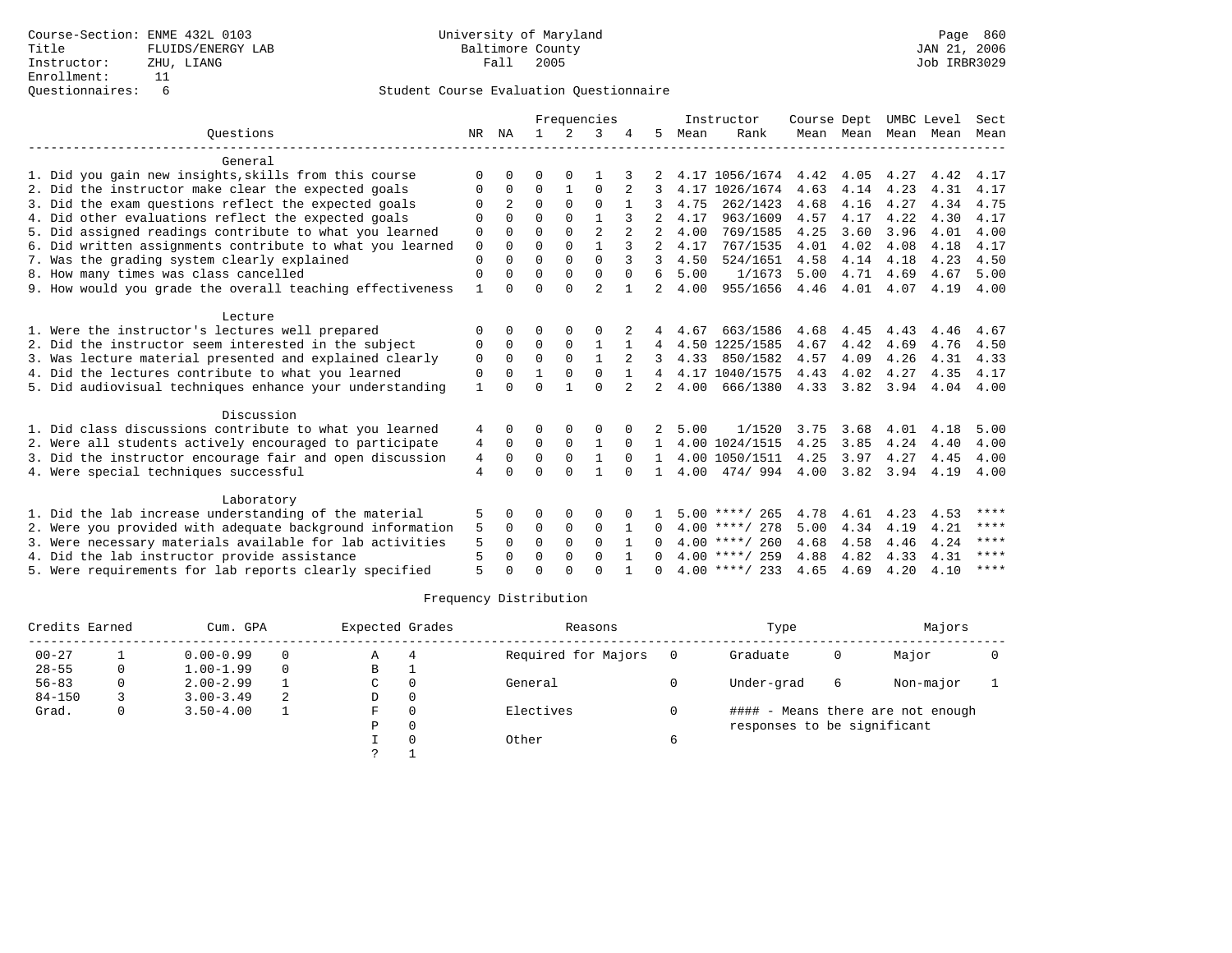Course-Section: ENME 432L 0103
Title: FLUIDS/ENERGY LAB
Instructor: ZHU, LIANG
Enrollment: 11
Questionnaires: 6

University of Maryland
Baltimore County
Fall 2005

JAN 21, 2006
Job IRBR3029

Student Course Evaluation Questionnaire

| Questions | NR | NA | 1 | 2 | 3 | 4 | 5 | Instructor Mean | Instructor Rank | Course Mean | Dept Mean | UMBC Mean | Level Mean | Sect Mean |
|---|---|---|---|---|---|---|---|---|---|---|---|---|---|---|
| **General** | | | | | | | | | | | | | | |
| 1. Did you gain new insights,skills from this course | 0 | 0 | 0 | 0 | 1 | 3 | 2 | 4.17 | 1056/1674 | 4.42 | 4.05 | 4.27 | 4.42 | 4.17 |
| 2. Did the instructor make clear the expected goals | 0 | 0 | 0 | 1 | 0 | 2 | 3 | 4.17 | 1026/1674 | 4.63 | 4.14 | 4.23 | 4.31 | 4.17 |
| 3. Did the exam questions reflect the expected goals | 0 | 2 | 0 | 0 | 0 | 1 | 3 | 4.75 | 262/1423 | 4.68 | 4.16 | 4.27 | 4.34 | 4.75 |
| 4. Did other evaluations reflect the expected goals | 0 | 0 | 0 | 0 | 1 | 3 | 2 | 4.17 | 963/1609 | 4.57 | 4.17 | 4.22 | 4.30 | 4.17 |
| 5. Did assigned readings contribute to what you learned | 0 | 0 | 0 | 0 | 2 | 2 | 2 | 4.00 | 769/1585 | 4.25 | 3.60 | 3.96 | 4.01 | 4.00 |
| 6. Did written assignments contribute to what you learned | 0 | 0 | 0 | 0 | 1 | 3 | 2 | 4.17 | 767/1535 | 4.01 | 4.02 | 4.08 | 4.18 | 4.17 |
| 7. Was the grading system clearly explained | 0 | 0 | 0 | 0 | 0 | 3 | 3 | 4.50 | 524/1651 | 4.58 | 4.14 | 4.18 | 4.23 | 4.50 |
| 8. How many times was class cancelled | 0 | 0 | 0 | 0 | 0 | 0 | 6 | 5.00 | 1/1673 | 5.00 | 4.71 | 4.69 | 4.67 | 5.00 |
| 9. How would you grade the overall teaching effectiveness | 1 | 0 | 0 | 0 | 2 | 1 | 2 | 4.00 | 955/1656 | 4.46 | 4.01 | 4.07 | 4.19 | 4.00 |
| **Lecture** | | | | | | | | | | | | | | |
| 1. Were the instructor's lectures well prepared | 0 | 0 | 0 | 0 | 0 | 2 | 4 | 4.67 | 663/1586 | 4.68 | 4.45 | 4.43 | 4.46 | 4.67 |
| 2. Did the instructor seem interested in the subject | 0 | 0 | 0 | 0 | 1 | 1 | 4 | 4.50 | 1225/1585 | 4.67 | 4.42 | 4.69 | 4.76 | 4.50 |
| 3. Was lecture material presented and explained clearly | 0 | 0 | 0 | 0 | 1 | 2 | 3 | 4.33 | 850/1582 | 4.57 | 4.09 | 4.26 | 4.31 | 4.33 |
| 4. Did the lectures contribute to what you learned | 0 | 0 | 1 | 0 | 0 | 1 | 4 | 4.17 | 1040/1575 | 4.43 | 4.02 | 4.27 | 4.35 | 4.17 |
| 5. Did audiovisual techniques enhance your understanding | 1 | 0 | 0 | 1 | 0 | 2 | 2 | 4.00 | 666/1380 | 4.33 | 3.82 | 3.94 | 4.04 | 4.00 |
| **Discussion** | | | | | | | | | | | | | | |
| 1. Did class discussions contribute to what you learned | 4 | 0 | 0 | 0 | 0 | 0 | 2 | 5.00 | 1/1520 | 3.75 | 3.68 | 4.01 | 4.18 | 5.00 |
| 2. Were all students actively encouraged to participate | 4 | 0 | 0 | 0 | 1 | 0 | 1 | 4.00 | 1024/1515 | 4.25 | 3.85 | 4.24 | 4.40 | 4.00 |
| 3. Did the instructor encourage fair and open discussion | 4 | 0 | 0 | 0 | 1 | 0 | 1 | 4.00 | 1050/1511 | 4.25 | 3.97 | 4.27 | 4.45 | 4.00 |
| 4. Were special techniques successful | 4 | 0 | 0 | 0 | 1 | 0 | 1 | 4.00 | 474/ 994 | 4.00 | 3.82 | 3.94 | 4.19 | 4.00 |
| **Laboratory** | | | | | | | | | | | | | | |
| 1. Did the lab increase understanding of the material | 5 | 0 | 0 | 0 | 0 | 0 | 1 | 5.00 | ****/ 265 | 4.78 | 4.61 | 4.23 | 4.53 | **** |
| 2. Were you provided with adequate background information | 5 | 0 | 0 | 0 | 0 | 1 | 0 | 4.00 | ****/ 278 | 5.00 | 4.34 | 4.19 | 4.21 | **** |
| 3. Were necessary materials available for lab activities | 5 | 0 | 0 | 0 | 0 | 1 | 0 | 4.00 | ****/ 260 | 4.68 | 4.58 | 4.46 | 4.24 | **** |
| 4. Did the lab instructor provide assistance | 5 | 0 | 0 | 0 | 0 | 1 | 0 | 4.00 | ****/ 259 | 4.88 | 4.82 | 4.33 | 4.31 | **** |
| 5. Were requirements for lab reports clearly specified | 5 | 0 | 0 | 0 | 0 | 1 | 0 | 4.00 | ****/ 233 | 4.65 | 4.69 | 4.20 | 4.10 | **** |

Frequency Distribution

| Credits Earned | | Cum. GPA | | Expected Grades | | Reasons | | Type | | Majors | |
|---|---|---|---|---|---|---|---|---|---|---|---|
| 00-27 | 1 | 0.00-0.99 | 0 | A | 4 | Required for Majors | 0 | Graduate | 0 | Major | 0 |
| 28-55 | 0 | 1.00-1.99 | 0 | B | 1 | | | | | | |
| 56-83 | 0 | 2.00-2.99 | 1 | C | 0 | General | 0 | Under-grad | 6 | Non-major | 1 |
| 84-150 | 3 | 3.00-3.49 | 2 | D | 0 | | | | | | |
| Grad. | 0 | 3.50-4.00 | 1 | F | 0 | Electives | 0 | #### - Means there are not enough responses to be significant | | | |
| | | | | P | 0 | | | | | | |
| | | | | I | 0 | Other | 6 | | | | |
| | | | | ? | 1 | | | | | | |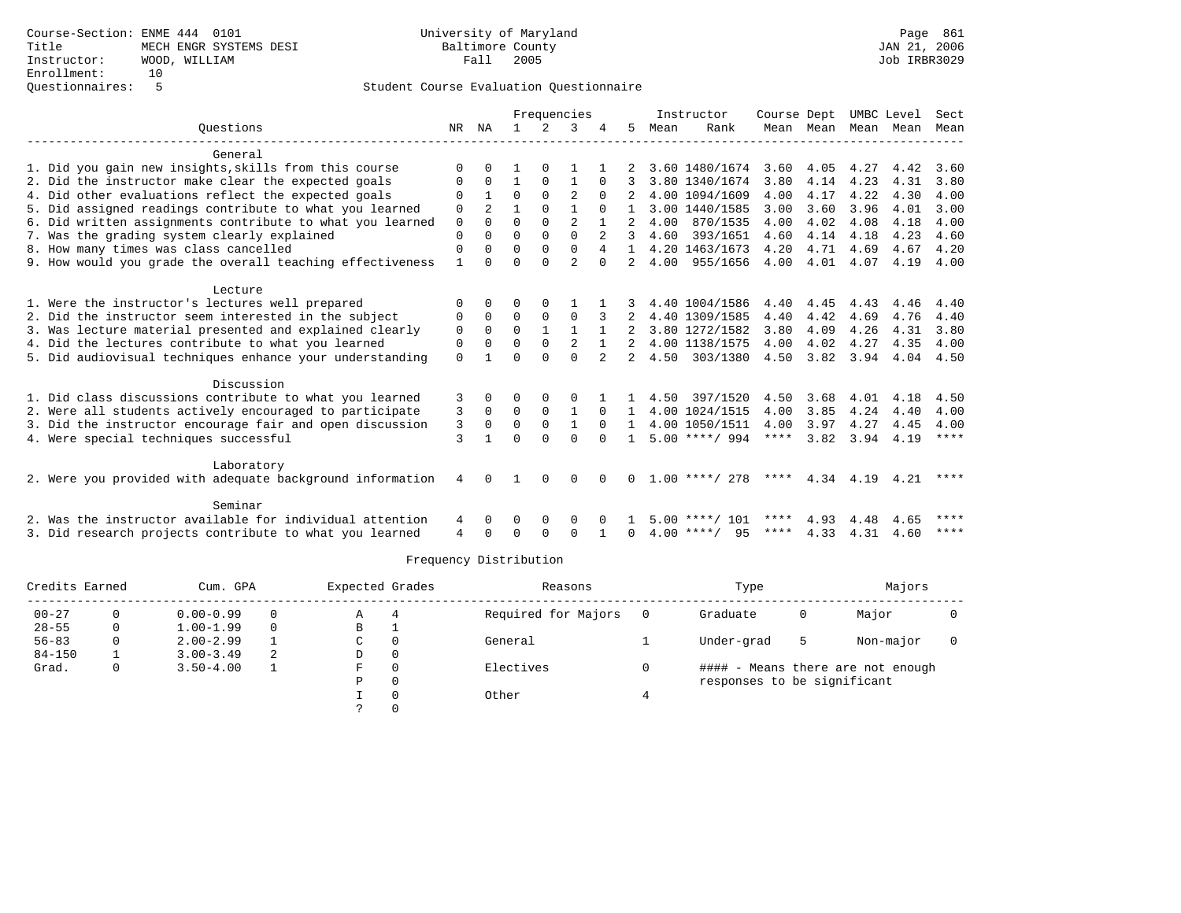Course-Section: ENME 444 0101
Title: MECH ENGR SYSTEMS DESI
Instructor: WOOD, WILLIAM
Enrollment: 10
Questionnaires: 5

University of Maryland
Baltimore County
Fall 2005

JAN 21, 2006
Job IRBR3029

## Student Course Evaluation Questionnaire

| Questions | NR | NA | 1 | 2 | 3 | 4 | 5 | Instructor Mean | Instructor Rank | Course Mean | Dept Mean | UMBC Mean | Level Mean | Sect Mean |
|---|---|---|---|---|---|---|---|---|---|---|---|---|---|---|
| **General** | | | | | | | | | | | | | | |
| 1. Did you gain new insights,skills from this course | 0 | 0 | 1 | 0 | 1 | 1 | 2 | 3.60 | 1480/1674 | 3.60 | 4.05 | 4.27 | 4.42 | 3.60 |
| 2. Did the instructor make clear the expected goals | 0 | 0 | 1 | 0 | 1 | 0 | 3 | 3.80 | 1340/1674 | 3.80 | 4.14 | 4.23 | 4.31 | 3.80 |
| 4. Did other evaluations reflect the expected goals | 0 | 1 | 0 | 0 | 2 | 0 | 2 | 4.00 | 1094/1609 | 4.00 | 4.17 | 4.22 | 4.30 | 4.00 |
| 5. Did assigned readings contribute to what you learned | 0 | 2 | 1 | 0 | 1 | 0 | 1 | 3.00 | 1440/1585 | 3.00 | 3.60 | 3.96 | 4.01 | 3.00 |
| 6. Did written assignments contribute to what you learned | 0 | 0 | 0 | 0 | 2 | 1 | 2 | 4.00 | 870/1535 | 4.00 | 4.02 | 4.08 | 4.18 | 4.00 |
| 7. Was the grading system clearly explained | 0 | 0 | 0 | 0 | 0 | 2 | 3 | 4.60 | 393/1651 | 4.60 | 4.14 | 4.18 | 4.23 | 4.60 |
| 8. How many times was class cancelled | 0 | 0 | 0 | 0 | 0 | 4 | 1 | 4.20 | 1463/1673 | 4.20 | 4.71 | 4.69 | 4.67 | 4.20 |
| 9. How would you grade the overall teaching effectiveness | 1 | 0 | 0 | 0 | 2 | 0 | 2 | 4.00 | 955/1656 | 4.00 | 4.01 | 4.07 | 4.19 | 4.00 |
| **Lecture** | | | | | | | | | | | | | | |
| 1. Were the instructor's lectures well prepared | 0 | 0 | 0 | 0 | 1 | 1 | 3 | 4.40 | 1004/1586 | 4.40 | 4.45 | 4.43 | 4.46 | 4.40 |
| 2. Did the instructor seem interested in the subject | 0 | 0 | 0 | 0 | 0 | 3 | 2 | 4.40 | 1309/1585 | 4.40 | 4.42 | 4.69 | 4.76 | 4.40 |
| 3. Was lecture material presented and explained clearly | 0 | 0 | 0 | 1 | 1 | 1 | 2 | 3.80 | 1272/1582 | 3.80 | 4.09 | 4.26 | 4.31 | 3.80 |
| 4. Did the lectures contribute to what you learned | 0 | 0 | 0 | 0 | 2 | 1 | 2 | 4.00 | 1138/1575 | 4.00 | 4.02 | 4.27 | 4.35 | 4.00 |
| 5. Did audiovisual techniques enhance your understanding | 0 | 1 | 0 | 0 | 0 | 2 | 2 | 4.50 | 303/1380 | 4.50 | 3.82 | 3.94 | 4.04 | 4.50 |
| **Discussion** | | | | | | | | | | | | | | |
| 1. Did class discussions contribute to what you learned | 3 | 0 | 0 | 0 | 0 | 1 | 1 | 4.50 | 397/1520 | 4.50 | 3.68 | 4.01 | 4.18 | 4.50 |
| 2. Were all students actively encouraged to participate | 3 | 0 | 0 | 0 | 1 | 0 | 1 | 4.00 | 1024/1515 | 4.00 | 3.85 | 4.24 | 4.40 | 4.00 |
| 3. Did the instructor encourage fair and open discussion | 3 | 0 | 0 | 0 | 1 | 0 | 1 | 4.00 | 1050/1511 | 4.00 | 3.97 | 4.27 | 4.45 | 4.00 |
| 4. Were special techniques successful | 3 | 1 | 0 | 0 | 0 | 0 | 1 | 5.00 | ****/ 994 | **** | 3.82 | 3.94 | 4.19 | **** |
| **Laboratory** | | | | | | | | | | | | | | |
| 2. Were you provided with adequate background information | 4 | 0 | 1 | 0 | 0 | 0 | 0 | 1.00 | ****/ 278 | **** | 4.34 | 4.19 | 4.21 | **** |
| **Seminar** | | | | | | | | | | | | | | |
| 2. Was the instructor available for individual attention | 4 | 0 | 0 | 0 | 0 | 0 | 1 | 5.00 | ****/ 101 | **** | 4.93 | 4.48 | 4.65 | **** |
| 3. Did research projects contribute to what you learned | 4 | 0 | 0 | 0 | 0 | 1 | 0 | 4.00 | ****/ 95 | **** | 4.33 | 4.31 | 4.60 | **** |

### Frequency Distribution

| Credits Earned | | Cum. GPA | | Expected Grades | | Reasons | | Type | | Majors | |
|---|---|---|---|---|---|---|---|---|---|---|---|
| 00-27 | 0 | 0.00-0.99 | 0 | A | 4 | Required for Majors | 0 | Graduate | 0 | Major | 0 |
| 28-55 | 0 | 1.00-1.99 | 0 | B | 1 | | | | | | |
| 56-83 | 0 | 2.00-2.99 | 1 | C | 0 | General | 1 | Under-grad | 5 | Non-major | 0 |
| 84-150 | 1 | 3.00-3.49 | 2 | D | 0 | | | | | | |
| Grad. | 0 | 3.50-4.00 | 1 | F | 0 | Electives | 0 | | | | |
| | | | | P | 0 | | | | | | |
| | | | | I | 0 | Other | 4 | | | | |
| | | | | ? | 0 | | | | | | |

#### - Means there are not enough responses to be significant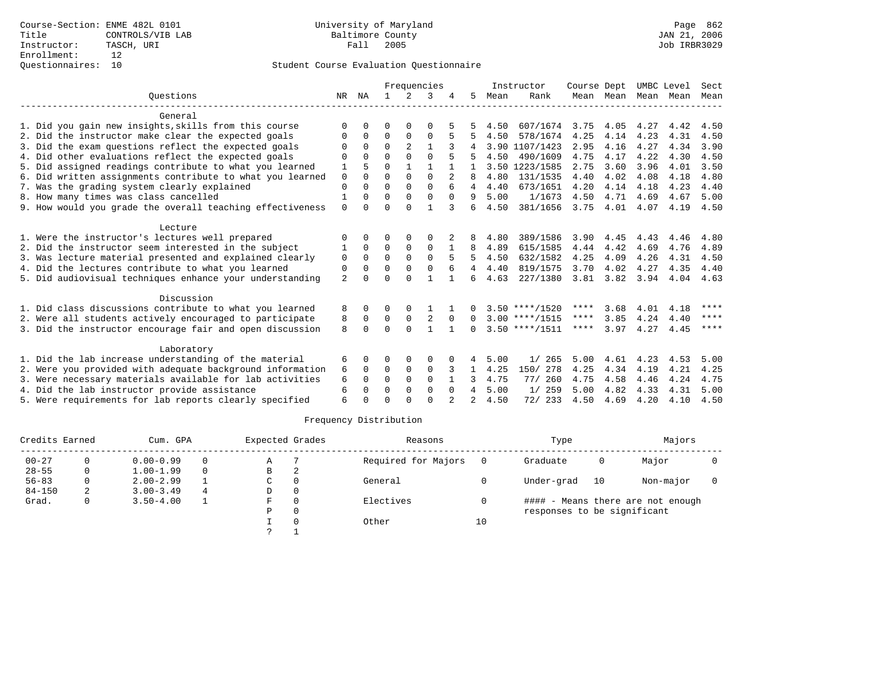Course-Section: ENME 482L 0101
Title: CONTROLS/VIB LAB
Instructor: TASCH, URI
Enrollment: 12
Questionnaires: 10

University of Maryland
Baltimore County
Fall 2005

JAN 21, 2006
Job IRBR3029

Student Course Evaluation Questionnaire

| Questions | NR | NA | 1 | 2 | 3 | 4 | 5 | Instructor Mean | Rank | Course Mean | Dept Mean | UMBC Mean | Level Mean | Sect Mean |
|---|---|---|---|---|---|---|---|---|---|---|---|---|---|---|
| **General** | | | | | | | | | | | | | | |
| 1. Did you gain new insights,skills from this course | 0 | 0 | 0 | 0 | 0 | 5 | 5 | 4.50 | 607/1674 | 3.75 | 4.05 | 4.27 | 4.42 | 4.50 |
| 2. Did the instructor make clear the expected goals | 0 | 0 | 0 | 0 | 0 | 5 | 5 | 4.50 | 578/1674 | 4.25 | 4.14 | 4.23 | 4.31 | 4.50 |
| 3. Did the exam questions reflect the expected goals | 0 | 0 | 0 | 2 | 1 | 3 | 4 | 3.90 | 1107/1423 | 2.95 | 4.16 | 4.27 | 4.34 | 3.90 |
| 4. Did other evaluations reflect the expected goals | 0 | 0 | 0 | 0 | 0 | 5 | 5 | 4.50 | 490/1609 | 4.75 | 4.17 | 4.22 | 4.30 | 4.50 |
| 5. Did assigned readings contribute to what you learned | 1 | 5 | 0 | 1 | 1 | 1 | 1 | 3.50 | 1223/1585 | 2.75 | 3.60 | 3.96 | 4.01 | 3.50 |
| 6. Did written assignments contribute to what you learned | 0 | 0 | 0 | 0 | 0 | 2 | 8 | 4.80 | 131/1535 | 4.40 | 4.02 | 4.08 | 4.18 | 4.80 |
| 7. Was the grading system clearly explained | 0 | 0 | 0 | 0 | 0 | 6 | 4 | 4.40 | 673/1651 | 4.20 | 4.14 | 4.18 | 4.23 | 4.40 |
| 8. How many times was class cancelled | 1 | 0 | 0 | 0 | 0 | 0 | 9 | 5.00 | 1/1673 | 4.50 | 4.71 | 4.69 | 4.67 | 5.00 |
| 9. How would you grade the overall teaching effectiveness | 0 | 0 | 0 | 0 | 1 | 3 | 6 | 4.50 | 381/1656 | 3.75 | 4.01 | 4.07 | 4.19 | 4.50 |
| **Lecture** | | | | | | | | | | | | | | |
| 1. Were the instructor's lectures well prepared | 0 | 0 | 0 | 0 | 0 | 2 | 8 | 4.80 | 389/1586 | 3.90 | 4.45 | 4.43 | 4.46 | 4.80 |
| 2. Did the instructor seem interested in the subject | 1 | 0 | 0 | 0 | 0 | 1 | 8 | 4.89 | 615/1585 | 4.44 | 4.42 | 4.69 | 4.76 | 4.89 |
| 3. Was lecture material presented and explained clearly | 0 | 0 | 0 | 0 | 0 | 5 | 5 | 4.50 | 632/1582 | 4.25 | 4.09 | 4.26 | 4.31 | 4.50 |
| 4. Did the lectures contribute to what you learned | 0 | 0 | 0 | 0 | 0 | 6 | 4 | 4.40 | 819/1575 | 3.70 | 4.02 | 4.27 | 4.35 | 4.40 |
| 5. Did audiovisual techniques enhance your understanding | 2 | 0 | 0 | 0 | 1 | 1 | 6 | 4.63 | 227/1380 | 3.81 | 3.82 | 3.94 | 4.04 | 4.63 |
| **Discussion** | | | | | | | | | | | | | | |
| 1. Did class discussions contribute to what you learned | 8 | 0 | 0 | 0 | 1 | 1 | 0 | 3.50 | ****/1520 | **** | 3.68 | 4.01 | 4.18 | **** |
| 2. Were all students actively encouraged to participate | 8 | 0 | 0 | 0 | 2 | 0 | 0 | 3.00 | ****/1515 | **** | 3.85 | 4.24 | 4.40 | **** |
| 3. Did the instructor encourage fair and open discussion | 8 | 0 | 0 | 0 | 1 | 1 | 0 | 3.50 | ****/1511 | **** | 3.97 | 4.27 | 4.45 | **** |
| **Laboratory** | | | | | | | | | | | | | | |
| 1. Did the lab increase understanding of the material | 6 | 0 | 0 | 0 | 0 | 0 | 4 | 5.00 | 1/ 265 | 5.00 | 4.61 | 4.23 | 4.53 | 5.00 |
| 2. Were you provided with adequate background information | 6 | 0 | 0 | 0 | 0 | 3 | 1 | 4.25 | 150/ 278 | 4.25 | 4.34 | 4.19 | 4.21 | 4.25 |
| 3. Were necessary materials available for lab activities | 6 | 0 | 0 | 0 | 0 | 1 | 3 | 4.75 | 77/ 260 | 4.75 | 4.58 | 4.46 | 4.24 | 4.75 |
| 4. Did the lab instructor provide assistance | 6 | 0 | 0 | 0 | 0 | 0 | 4 | 5.00 | 1/ 259 | 5.00 | 4.82 | 4.33 | 4.31 | 5.00 |
| 5. Were requirements for lab reports clearly specified | 6 | 0 | 0 | 0 | 0 | 2 | 2 | 4.50 | 72/ 233 | 4.50 | 4.69 | 4.20 | 4.10 | 4.50 |

Frequency Distribution

| Credits Earned | | Cum. GPA | | Expected Grades | | Reasons | | Type | | Majors | |
|---|---|---|---|---|---|---|---|---|---|---|---|
| 00-27 | 0 | 0.00-0.99 | 0 | A | 7 | Required for Majors | 0 | Graduate | 0 | Major | 0 |
| 28-55 | 0 | 1.00-1.99 | 0 | B | 2 | | | | | | |
| 56-83 | 0 | 2.00-2.99 | 1 | C | 0 | General | 0 | Under-grad | 10 | Non-major | 0 |
| 84-150 | 2 | 3.00-3.49 | 4 | D | 0 | | | | | | |
| Grad. | 0 | 3.50-4.00 | 1 | F | 0 | Electives | 0 | #### - Means there are not enough responses to be significant | | | |
| | | | | P | 0 | | | | | | |
| | | | | I | 0 | Other | 10 | | | | |
| | | | | ? | 1 | | | | | | |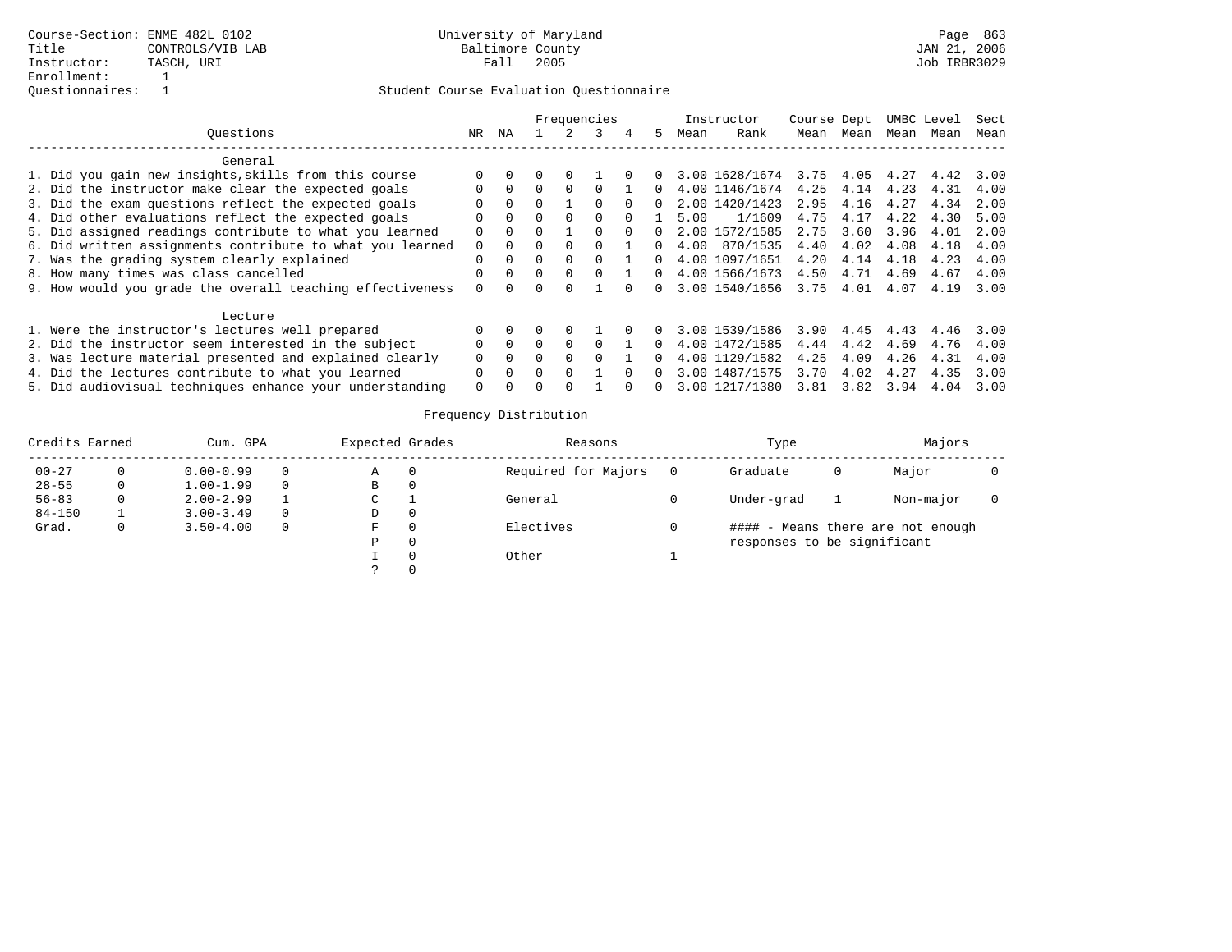Course-Section: ENME 482L 0102
Title: CONTROLS/VIB LAB
Instructor: TASCH, URI
Enrollment: 1
Questionnaires: 1

University of Maryland
Baltimore County
Fall 2005

Student Course Evaluation Questionnaire

| Questions | NR | NA | 1 | 2 | 3 | 4 | 5 | Instructor Mean | Instructor Rank | Course Mean | Dept Mean | UMBC Mean | Level Mean | Sect Mean |
|---|---|---|---|---|---|---|---|---|---|---|---|---|---|---|
| **General** | | | | | | | | | | | | | | |
| 1. Did you gain new insights,skills from this course | 0 | 0 | 0 | 0 | 1 | 0 | 0 | 3.00 | 1628/1674 | 3.75 | 4.05 | 4.27 | 4.42 | 3.00 |
| 2. Did the instructor make clear the expected goals | 0 | 0 | 0 | 0 | 0 | 1 | 0 | 4.00 | 1146/1674 | 4.25 | 4.14 | 4.23 | 4.31 | 4.00 |
| 3. Did the exam questions reflect the expected goals | 0 | 0 | 0 | 1 | 0 | 0 | 0 | 2.00 | 1420/1423 | 2.95 | 4.16 | 4.27 | 4.34 | 2.00 |
| 4. Did other evaluations reflect the expected goals | 0 | 0 | 0 | 0 | 0 | 0 | 1 | 5.00 | 1/1609 | 4.75 | 4.17 | 4.22 | 4.30 | 5.00 |
| 5. Did assigned readings contribute to what you learned | 0 | 0 | 0 | 1 | 0 | 0 | 0 | 2.00 | 1572/1585 | 2.75 | 3.60 | 3.96 | 4.01 | 2.00 |
| 6. Did written assignments contribute to what you learned | 0 | 0 | 0 | 0 | 0 | 1 | 0 | 4.00 | 870/1535 | 4.40 | 4.02 | 4.08 | 4.18 | 4.00 |
| 7. Was the grading system clearly explained | 0 | 0 | 0 | 0 | 0 | 1 | 0 | 4.00 | 1097/1651 | 4.20 | 4.14 | 4.18 | 4.23 | 4.00 |
| 8. How many times was class cancelled | 0 | 0 | 0 | 0 | 0 | 1 | 0 | 4.00 | 1566/1673 | 4.50 | 4.71 | 4.69 | 4.67 | 4.00 |
| 9. How would you grade the overall teaching effectiveness | 0 | 0 | 0 | 0 | 1 | 0 | 0 | 3.00 | 1540/1656 | 3.75 | 4.01 | 4.07 | 4.19 | 3.00 |
| **Lecture** | | | | | | | | | | | | | | |
| 1. Were the instructor's lectures well prepared | 0 | 0 | 0 | 0 | 1 | 0 | 0 | 3.00 | 1539/1586 | 3.90 | 4.45 | 4.43 | 4.46 | 3.00 |
| 2. Did the instructor seem interested in the subject | 0 | 0 | 0 | 0 | 0 | 1 | 0 | 4.00 | 1472/1585 | 4.44 | 4.42 | 4.69 | 4.76 | 4.00 |
| 3. Was lecture material presented and explained clearly | 0 | 0 | 0 | 0 | 0 | 1 | 0 | 4.00 | 1129/1582 | 4.25 | 4.09 | 4.26 | 4.31 | 4.00 |
| 4. Did the lectures contribute to what you learned | 0 | 0 | 0 | 0 | 1 | 0 | 0 | 3.00 | 1487/1575 | 3.70 | 4.02 | 4.27 | 4.35 | 3.00 |
| 5. Did audiovisual techniques enhance your understanding | 0 | 0 | 0 | 0 | 1 | 0 | 0 | 3.00 | 1217/1380 | 3.81 | 3.82 | 3.94 | 4.04 | 3.00 |

Frequency Distribution

| Credits Earned | | Cum. GPA | | Expected Grades | | Reasons | | Type | | Majors | |
|---|---|---|---|---|---|---|---|---|---|---|---|
| 00-27 | 0 | 0.00-0.99 | 0 | A | 0 | Required for Majors | 0 | Graduate | 0 | Major | 0 |
| 28-55 | 0 | 1.00-1.99 | 0 | B | 0 | | | | | | |
| 56-83 | 0 | 2.00-2.99 | 1 | C | 1 | General | 0 | Under-grad | 1 | Non-major | 0 |
| 84-150 | 1 | 3.00-3.49 | 0 | D | 0 | | | | | | |
| Grad. | 0 | 3.50-4.00 | 0 | F | 0 | Electives | 0 | #### - Means there are not enough responses to be significant | | | |
| | | | | P | 0 | | | | | | |
| | | | | I | 0 | Other | 1 | | | | |
| | | | | ? | 0 | | | | | | |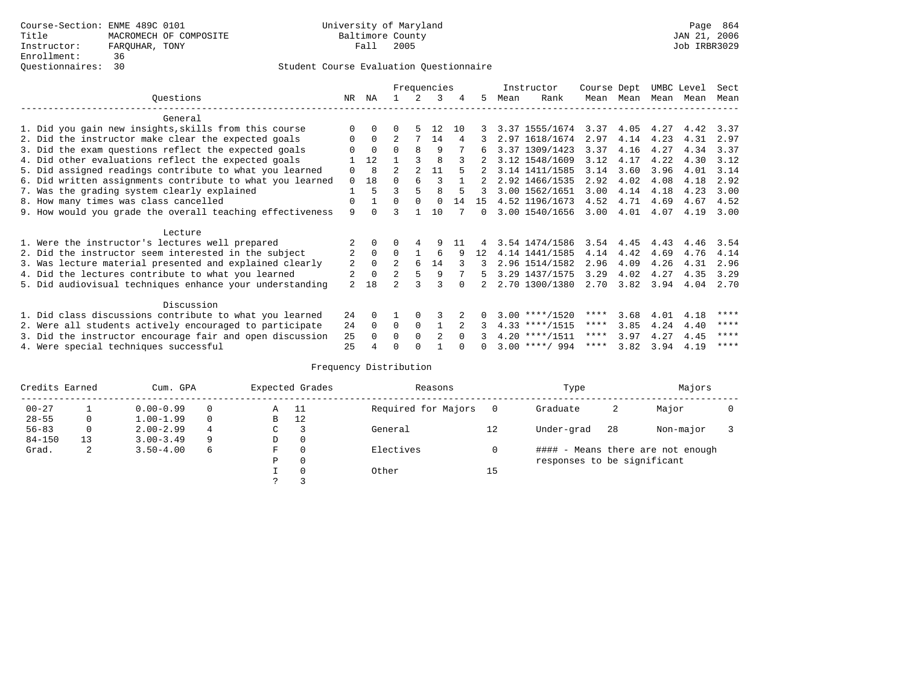Course-Section: ENME 489C 0101
Title: MACROMECH OF COMPOSITE
Instructor: FARQUHAR, TONY
Enrollment: 36
Questionnaires: 30

University of Maryland
Baltimore County
Fall 2005

Student Course Evaluation Questionnaire

| Questions | NR | NA | 1 | 2 | 3 | 4 | 5 | Instructor Mean | Instructor Rank | Course Mean | Dept Mean | UMBC Mean | Level Mean | Sect Mean |
|---|---|---|---|---|---|---|---|---|---|---|---|---|---|---|
| **General** | | | | | | | | | | | | | | |
| 1. Did you gain new insights,skills from this course | 0 | 0 | 0 | 5 | 12 | 10 | 3 | 3.37 | 1555/1674 | 3.37 | 4.05 | 4.27 | 4.42 | 3.37 |
| 2. Did the instructor make clear the expected goals | 0 | 0 | 2 | 7 | 14 | 4 | 3 | 2.97 | 1618/1674 | 2.97 | 4.14 | 4.23 | 4.31 | 2.97 |
| 3. Did the exam questions reflect the expected goals | 0 | 0 | 0 | 8 | 9 | 7 | 6 | 3.37 | 1309/1423 | 3.37 | 4.16 | 4.27 | 4.34 | 3.37 |
| 4. Did other evaluations reflect the expected goals | 1 | 12 | 1 | 3 | 8 | 3 | 2 | 3.12 | 1548/1609 | 3.12 | 4.17 | 4.22 | 4.30 | 3.12 |
| 5. Did assigned readings contribute to what you learned | 0 | 8 | 2 | 2 | 11 | 5 | 2 | 3.14 | 1411/1585 | 3.14 | 3.60 | 3.96 | 4.01 | 3.14 |
| 6. Did written assignments contribute to what you learned | 0 | 18 | 0 | 6 | 3 | 1 | 2 | 2.92 | 1466/1535 | 2.92 | 4.02 | 4.08 | 4.18 | 2.92 |
| 7. Was the grading system clearly explained | 1 | 5 | 3 | 5 | 8 | 5 | 3 | 3.00 | 1562/1651 | 3.00 | 4.14 | 4.18 | 4.23 | 3.00 |
| 8. How many times was class cancelled | 0 | 1 | 0 | 0 | 0 | 14 | 15 | 4.52 | 1196/1673 | 4.52 | 4.71 | 4.69 | 4.67 | 4.52 |
| 9. How would you grade the overall teaching effectiveness | 9 | 0 | 3 | 1 | 10 | 7 | 0 | 3.00 | 1540/1656 | 3.00 | 4.01 | 4.07 | 4.19 | 3.00 |
| **Lecture** | | | | | | | | | | | | | | |
| 1. Were the instructor's lectures well prepared | 2 | 0 | 0 | 4 | 9 | 11 | 4 | 3.54 | 1474/1586 | 3.54 | 4.45 | 4.43 | 4.46 | 3.54 |
| 2. Did the instructor seem interested in the subject | 2 | 0 | 0 | 1 | 6 | 9 | 12 | 4.14 | 1441/1585 | 4.14 | 4.42 | 4.69 | 4.76 | 4.14 |
| 3. Was lecture material presented and explained clearly | 2 | 0 | 2 | 6 | 14 | 3 | 3 | 2.96 | 1514/1582 | 2.96 | 4.09 | 4.26 | 4.31 | 2.96 |
| 4. Did the lectures contribute to what you learned | 2 | 0 | 2 | 5 | 9 | 7 | 5 | 3.29 | 1437/1575 | 3.29 | 4.02 | 4.27 | 4.35 | 3.29 |
| 5. Did audiovisual techniques enhance your understanding | 2 | 18 | 2 | 3 | 3 | 0 | 2 | 2.70 | 1300/1380 | 2.70 | 3.82 | 3.94 | 4.04 | 2.70 |
| **Discussion** | | | | | | | | | | | | | | |
| 1. Did class discussions contribute to what you learned | 24 | 0 | 1 | 0 | 3 | 2 | 0 | 3.00 | ****/1520 | **** | 3.68 | 4.01 | 4.18 | **** |
| 2. Were all students actively encouraged to participate | 24 | 0 | 0 | 0 | 1 | 2 | 3 | 4.33 | ****/1515 | **** | 3.85 | 4.24 | 4.40 | **** |
| 3. Did the instructor encourage fair and open discussion | 25 | 0 | 0 | 0 | 2 | 0 | 3 | 4.20 | ****/1511 | **** | 3.97 | 4.27 | 4.45 | **** |
| 4. Were special techniques successful | 25 | 4 | 0 | 0 | 1 | 0 | 0 | 3.00 | ****/ 994 | **** | 3.82 | 3.94 | 4.19 | **** |

Frequency Distribution

| Credits Earned | | Cum. GPA | | Expected Grades | | Reasons | | Type | | Majors | |
|---|---|---|---|---|---|---|---|---|---|---|---|
| 00-27 | 1 | 0.00-0.99 | 0 | A | 11 | Required for Majors | 0 | Graduate | 2 | Major | 0 |
| 28-55 | 0 | 1.00-1.99 | 0 | B | 12 | | | | | | |
| 56-83 | 0 | 2.00-2.99 | 4 | C | 3 | General | 12 | Under-grad | 28 | Non-major | 3 |
| 84-150 | 13 | 3.00-3.49 | 9 | D | 0 | | | | | | |
| Grad. | 2 | 3.50-4.00 | 6 | F | 0 | Electives | 0 | | | | |
| | | | | P | 0 | | | | | | |
| | | | | I | 0 | Other | 15 | | | | |
| | | | | ? | 3 | | | | | | |

#### - Means there are not enough responses to be significant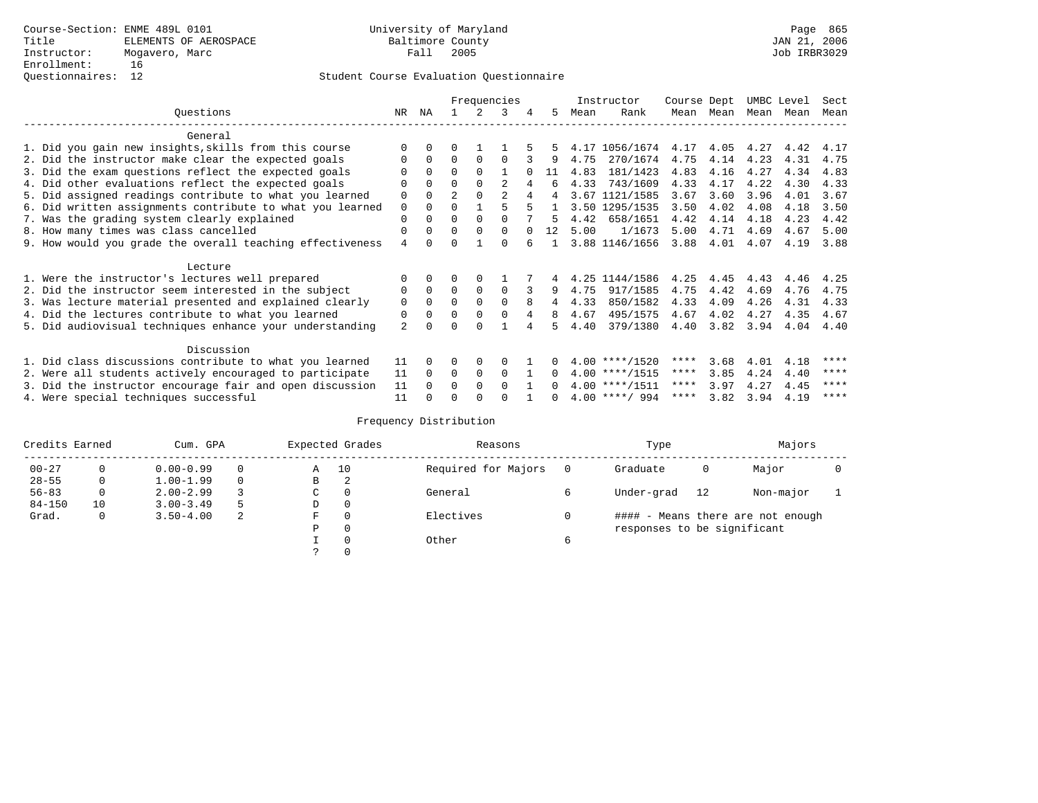Course-Section: ENME 489L 0101
Title: ELEMENTS OF AEROSPACE
Instructor: Mogavero, Marc
Enrollment: 16
Questionnaires: 12

University of Maryland
Baltimore County
Fall 2005

JAN 21, 2006
Job IRBR3029

## Student Course Evaluation Questionnaire

| Questions | NR | NA | 1 | 2 | 3 | 4 | 5 | Instructor Mean | Instructor Rank | Course Mean | Dept Mean | UMBC Mean | Level Mean | Sect Mean |
|---|---|---|---|---|---|---|---|---|---|---|---|---|---|---|
| **General** | | | | | | | | | | | | | | |
| 1. Did you gain new insights,skills from this course | 0 | 0 | 0 | 1 | 1 | 5 | 5 | 4.17 | 1056/1674 | 4.17 | 4.05 | 4.27 | 4.42 | 4.17 |
| 2. Did the instructor make clear the expected goals | 0 | 0 | 0 | 0 | 0 | 3 | 9 | 4.75 | 270/1674 | 4.75 | 4.14 | 4.23 | 4.31 | 4.75 |
| 3. Did the exam questions reflect the expected goals | 0 | 0 | 0 | 0 | 1 | 0 | 11 | 4.83 | 181/1423 | 4.83 | 4.16 | 4.27 | 4.34 | 4.83 |
| 4. Did other evaluations reflect the expected goals | 0 | 0 | 0 | 0 | 2 | 4 | 6 | 4.33 | 743/1609 | 4.33 | 4.17 | 4.22 | 4.30 | 4.33 |
| 5. Did assigned readings contribute to what you learned | 0 | 0 | 2 | 0 | 2 | 4 | 4 | 3.67 | 1121/1585 | 3.67 | 3.60 | 3.96 | 4.01 | 3.67 |
| 6. Did written assignments contribute to what you learned | 0 | 0 | 0 | 1 | 5 | 5 | 1 | 3.50 | 1295/1535 | 3.50 | 4.02 | 4.08 | 4.18 | 3.50 |
| 7. Was the grading system clearly explained | 0 | 0 | 0 | 0 | 0 | 7 | 5 | 4.42 | 658/1651 | 4.42 | 4.14 | 4.18 | 4.23 | 4.42 |
| 8. How many times was class cancelled | 0 | 0 | 0 | 0 | 0 | 0 | 12 | 5.00 | 1/1673 | 5.00 | 4.71 | 4.69 | 4.67 | 5.00 |
| 9. How would you grade the overall teaching effectiveness | 4 | 0 | 0 | 1 | 0 | 6 | 1 | 3.88 | 1146/1656 | 3.88 | 4.01 | 4.07 | 4.19 | 3.88 |
| **Lecture** | | | | | | | | | | | | | | |
| 1. Were the instructor's lectures well prepared | 0 | 0 | 0 | 0 | 1 | 7 | 4 | 4.25 | 1144/1586 | 4.25 | 4.45 | 4.43 | 4.46 | 4.25 |
| 2. Did the instructor seem interested in the subject | 0 | 0 | 0 | 0 | 0 | 3 | 9 | 4.75 | 917/1585 | 4.75 | 4.42 | 4.69 | 4.76 | 4.75 |
| 3. Was lecture material presented and explained clearly | 0 | 0 | 0 | 0 | 0 | 8 | 4 | 4.33 | 850/1582 | 4.33 | 4.09 | 4.26 | 4.31 | 4.33 |
| 4. Did the lectures contribute to what you learned | 0 | 0 | 0 | 0 | 0 | 4 | 8 | 4.67 | 495/1575 | 4.67 | 4.02 | 4.27 | 4.35 | 4.67 |
| 5. Did audiovisual techniques enhance your understanding | 2 | 0 | 0 | 0 | 1 | 4 | 5 | 4.40 | 379/1380 | 4.40 | 3.82 | 3.94 | 4.04 | 4.40 |
| **Discussion** | | | | | | | | | | | | | | |
| 1. Did class discussions contribute to what you learned | 11 | 0 | 0 | 0 | 0 | 1 | 0 | 4.00 | ****/1520 | **** | 3.68 | 4.01 | 4.18 | **** |
| 2. Were all students actively encouraged to participate | 11 | 0 | 0 | 0 | 0 | 1 | 0 | 4.00 | ****/1515 | **** | 3.85 | 4.24 | 4.40 | **** |
| 3. Did the instructor encourage fair and open discussion | 11 | 0 | 0 | 0 | 0 | 1 | 0 | 4.00 | ****/1511 | **** | 3.97 | 4.27 | 4.45 | **** |
| 4. Were special techniques successful | 11 | 0 | 0 | 0 | 0 | 1 | 0 | 4.00 | ****/ 994 | **** | 3.82 | 3.94 | 4.19 | **** |

## Frequency Distribution

| Credits Earned | | Cum. GPA | | Expected Grades | | Reasons | | Type | | Majors | |
|---|---|---|---|---|---|---|---|---|---|---|---|
| 00-27 | 0 | 0.00-0.99 | 0 | A | 10 | Required for Majors | 0 | Graduate | 0 | Major | 0 |
| 28-55 | 0 | 1.00-1.99 | 0 | B | 2 | | | | | | |
| 56-83 | 0 | 2.00-2.99 | 3 | C | 0 | General | 6 | Under-grad | 12 | Non-major | 1 |
| 84-150 | 10 | 3.00-3.49 | 5 | D | 0 | | | | | | |
| Grad. | 0 | 3.50-4.00 | 2 | F | 0 | Electives | 0 | #### - Means there are not enough responses to be significant | | | |
| | | | | P | 0 | | | | | | |
| | | | | I | 0 | Other | 6 | | | | |
| | | | | ? | 0 | | | | | | |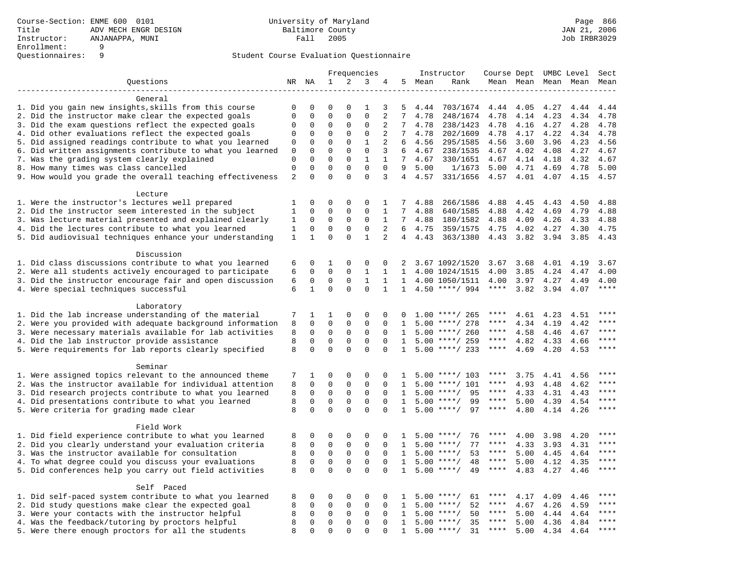Course-Section: ENME 600 0101
Title: ADV MECH ENGR DESIGN
Instructor: ANJANAPPA, MUNI
Enrollment: 9
Questionnaires: 9

University of Maryland
Baltimore County
Fall 2005

JAN 21, 2006
Job IRBR3029

Student Course Evaluation Questionnaire

| Questions | NR | NA | 1 | 2 | 3 | 4 | 5 | Instructor Mean | Rank | Course Mean | Dept Mean | UMBC Level Mean | Level Mean | Sect Mean |
|---|---|---|---|---|---|---|---|---|---|---|---|---|---|---|
| **General** | | | | | | | | | | | | | | |
| 1. Did you gain new insights,skills from this course | 0 | 0 | 0 | 0 | 1 | 3 | 5 | 4.44 | 703/1674 | 4.44 | 4.05 | 4.27 | 4.44 | 4.44 |
| 2. Did the instructor make clear the expected goals | 0 | 0 | 0 | 0 | 0 | 2 | 7 | 4.78 | 248/1674 | 4.78 | 4.14 | 4.23 | 4.34 | 4.78 |
| 3. Did the exam questions reflect the expected goals | 0 | 0 | 0 | 0 | 0 | 2 | 7 | 4.78 | 238/1423 | 4.78 | 4.16 | 4.27 | 4.28 | 4.78 |
| 4. Did other evaluations reflect the expected goals | 0 | 0 | 0 | 0 | 0 | 2 | 7 | 4.78 | 202/1609 | 4.78 | 4.17 | 4.22 | 4.34 | 4.78 |
| 5. Did assigned readings contribute to what you learned | 0 | 0 | 0 | 0 | 1 | 2 | 6 | 4.56 | 295/1585 | 4.56 | 3.60 | 3.96 | 4.23 | 4.56 |
| 6. Did written assignments contribute to what you learned | 0 | 0 | 0 | 0 | 0 | 3 | 6 | 4.67 | 238/1535 | 4.67 | 4.02 | 4.08 | 4.27 | 4.67 |
| 7. Was the grading system clearly explained | 0 | 0 | 0 | 0 | 1 | 1 | 7 | 4.67 | 330/1651 | 4.67 | 4.14 | 4.18 | 4.32 | 4.67 |
| 8. How many times was class cancelled | 0 | 0 | 0 | 0 | 0 | 0 | 9 | 5.00 | 1/1673 | 5.00 | 4.71 | 4.69 | 4.78 | 5.00 |
| 9. How would you grade the overall teaching effectiveness | 2 | 0 | 0 | 0 | 0 | 3 | 4 | 4.57 | 331/1656 | 4.57 | 4.01 | 4.07 | 4.15 | 4.57 |
| **Lecture** | | | | | | | | | | | | | | |
| 1. Were the instructor's lectures well prepared | 1 | 0 | 0 | 0 | 0 | 1 | 7 | 4.88 | 266/1586 | 4.88 | 4.45 | 4.43 | 4.50 | 4.88 |
| 2. Did the instructor seem interested in the subject | 1 | 0 | 0 | 0 | 0 | 1 | 7 | 4.88 | 640/1585 | 4.88 | 4.42 | 4.69 | 4.79 | 4.88 |
| 3. Was lecture material presented and explained clearly | 1 | 0 | 0 | 0 | 0 | 1 | 7 | 4.88 | 180/1582 | 4.88 | 4.09 | 4.26 | 4.33 | 4.88 |
| 4. Did the lectures contribute to what you learned | 1 | 0 | 0 | 0 | 0 | 2 | 6 | 4.75 | 359/1575 | 4.75 | 4.02 | 4.27 | 4.30 | 4.75 |
| 5. Did audiovisual techniques enhance your understanding | 1 | 1 | 0 | 0 | 1 | 2 | 4 | 4.43 | 363/1380 | 4.43 | 3.82 | 3.94 | 3.85 | 4.43 |
| **Discussion** | | | | | | | | | | | | | | |
| 1. Did class discussions contribute to what you learned | 6 | 0 | 1 | 0 | 0 | 0 | 2 | 3.67 | 1092/1520 | 3.67 | 3.68 | 4.01 | 4.19 | 3.67 |
| 2. Were all students actively encouraged to participate | 6 | 0 | 0 | 0 | 1 | 1 | 1 | 4.00 | 1024/1515 | 4.00 | 3.85 | 4.24 | 4.47 | 4.00 |
| 3. Did the instructor encourage fair and open discussion | 6 | 0 | 0 | 0 | 1 | 1 | 1 | 4.00 | 1050/1511 | 4.00 | 3.97 | 4.27 | 4.49 | 4.00 |
| 4. Were special techniques successful | 6 | 1 | 0 | 0 | 0 | 1 | 1 | 4.50 | ****/ 994 | **** | 3.82 | 3.94 | 4.07 | **** |
| **Laboratory** | | | | | | | | | | | | | | |
| 1. Did the lab increase understanding of the material | 7 | 1 | 1 | 0 | 0 | 0 | 0 | 1.00 | ****/ 265 | **** | 4.61 | 4.23 | 4.51 | **** |
| 2. Were you provided with adequate background information | 8 | 0 | 0 | 0 | 0 | 0 | 1 | 5.00 | ****/ 278 | **** | 4.34 | 4.19 | 4.42 | **** |
| 3. Were necessary materials available for lab activities | 8 | 0 | 0 | 0 | 0 | 0 | 1 | 5.00 | ****/ 260 | **** | 4.58 | 4.46 | 4.67 | **** |
| 4. Did the lab instructor provide assistance | 8 | 0 | 0 | 0 | 0 | 0 | 1 | 5.00 | ****/ 259 | **** | 4.82 | 4.33 | 4.66 | **** |
| 5. Were requirements for lab reports clearly specified | 8 | 0 | 0 | 0 | 0 | 0 | 1 | 5.00 | ****/ 233 | **** | 4.69 | 4.20 | 4.53 | **** |
| **Seminar** | | | | | | | | | | | | | | |
| 1. Were assigned topics relevant to the announced theme | 7 | 1 | 0 | 0 | 0 | 0 | 1 | 5.00 | ****/ 103 | **** | 3.75 | 4.41 | 4.56 | **** |
| 2. Was the instructor available for individual attention | 8 | 0 | 0 | 0 | 0 | 0 | 1 | 5.00 | ****/ 101 | **** | 4.93 | 4.48 | 4.62 | **** |
| 3. Did research projects contribute to what you learned | 8 | 0 | 0 | 0 | 0 | 0 | 1 | 5.00 | ****/ 95 | **** | 4.33 | 4.31 | 4.43 | **** |
| 4. Did presentations contribute to what you learned | 8 | 0 | 0 | 0 | 0 | 0 | 1 | 5.00 | ****/ 99 | **** | 5.00 | 4.39 | 4.54 | **** |
| 5. Were criteria for grading made clear | 8 | 0 | 0 | 0 | 0 | 0 | 1 | 5.00 | ****/ 97 | **** | 4.80 | 4.14 | 4.26 | **** |
| **Field Work** | | | | | | | | | | | | | | |
| 1. Did field experience contribute to what you learned | 8 | 0 | 0 | 0 | 0 | 0 | 1 | 5.00 | ****/ 76 | **** | 4.00 | 3.98 | 4.20 | **** |
| 2. Did you clearly understand your evaluation criteria | 8 | 0 | 0 | 0 | 0 | 0 | 1 | 5.00 | ****/ 77 | **** | 4.33 | 3.93 | 4.31 | **** |
| 3. Was the instructor available for consultation | 8 | 0 | 0 | 0 | 0 | 0 | 1 | 5.00 | ****/ 53 | **** | 5.00 | 4.45 | 4.64 | **** |
| 4. To what degree could you discuss your evaluations | 8 | 0 | 0 | 0 | 0 | 0 | 1 | 5.00 | ****/ 48 | **** | 5.00 | 4.12 | 4.35 | **** |
| 5. Did conferences help you carry out field activities | 8 | 0 | 0 | 0 | 0 | 0 | 1 | 5.00 | ****/ 49 | **** | 4.83 | 4.27 | 4.46 | **** |
| **Self Paced** | | | | | | | | | | | | | | |
| 1. Did self-paced system contribute to what you learned | 8 | 0 | 0 | 0 | 0 | 0 | 1 | 5.00 | ****/ 61 | **** | 4.17 | 4.09 | 4.46 | **** |
| 2. Did study questions make clear the expected goal | 8 | 0 | 0 | 0 | 0 | 0 | 1 | 5.00 | ****/ 52 | **** | 4.67 | 4.26 | 4.59 | **** |
| 3. Were your contacts with the instructor helpful | 8 | 0 | 0 | 0 | 0 | 0 | 1 | 5.00 | ****/ 50 | **** | 5.00 | 4.44 | 4.64 | **** |
| 4. Was the feedback/tutoring by proctors helpful | 8 | 0 | 0 | 0 | 0 | 0 | 1 | 5.00 | ****/ 35 | **** | 5.00 | 4.36 | 4.84 | **** |
| 5. Were there enough proctors for all the students | 8 | 0 | 0 | 0 | 0 | 0 | 1 | 5.00 | ****/ 31 | **** | 5.00 | 4.34 | 4.64 | **** |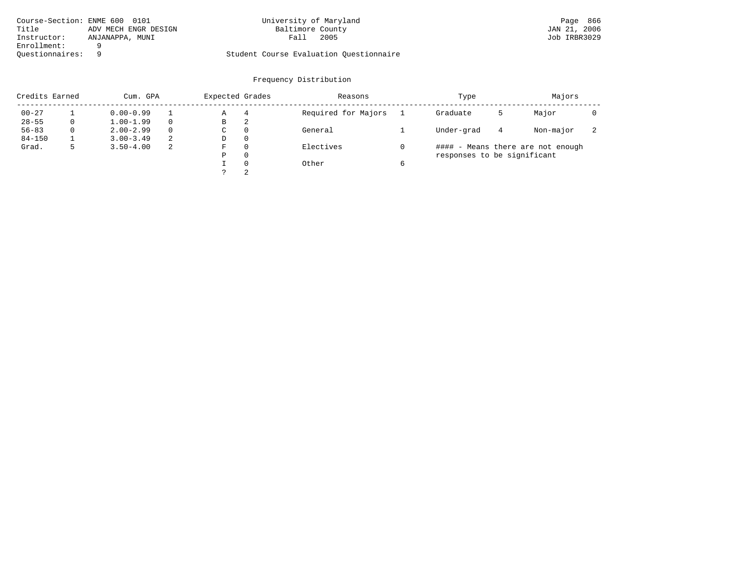Course-Section: ENME 600 0101
Title: ADV MECH ENGR DESIGN
Instructor: ANJANAPPA, MUNI
Enrollment: 9
Questionnaires: 9

University of Maryland
Baltimore County
Fall 2005

Student Course Evaluation Questionnaire

JAN 21, 2006
Job IRBR3029

## Frequency Distribution

| Credits Earned | | Cum. GPA | | Expected Grades | | Reasons | | Type | | Majors | |
|---|---|---|---|---|---|---|---|---|---|---|---|
| 00-27 | 1 | 0.00-0.99 | 1 | A | 4 | Required for Majors | 1 | Graduate | 5 | Major | 0 |
| 28-55 | 0 | 1.00-1.99 | 0 | B | 2 | | | | | | |
| 56-83 | 0 | 2.00-2.99 | 0 | C | 0 | General | 1 | Under-grad | 4 | Non-major | 2 |
| 84-150 | 1 | 3.00-3.49 | 2 | D | 0 | | | | | | |
| Grad. | 5 | 3.50-4.00 | 2 | F | 0 | Electives | 0 | #### - Means there are not enough responses to be significant | | | |
| | | | | P | 0 | | | | | | |
| | | | | I | 0 | Other | 6 | | | | |
| | | | | ? | 2 | | | | | | |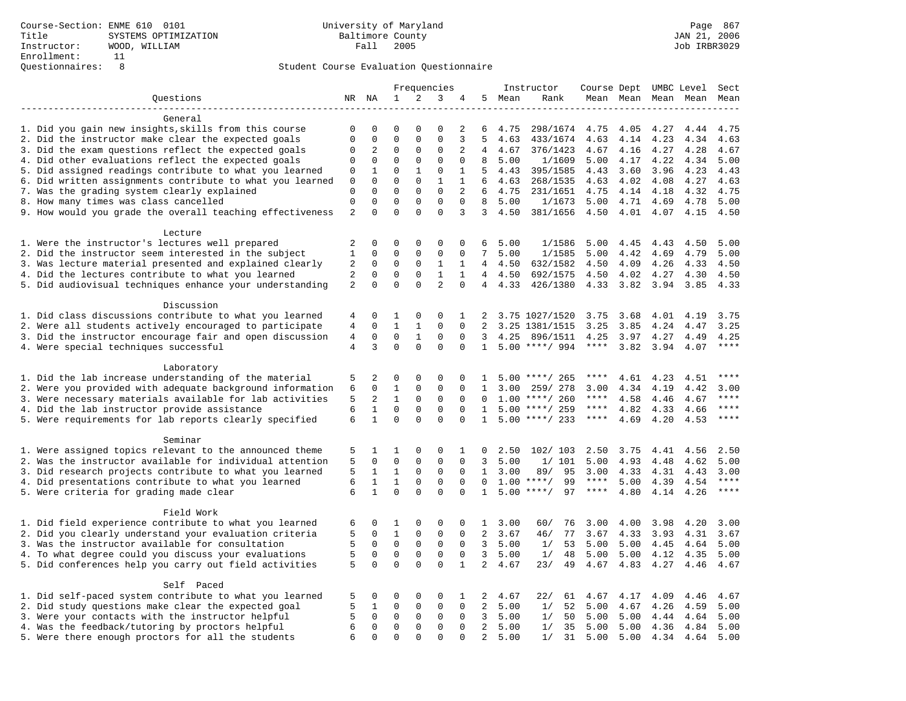Course-Section: ENME 610 0101
Title: SYSTEMS OPTIMIZATION
Instructor: WOOD, WILLIAM
Enrollment: 11
Questionnaires: 8

University of Maryland
Baltimore County
Fall 2005

Student Course Evaluation Questionnaire

| Questions | NR | NA | 1 | 2 | 3 | 4 | 5 | Instructor Mean | Rank | Course Mean | Dept Mean | UMBC Mean | Level Mean | Sect Mean |
|---|---|---|---|---|---|---|---|---|---|---|---|---|---|---|
| **General** | | | | | | | | | | | | | | |
| 1. Did you gain new insights,skills from this course | 0 | 0 | 0 | 0 | 0 | 2 | 6 | 4.75 | 298/1674 | 4.75 | 4.05 | 4.27 | 4.44 | 4.75 |
| 2. Did the instructor make clear the expected goals | 0 | 0 | 0 | 0 | 0 | 3 | 5 | 4.63 | 433/1674 | 4.63 | 4.14 | 4.23 | 4.34 | 4.63 |
| 3. Did the exam questions reflect the expected goals | 0 | 2 | 0 | 0 | 0 | 2 | 4 | 4.67 | 376/1423 | 4.67 | 4.16 | 4.27 | 4.28 | 4.67 |
| 4. Did other evaluations reflect the expected goals | 0 | 0 | 0 | 0 | 0 | 0 | 8 | 5.00 | 1/1609 | 5.00 | 4.17 | 4.22 | 4.34 | 5.00 |
| 5. Did assigned readings contribute to what you learned | 0 | 1 | 0 | 1 | 0 | 1 | 5 | 4.43 | 395/1585 | 4.43 | 3.60 | 3.96 | 4.23 | 4.43 |
| 6. Did written assignments contribute to what you learned | 0 | 0 | 0 | 0 | 1 | 1 | 6 | 4.63 | 268/1535 | 4.63 | 4.02 | 4.08 | 4.27 | 4.63 |
| 7. Was the grading system clearly explained | 0 | 0 | 0 | 0 | 0 | 2 | 6 | 4.75 | 231/1651 | 4.75 | 4.14 | 4.18 | 4.32 | 4.75 |
| 8. How many times was class cancelled | 0 | 0 | 0 | 0 | 0 | 0 | 8 | 5.00 | 1/1673 | 5.00 | 4.71 | 4.69 | 4.78 | 5.00 |
| 9. How would you grade the overall teaching effectiveness | 2 | 0 | 0 | 0 | 0 | 3 | 3 | 4.50 | 381/1656 | 4.50 | 4.01 | 4.07 | 4.15 | 4.50 |
| **Lecture** | | | | | | | | | | | | | | |
| 1. Were the instructor's lectures well prepared | 2 | 0 | 0 | 0 | 0 | 0 | 6 | 5.00 | 1/1586 | 5.00 | 4.45 | 4.43 | 4.50 | 5.00 |
| 2. Did the instructor seem interested in the subject | 1 | 0 | 0 | 0 | 0 | 0 | 7 | 5.00 | 1/1585 | 5.00 | 4.42 | 4.69 | 4.79 | 5.00 |
| 3. Was lecture material presented and explained clearly | 2 | 0 | 0 | 0 | 1 | 1 | 4 | 4.50 | 632/1582 | 4.50 | 4.09 | 4.26 | 4.33 | 4.50 |
| 4. Did the lectures contribute to what you learned | 2 | 0 | 0 | 0 | 1 | 1 | 4 | 4.50 | 692/1575 | 4.50 | 4.02 | 4.27 | 4.30 | 4.50 |
| 5. Did audiovisual techniques enhance your understanding | 2 | 0 | 0 | 0 | 2 | 0 | 4 | 4.33 | 426/1380 | 4.33 | 3.82 | 3.94 | 3.85 | 4.33 |
| **Discussion** | | | | | | | | | | | | | | |
| 1. Did class discussions contribute to what you learned | 4 | 0 | 1 | 0 | 0 | 1 | 2 | 3.75 | 1027/1520 | 3.75 | 3.68 | 4.01 | 4.19 | 3.75 |
| 2. Were all students actively encouraged to participate | 4 | 0 | 1 | 1 | 0 | 0 | 2 | 3.25 | 1381/1515 | 3.25 | 3.85 | 4.24 | 4.47 | 3.25 |
| 3. Did the instructor encourage fair and open discussion | 4 | 0 | 0 | 1 | 0 | 0 | 3 | 4.25 | 896/1511 | 4.25 | 3.97 | 4.27 | 4.49 | 4.25 |
| 4. Were special techniques successful | 4 | 3 | 0 | 0 | 0 | 0 | 1 | 5.00 | ****/ 994 | **** | 3.82 | 3.94 | 4.07 | **** |
| **Laboratory** | | | | | | | | | | | | | | |
| 1. Did the lab increase understanding of the material | 5 | 2 | 0 | 0 | 0 | 0 | 1 | 5.00 | ****/ 265 | **** | 4.61 | 4.23 | 4.51 | **** |
| 2. Were you provided with adequate background information | 6 | 0 | 1 | 0 | 0 | 0 | 1 | 3.00 | 259/ 278 | 3.00 | 4.34 | 4.19 | 4.42 | 3.00 |
| 3. Were necessary materials available for lab activities | 5 | 2 | 1 | 0 | 0 | 0 | 0 | 1.00 | ****/ 260 | **** | 4.58 | 4.46 | 4.67 | **** |
| 4. Did the lab instructor provide assistance | 6 | 1 | 0 | 0 | 0 | 0 | 1 | 5.00 | ****/ 259 | **** | 4.82 | 4.33 | 4.66 | **** |
| 5. Were requirements for lab reports clearly specified | 6 | 1 | 0 | 0 | 0 | 0 | 1 | 5.00 | ****/ 233 | **** | 4.69 | 4.20 | 4.53 | **** |
| **Seminar** | | | | | | | | | | | | | | |
| 1. Were assigned topics relevant to the announced theme | 5 | 1 | 1 | 0 | 0 | 1 | 0 | 2.50 | 102/ 103 | 2.50 | 3.75 | 4.41 | 4.56 | 2.50 |
| 2. Was the instructor available for individual attention | 5 | 0 | 0 | 0 | 0 | 0 | 3 | 5.00 | 1/ 101 | 5.00 | 4.93 | 4.48 | 4.62 | 5.00 |
| 3. Did research projects contribute to what you learned | 5 | 1 | 1 | 0 | 0 | 0 | 1 | 3.00 | 89/ 95 | 3.00 | 4.33 | 4.31 | 4.43 | 3.00 |
| 4. Did presentations contribute to what you learned | 6 | 1 | 1 | 0 | 0 | 0 | 0 | 1.00 | ****/ 99 | **** | 5.00 | 4.39 | 4.54 | **** |
| 5. Were criteria for grading made clear | 6 | 1 | 0 | 0 | 0 | 0 | 1 | 5.00 | ****/ 97 | **** | 4.80 | 4.14 | 4.26 | **** |
| **Field Work** | | | | | | | | | | | | | | |
| 1. Did field experience contribute to what you learned | 6 | 0 | 1 | 0 | 0 | 0 | 1 | 3.00 | 60/ 76 | 3.00 | 4.00 | 3.98 | 4.20 | 3.00 |
| 2. Did you clearly understand your evaluation criteria | 5 | 0 | 1 | 0 | 0 | 0 | 2 | 3.67 | 46/ 77 | 3.67 | 4.33 | 3.93 | 4.31 | 3.67 |
| 3. Was the instructor available for consultation | 5 | 0 | 0 | 0 | 0 | 0 | 3 | 5.00 | 1/ 53 | 5.00 | 5.00 | 4.45 | 4.64 | 5.00 |
| 4. To what degree could you discuss your evaluations | 5 | 0 | 0 | 0 | 0 | 0 | 3 | 5.00 | 1/ 48 | 5.00 | 5.00 | 4.12 | 4.35 | 5.00 |
| 5. Did conferences help you carry out field activities | 5 | 0 | 0 | 0 | 0 | 1 | 2 | 4.67 | 23/ 49 | 4.67 | 4.83 | 4.27 | 4.46 | 4.67 |
| **Self Paced** | | | | | | | | | | | | | | |
| 1. Did self-paced system contribute to what you learned | 5 | 0 | 0 | 0 | 0 | 1 | 2 | 4.67 | 22/ 61 | 4.67 | 4.17 | 4.09 | 4.46 | 4.67 |
| 2. Did study questions make clear the expected goal | 5 | 1 | 0 | 0 | 0 | 0 | 2 | 5.00 | 1/ 52 | 5.00 | 4.67 | 4.26 | 4.59 | 5.00 |
| 3. Were your contacts with the instructor helpful | 5 | 0 | 0 | 0 | 0 | 0 | 3 | 5.00 | 1/ 50 | 5.00 | 5.00 | 4.44 | 4.64 | 5.00 |
| 4. Was the feedback/tutoring by proctors helpful | 6 | 0 | 0 | 0 | 0 | 0 | 2 | 5.00 | 1/ 35 | 5.00 | 5.00 | 4.36 | 4.84 | 5.00 |
| 5. Were there enough proctors for all the students | 6 | 0 | 0 | 0 | 0 | 0 | 2 | 5.00 | 1/ 31 | 5.00 | 5.00 | 4.34 | 4.64 | 5.00 |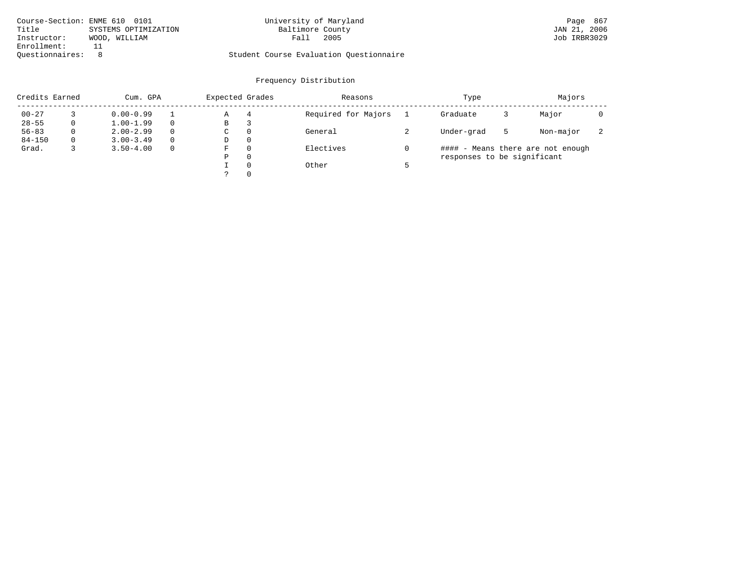Course-Section: ENME 610 0101
Title: SYSTEMS OPTIMIZATION
Instructor: WOOD, WILLIAM
Enrollment: 11
Questionnaires: 8

University of Maryland
Baltimore County
Fall 2005

Student Course Evaluation Questionnaire

JAN 21, 2006
Job IRBR3029

## Frequency Distribution

| Credits Earned | | Cum. GPA | | Expected Grades | | Reasons | | Type | | Majors | |
|---|---|---|---|---|---|---|---|---|---|---|---|
| 00-27 | 3 | 0.00-0.99 | 1 | A | 4 | Required for Majors | 1 | Graduate | 3 | Major | 0 |
| 28-55 | 0 | 1.00-1.99 | 0 | B | 3 | | | | | | |
| 56-83 | 0 | 2.00-2.99 | 0 | C | 0 | General | 2 | Under-grad | 5 | Non-major | 2 |
| 84-150 | 0 | 3.00-3.49 | 0 | D | 0 | | | | | | |
| Grad. | 3 | 3.50-4.00 | 0 | F | 0 | Electives | 0 | | | | |
| | | | | P | 0 | | | | | | |
| | | | | I | 0 | Other | 5 | | | | |
| | | | | ? | 0 | | | | | | |

#### - Means there are not enough responses to be significant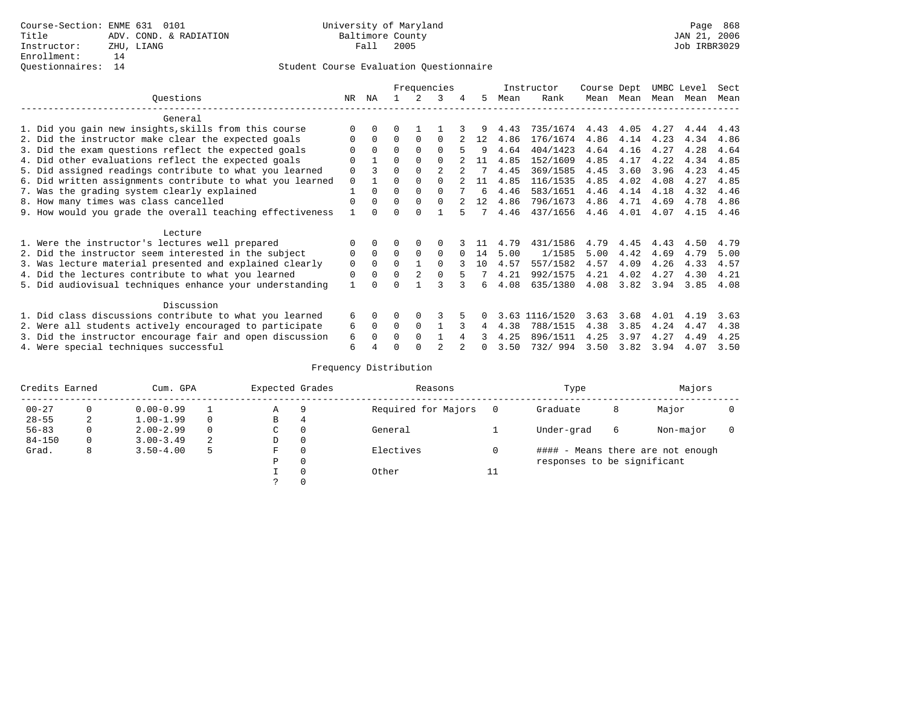Course-Section: ENME 631 0101
Title: ADV. COND. & RADIATION
Instructor: ZHU, LIANG
Enrollment: 14
Questionnaires: 14

University of Maryland
Baltimore County
Fall 2005

Student Course Evaluation Questionnaire

| Questions | NR | NA | 1 | 2 | 3 | 4 | 5 | Instructor Mean | Instructor Rank | Course Mean | Dept Mean | UMBC Mean | Level Mean | Sect Mean |
|---|---|---|---|---|---|---|---|---|---|---|---|---|---|---|
| **General** | | | | | | | | | | | | | | |
| 1. Did you gain new insights,skills from this course | 0 | 0 | 0 | 1 | 1 | 3 | 9 | 4.43 | 735/1674 | 4.43 | 4.05 | 4.27 | 4.44 | 4.43 |
| 2. Did the instructor make clear the expected goals | 0 | 0 | 0 | 0 | 0 | 2 | 12 | 4.86 | 176/1674 | 4.86 | 4.14 | 4.23 | 4.34 | 4.86 |
| 3. Did the exam questions reflect the expected goals | 0 | 0 | 0 | 0 | 0 | 5 | 9 | 4.64 | 404/1423 | 4.64 | 4.16 | 4.27 | 4.28 | 4.64 |
| 4. Did other evaluations reflect the expected goals | 0 | 1 | 0 | 0 | 0 | 2 | 11 | 4.85 | 152/1609 | 4.85 | 4.17 | 4.22 | 4.34 | 4.85 |
| 5. Did assigned readings contribute to what you learned | 0 | 3 | 0 | 0 | 2 | 2 | 7 | 4.45 | 369/1585 | 4.45 | 3.60 | 3.96 | 4.23 | 4.45 |
| 6. Did written assignments contribute to what you learned | 0 | 1 | 0 | 0 | 0 | 2 | 11 | 4.85 | 116/1535 | 4.85 | 4.02 | 4.08 | 4.27 | 4.85 |
| 7. Was the grading system clearly explained | 1 | 0 | 0 | 0 | 0 | 7 | 6 | 4.46 | 583/1651 | 4.46 | 4.14 | 4.18 | 4.32 | 4.46 |
| 8. How many times was class cancelled | 0 | 0 | 0 | 0 | 0 | 2 | 12 | 4.86 | 796/1673 | 4.86 | 4.71 | 4.69 | 4.78 | 4.86 |
| 9. How would you grade the overall teaching effectiveness | 1 | 0 | 0 | 0 | 1 | 5 | 7 | 4.46 | 437/1656 | 4.46 | 4.01 | 4.07 | 4.15 | 4.46 |
| **Lecture** | | | | | | | | | | | | | | |
| 1. Were the instructor's lectures well prepared | 0 | 0 | 0 | 0 | 0 | 3 | 11 | 4.79 | 431/1586 | 4.79 | 4.45 | 4.43 | 4.50 | 4.79 |
| 2. Did the instructor seem interested in the subject | 0 | 0 | 0 | 0 | 0 | 0 | 14 | 5.00 | 1/1585 | 5.00 | 4.42 | 4.69 | 4.79 | 5.00 |
| 3. Was lecture material presented and explained clearly | 0 | 0 | 0 | 1 | 0 | 3 | 10 | 4.57 | 557/1582 | 4.57 | 4.09 | 4.26 | 4.33 | 4.57 |
| 4. Did the lectures contribute to what you learned | 0 | 0 | 0 | 2 | 0 | 5 | 7 | 4.21 | 992/1575 | 4.21 | 4.02 | 4.27 | 4.30 | 4.21 |
| 5. Did audiovisual techniques enhance your understanding | 1 | 0 | 0 | 1 | 3 | 3 | 6 | 4.08 | 635/1380 | 4.08 | 3.82 | 3.94 | 3.85 | 4.08 |
| **Discussion** | | | | | | | | | | | | | | |
| 1. Did class discussions contribute to what you learned | 6 | 0 | 0 | 0 | 3 | 5 | 0 | 3.63 | 1116/1520 | 3.63 | 3.68 | 4.01 | 4.19 | 3.63 |
| 2. Were all students actively encouraged to participate | 6 | 0 | 0 | 0 | 1 | 3 | 4 | 4.38 | 788/1515 | 4.38 | 3.85 | 4.24 | 4.47 | 4.38 |
| 3. Did the instructor encourage fair and open discussion | 6 | 0 | 0 | 0 | 1 | 4 | 3 | 4.25 | 896/1511 | 4.25 | 3.97 | 4.27 | 4.49 | 4.25 |
| 4. Were special techniques successful | 6 | 4 | 0 | 0 | 2 | 2 | 0 | 3.50 | 732/ 994 | 3.50 | 3.82 | 3.94 | 4.07 | 3.50 |

Frequency Distribution

| Credits Earned | | Cum. GPA | | Expected Grades | | Reasons | | Type | | Majors | |
|---|---|---|---|---|---|---|---|---|---|---|---|
| 00-27 | 0 | 0.00-0.99 | 1 | A | 9 | Required for Majors | 0 | Graduate | 8 | Major | 0 |
| 28-55 | 2 | 1.00-1.99 | 0 | B | 4 | | | | | | |
| 56-83 | 0 | 2.00-2.99 | 0 | C | 0 | General | 1 | Under-grad | 6 | Non-major | 0 |
| 84-150 | 0 | 3.00-3.49 | 2 | D | 0 | | | | | | |
| Grad. | 8 | 3.50-4.00 | 5 | F | 0 | Electives | 0 | | | | |
| | | | | P | 0 | | | | | | |
| | | | | I | 0 | Other | 11 | | | | |
| | | | | ? | 0 | | | | | | |

#### - Means there are not enough responses to be significant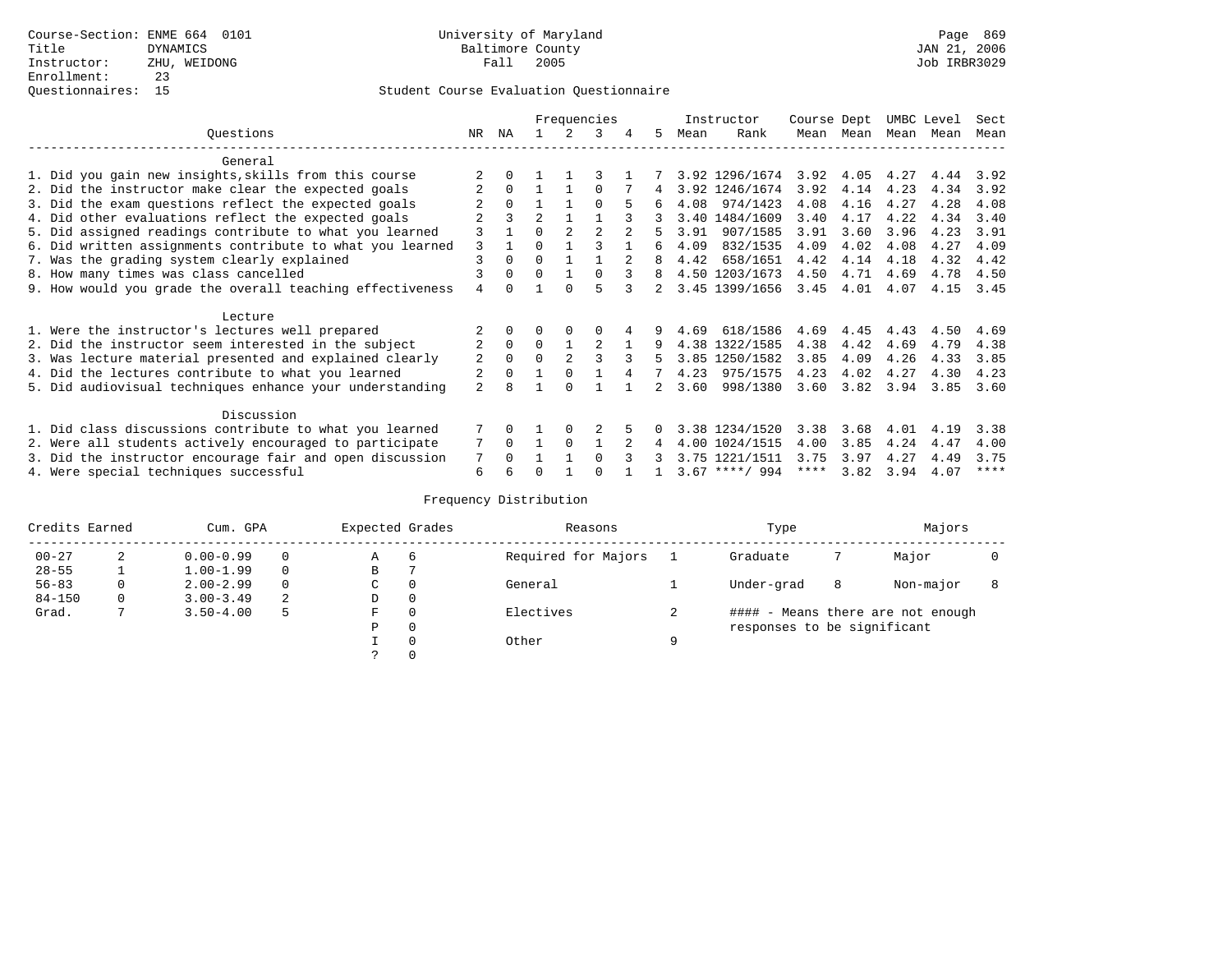Course-Section: ENME 664 0101
Title: DYNAMICS
Instructor: ZHU, WEIDONG
Enrollment: 23
Questionnaires: 15

University of Maryland
Baltimore County
Fall 2005

Page 869
JAN 21, 2006
Job IRBR3029

## Student Course Evaluation Questionnaire

| Questions | NR | NA | 1 | 2 | 3 | 4 | 5 | Instructor Mean | Instructor Rank | Course Mean | Dept Mean | UMBC Mean | Level Mean | Sect Mean |
|---|---|---|---|---|---|---|---|---|---|---|---|---|---|---|
| **General** | | | | | | | | | | | | | | |
| 1. Did you gain new insights,skills from this course | 2 | 0 | 1 | 1 | 3 | 1 | 7 | 3.92 | 1296/1674 | 3.92 | 4.05 | 4.27 | 4.44 | 3.92 |
| 2. Did the instructor make clear the expected goals | 2 | 0 | 1 | 1 | 0 | 7 | 4 | 3.92 | 1246/1674 | 3.92 | 4.14 | 4.23 | 4.34 | 3.92 |
| 3. Did the exam questions reflect the expected goals | 2 | 0 | 1 | 1 | 0 | 5 | 6 | 4.08 | 974/1423 | 4.08 | 4.16 | 4.27 | 4.28 | 4.08 |
| 4. Did other evaluations reflect the expected goals | 2 | 3 | 2 | 1 | 1 | 3 | 3 | 3.40 | 1484/1609 | 3.40 | 4.17 | 4.22 | 4.34 | 3.40 |
| 5. Did assigned readings contribute to what you learned | 3 | 1 | 0 | 2 | 2 | 2 | 5 | 3.91 | 907/1585 | 3.91 | 3.60 | 3.96 | 4.23 | 3.91 |
| 6. Did written assignments contribute to what you learned | 3 | 1 | 0 | 1 | 3 | 1 | 6 | 4.09 | 832/1535 | 4.09 | 4.02 | 4.08 | 4.27 | 4.09 |
| 7. Was the grading system clearly explained | 3 | 0 | 0 | 1 | 1 | 2 | 8 | 4.42 | 658/1651 | 4.42 | 4.14 | 4.18 | 4.32 | 4.42 |
| 8. How many times was class cancelled | 3 | 0 | 0 | 1 | 0 | 3 | 8 | 4.50 | 1203/1673 | 4.50 | 4.71 | 4.69 | 4.78 | 4.50 |
| 9. How would you grade the overall teaching effectiveness | 4 | 0 | 1 | 0 | 5 | 3 | 2 | 3.45 | 1399/1656 | 3.45 | 4.01 | 4.07 | 4.15 | 3.45 |
| **Lecture** | | | | | | | | | | | | | | |
| 1. Were the instructor's lectures well prepared | 2 | 0 | 0 | 0 | 0 | 4 | 9 | 4.69 | 618/1586 | 4.69 | 4.45 | 4.43 | 4.50 | 4.69 |
| 2. Did the instructor seem interested in the subject | 2 | 0 | 0 | 1 | 2 | 1 | 9 | 4.38 | 1322/1585 | 4.38 | 4.42 | 4.69 | 4.79 | 4.38 |
| 3. Was lecture material presented and explained clearly | 2 | 0 | 0 | 2 | 3 | 3 | 5 | 3.85 | 1250/1582 | 3.85 | 4.09 | 4.26 | 4.33 | 3.85 |
| 4. Did the lectures contribute to what you learned | 2 | 0 | 1 | 0 | 1 | 4 | 7 | 4.23 | 975/1575 | 4.23 | 4.02 | 4.27 | 4.30 | 4.23 |
| 5. Did audiovisual techniques enhance your understanding | 2 | 8 | 1 | 0 | 1 | 1 | 2 | 3.60 | 998/1380 | 3.60 | 3.82 | 3.94 | 3.85 | 3.60 |
| **Discussion** | | | | | | | | | | | | | | |
| 1. Did class discussions contribute to what you learned | 7 | 0 | 1 | 0 | 2 | 5 | 0 | 3.38 | 1234/1520 | 3.38 | 3.68 | 4.01 | 4.19 | 3.38 |
| 2. Were all students actively encouraged to participate | 7 | 0 | 1 | 0 | 1 | 2 | 4 | 4.00 | 1024/1515 | 4.00 | 3.85 | 4.24 | 4.47 | 4.00 |
| 3. Did the instructor encourage fair and open discussion | 7 | 0 | 1 | 1 | 0 | 3 | 3 | 3.75 | 1221/1511 | 3.75 | 3.97 | 4.27 | 4.49 | 3.75 |
| 4. Were special techniques successful | 6 | 6 | 0 | 1 | 0 | 1 | 1 | 3.67 | ****/ 994 | **** | 3.82 | 3.94 | 4.07 | **** |

### Frequency Distribution

| Credits Earned | | Cum. GPA | | Expected Grades | | Reasons | | Type | | Majors | |
|---|---|---|---|---|---|---|---|---|---|---|---|
| 00-27 | 2 | 0.00-0.99 | 0 | A | 6 | Required for Majors | 1 | Graduate | 7 | Major | 0 |
| 28-55 | 1 | 1.00-1.99 | 0 | B | 7 | | | | | | |
| 56-83 | 0 | 2.00-2.99 | 0 | C | 0 | General | 1 | Under-grad | 8 | Non-major | 8 |
| 84-150 | 0 | 3.00-3.49 | 2 | D | 0 | | | | | | |
| Grad. | 7 | 3.50-4.00 | 5 | F | 0 | Electives | 2 | #### - Means there are not enough responses to be significant | | | |
| | | | | P | 0 | | | | | | |
| | | | | I | 0 | Other | 9 | | | | |
| | | | | ? | 0 | | | | | | |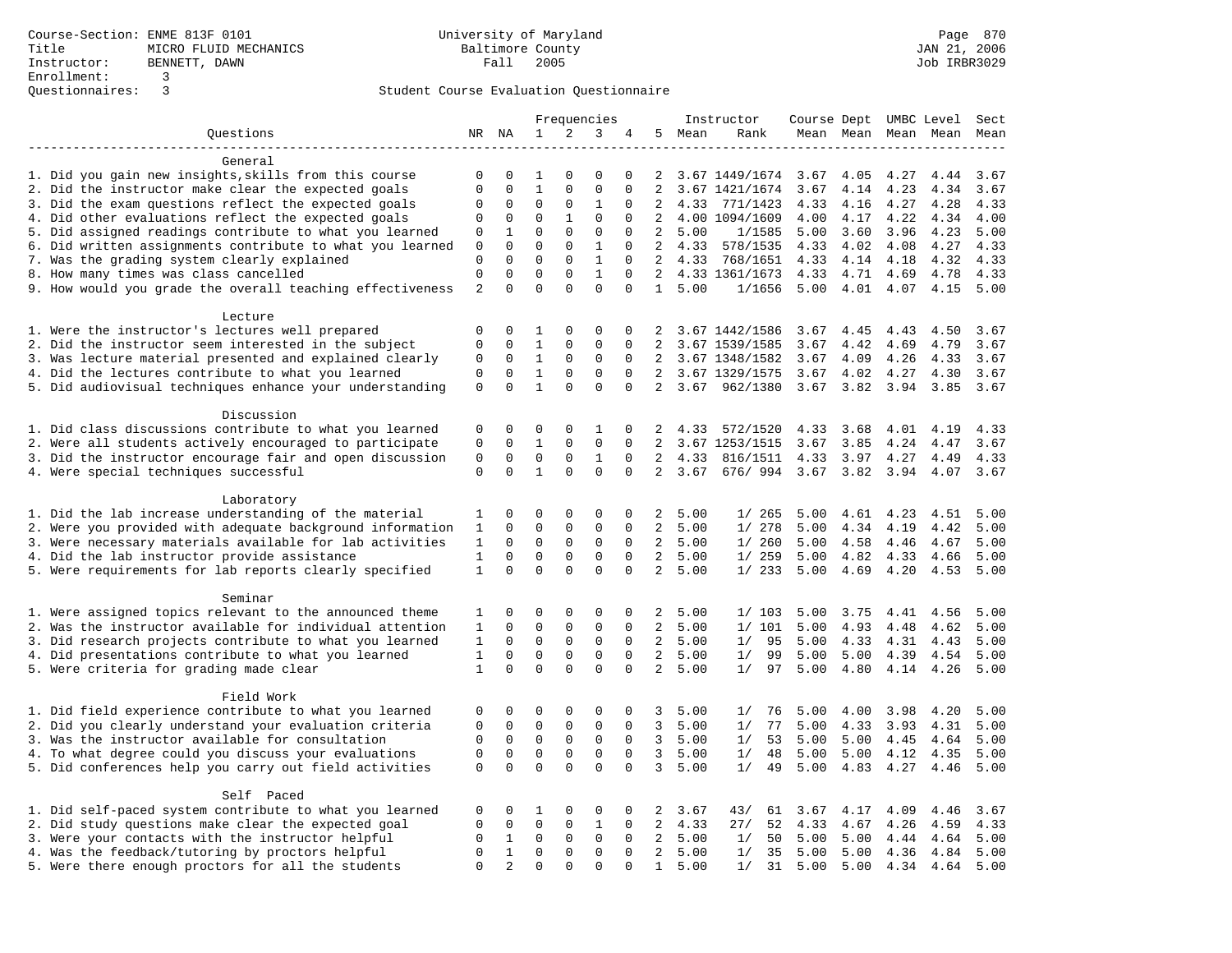Course-Section: ENME 813F 0101
Title: MICRO FLUID MECHANICS
Instructor: BENNETT, DAWN
Enrollment: 3
Questionnaires: 3

University of Maryland
Baltimore County
Fall 2005

JAN 21, 2006
Job IRBR3029

Student Course Evaluation Questionnaire

| Questions | NR | NA | 1 | 2 | 3 | 4 | 5 | Instructor Mean | Instructor Rank | Course Mean | Dept Mean | UMBC Mean | Level Mean | Sect Mean |
|---|---|---|---|---|---|---|---|---|---|---|---|---|---|---|
| **General** | | | | | | | | | | | | | | |
| 1. Did you gain new insights,skills from this course | 0 | 0 | 1 | 0 | 0 | 0 | 2 | 3.67 | 1449/1674 | 3.67 | 4.05 | 4.27 | 4.44 | 3.67 |
| 2. Did the instructor make clear the expected goals | 0 | 0 | 1 | 0 | 0 | 0 | 2 | 3.67 | 1421/1674 | 3.67 | 4.14 | 4.23 | 4.34 | 3.67 |
| 3. Did the exam questions reflect the expected goals | 0 | 0 | 0 | 0 | 1 | 0 | 2 | 4.33 | 771/1423 | 4.33 | 4.16 | 4.27 | 4.28 | 4.33 |
| 4. Did other evaluations reflect the expected goals | 0 | 0 | 0 | 1 | 0 | 0 | 2 | 4.00 | 1094/1609 | 4.00 | 4.17 | 4.22 | 4.34 | 4.00 |
| 5. Did assigned readings contribute to what you learned | 0 | 1 | 0 | 0 | 0 | 0 | 2 | 5.00 | 1/1585 | 5.00 | 3.60 | 3.96 | 4.23 | 5.00 |
| 6. Did written assignments contribute to what you learned | 0 | 0 | 0 | 0 | 1 | 0 | 2 | 4.33 | 578/1535 | 4.33 | 4.02 | 4.08 | 4.27 | 4.33 |
| 7. Was the grading system clearly explained | 0 | 0 | 0 | 0 | 1 | 0 | 2 | 4.33 | 768/1651 | 4.33 | 4.14 | 4.18 | 4.32 | 4.33 |
| 8. How many times was class cancelled | 0 | 0 | 0 | 0 | 1 | 0 | 2 | 4.33 | 1361/1673 | 4.33 | 4.71 | 4.69 | 4.78 | 4.33 |
| 9. How would you grade the overall teaching effectiveness | 2 | 0 | 0 | 0 | 0 | 0 | 1 | 5.00 | 1/1656 | 5.00 | 4.01 | 4.07 | 4.15 | 5.00 |
| **Lecture** | | | | | | | | | | | | | | |
| 1. Were the instructor's lectures well prepared | 0 | 0 | 1 | 0 | 0 | 0 | 2 | 3.67 | 1442/1586 | 3.67 | 4.45 | 4.43 | 4.50 | 3.67 |
| 2. Did the instructor seem interested in the subject | 0 | 0 | 1 | 0 | 0 | 0 | 2 | 3.67 | 1539/1585 | 3.67 | 4.42 | 4.69 | 4.79 | 3.67 |
| 3. Was lecture material presented and explained clearly | 0 | 0 | 1 | 0 | 0 | 0 | 2 | 3.67 | 1348/1582 | 3.67 | 4.09 | 4.26 | 4.33 | 3.67 |
| 4. Did the lectures contribute to what you learned | 0 | 0 | 1 | 0 | 0 | 0 | 2 | 3.67 | 1329/1575 | 3.67 | 4.02 | 4.27 | 4.30 | 3.67 |
| 5. Did audiovisual techniques enhance your understanding | 0 | 0 | 1 | 0 | 0 | 0 | 2 | 3.67 | 962/1380 | 3.67 | 3.82 | 3.94 | 3.85 | 3.67 |
| **Discussion** | | | | | | | | | | | | | | |
| 1. Did class discussions contribute to what you learned | 0 | 0 | 0 | 0 | 1 | 0 | 2 | 4.33 | 572/1520 | 4.33 | 3.68 | 4.01 | 4.19 | 4.33 |
| 2. Were all students actively encouraged to participate | 0 | 0 | 1 | 0 | 0 | 0 | 2 | 3.67 | 1253/1515 | 3.67 | 3.85 | 4.24 | 4.47 | 3.67 |
| 3. Did the instructor encourage fair and open discussion | 0 | 0 | 0 | 0 | 1 | 0 | 2 | 4.33 | 816/1511 | 4.33 | 3.97 | 4.27 | 4.49 | 4.33 |
| 4. Were special techniques successful | 0 | 0 | 1 | 0 | 0 | 0 | 2 | 3.67 | 676/ 994 | 3.67 | 3.82 | 3.94 | 4.07 | 3.67 |
| **Laboratory** | | | | | | | | | | | | | | |
| 1. Did the lab increase understanding of the material | 1 | 0 | 0 | 0 | 0 | 0 | 2 | 5.00 | 1/ 265 | 5.00 | 4.61 | 4.23 | 4.51 | 5.00 |
| 2. Were you provided with adequate background information | 1 | 0 | 0 | 0 | 0 | 0 | 2 | 5.00 | 1/ 278 | 5.00 | 4.34 | 4.19 | 4.42 | 5.00 |
| 3. Were necessary materials available for lab activities | 1 | 0 | 0 | 0 | 0 | 0 | 2 | 5.00 | 1/ 260 | 5.00 | 4.58 | 4.46 | 4.67 | 5.00 |
| 4. Did the lab instructor provide assistance | 1 | 0 | 0 | 0 | 0 | 0 | 2 | 5.00 | 1/ 259 | 5.00 | 4.82 | 4.33 | 4.66 | 5.00 |
| 5. Were requirements for lab reports clearly specified | 1 | 0 | 0 | 0 | 0 | 0 | 2 | 5.00 | 1/ 233 | 5.00 | 4.69 | 4.20 | 4.53 | 5.00 |
| **Seminar** | | | | | | | | | | | | | | |
| 1. Were assigned topics relevant to the announced theme | 1 | 0 | 0 | 0 | 0 | 0 | 2 | 5.00 | 1/ 103 | 5.00 | 3.75 | 4.41 | 4.56 | 5.00 |
| 2. Was the instructor available for individual attention | 1 | 0 | 0 | 0 | 0 | 0 | 2 | 5.00 | 1/ 101 | 5.00 | 4.93 | 4.48 | 4.62 | 5.00 |
| 3. Did research projects contribute to what you learned | 1 | 0 | 0 | 0 | 0 | 0 | 2 | 5.00 | 1/ 95 | 5.00 | 4.33 | 4.31 | 4.43 | 5.00 |
| 4. Did presentations contribute to what you learned | 1 | 0 | 0 | 0 | 0 | 0 | 2 | 5.00 | 1/ 99 | 5.00 | 5.00 | 4.39 | 4.54 | 5.00 |
| 5. Were criteria for grading made clear | 1 | 0 | 0 | 0 | 0 | 0 | 2 | 5.00 | 1/ 97 | 5.00 | 4.80 | 4.14 | 4.26 | 5.00 |
| **Field Work** | | | | | | | | | | | | | | |
| 1. Did field experience contribute to what you learned | 0 | 0 | 0 | 0 | 0 | 0 | 3 | 5.00 | 1/ 76 | 5.00 | 4.00 | 3.98 | 4.20 | 5.00 |
| 2. Did you clearly understand your evaluation criteria | 0 | 0 | 0 | 0 | 0 | 0 | 3 | 5.00 | 1/ 77 | 5.00 | 4.33 | 3.93 | 4.31 | 5.00 |
| 3. Was the instructor available for consultation | 0 | 0 | 0 | 0 | 0 | 0 | 3 | 5.00 | 1/ 53 | 5.00 | 5.00 | 4.45 | 4.64 | 5.00 |
| 4. To what degree could you discuss your evaluations | 0 | 0 | 0 | 0 | 0 | 0 | 3 | 5.00 | 1/ 48 | 5.00 | 5.00 | 4.12 | 4.35 | 5.00 |
| 5. Did conferences help you carry out field activities | 0 | 0 | 0 | 0 | 0 | 0 | 3 | 5.00 | 1/ 49 | 5.00 | 4.83 | 4.27 | 4.46 | 5.00 |
| **Self Paced** | | | | | | | | | | | | | | |
| 1. Did self-paced system contribute to what you learned | 0 | 0 | 1 | 0 | 0 | 0 | 2 | 3.67 | 43/ 61 | 3.67 | 4.17 | 4.09 | 4.46 | 3.67 |
| 2. Did study questions make clear the expected goal | 0 | 0 | 0 | 0 | 1 | 0 | 2 | 4.33 | 27/ 52 | 4.33 | 4.67 | 4.26 | 4.59 | 4.33 |
| 3. Were your contacts with the instructor helpful | 0 | 1 | 0 | 0 | 0 | 0 | 2 | 5.00 | 1/ 50 | 5.00 | 5.00 | 4.44 | 4.64 | 5.00 |
| 4. Was the feedback/tutoring by proctors helpful | 0 | 1 | 0 | 0 | 0 | 0 | 2 | 5.00 | 1/ 35 | 5.00 | 5.00 | 4.36 | 4.84 | 5.00 |
| 5. Were there enough proctors for all the students | 0 | 2 | 0 | 0 | 0 | 0 | 1 | 5.00 | 1/ 31 | 5.00 | 5.00 | 4.34 | 4.64 | 5.00 |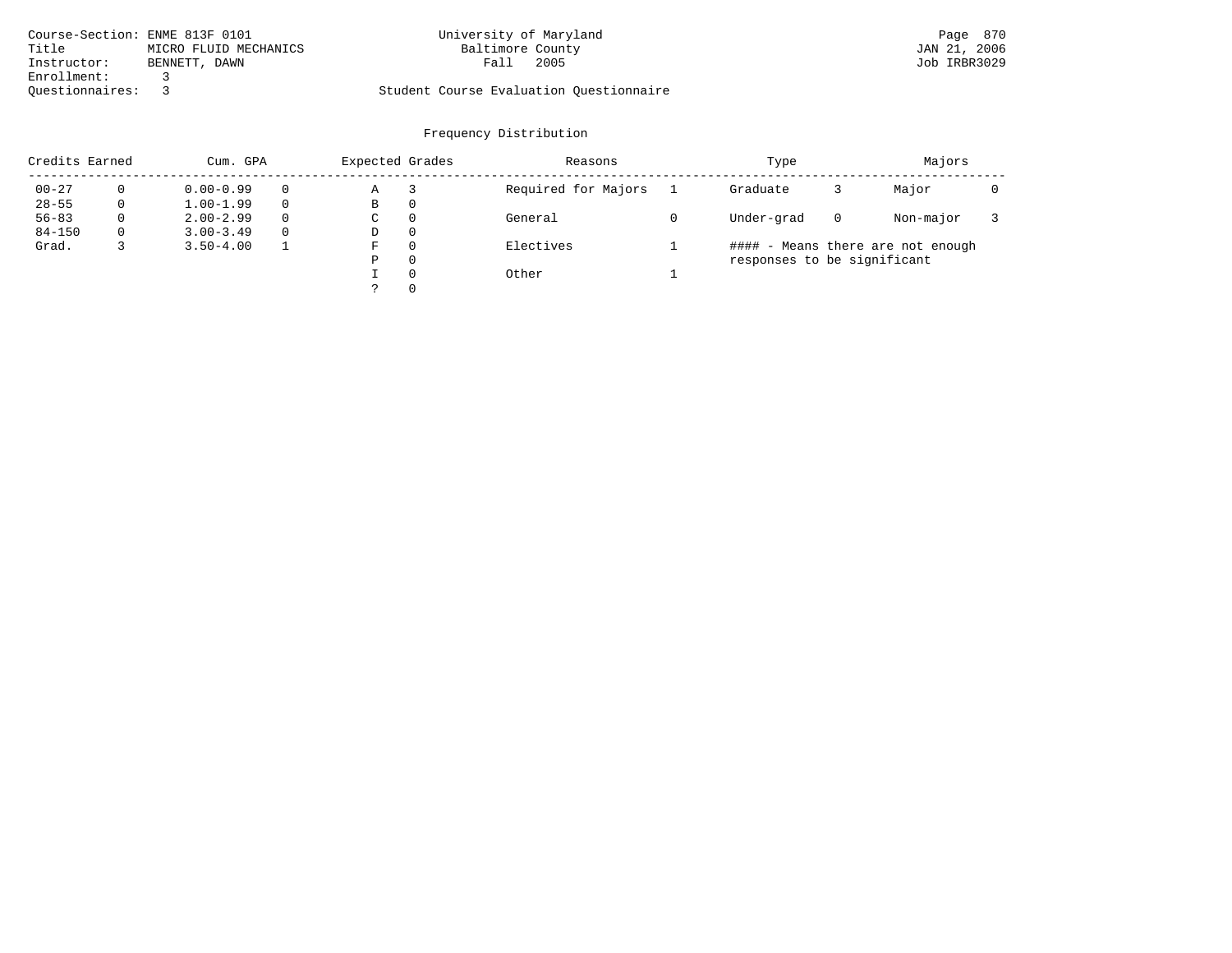Course-Section: ENME 813F 0101
Title: MICRO FLUID MECHANICS
Instructor: BENNETT, DAWN
Enrollment: 3
Questionnaires: 3

University of Maryland
Baltimore County
Fall 2005

Student Course Evaluation Questionnaire

JAN 21, 2006
Job IRBR3029

## Frequency Distribution

| Credits Earned | | Cum. GPA | | Expected Grades | | Reasons | | Type | | Majors | |
|---|---|---|---|---|---|---|---|---|---|---|---|
| 00-27 | 0 | 0.00-0.99 | 0 | A | 3 | Required for Majors | 1 | Graduate | 3 | Major | 0 |
| 28-55 | 0 | 1.00-1.99 | 0 | B | 0 | | | | | | |
| 56-83 | 0 | 2.00-2.99 | 0 | C | 0 | General | 0 | Under-grad | 0 | Non-major | 3 |
| 84-150 | 0 | 3.00-3.49 | 0 | D | 0 | | | | | | |
| Grad. | 3 | 3.50-4.00 | 1 | F | 0 | Electives | 1 | | | | |
| | | | | P | 0 | | | | | | |
| | | | | I | 0 | Other | 1 | | | | |
| | | | | ? | 0 | | | | | | |

#### - Means there are not enough responses to be significant